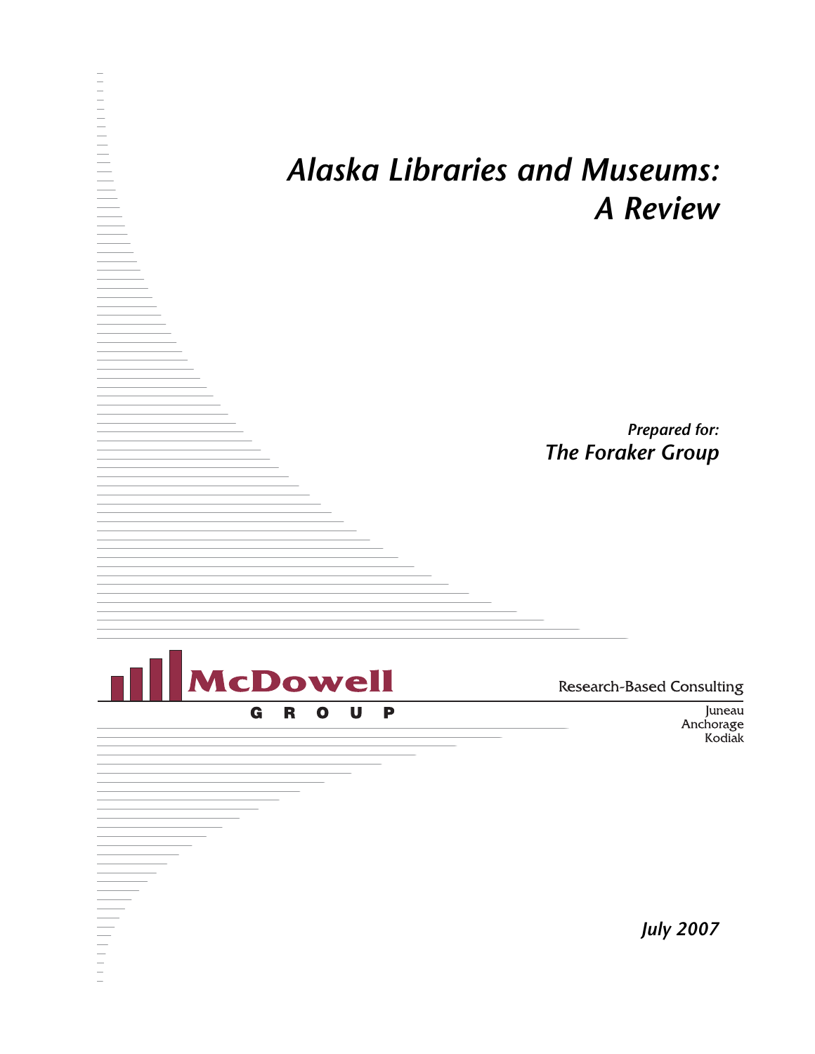# *Alaska Libraries and Museums: A Review*

*Prepared for:*

*The Foraker Group*

McDowell GROUP

Research-Based Consulting

Juneau
Anchorage
Kodiak

*July 2007*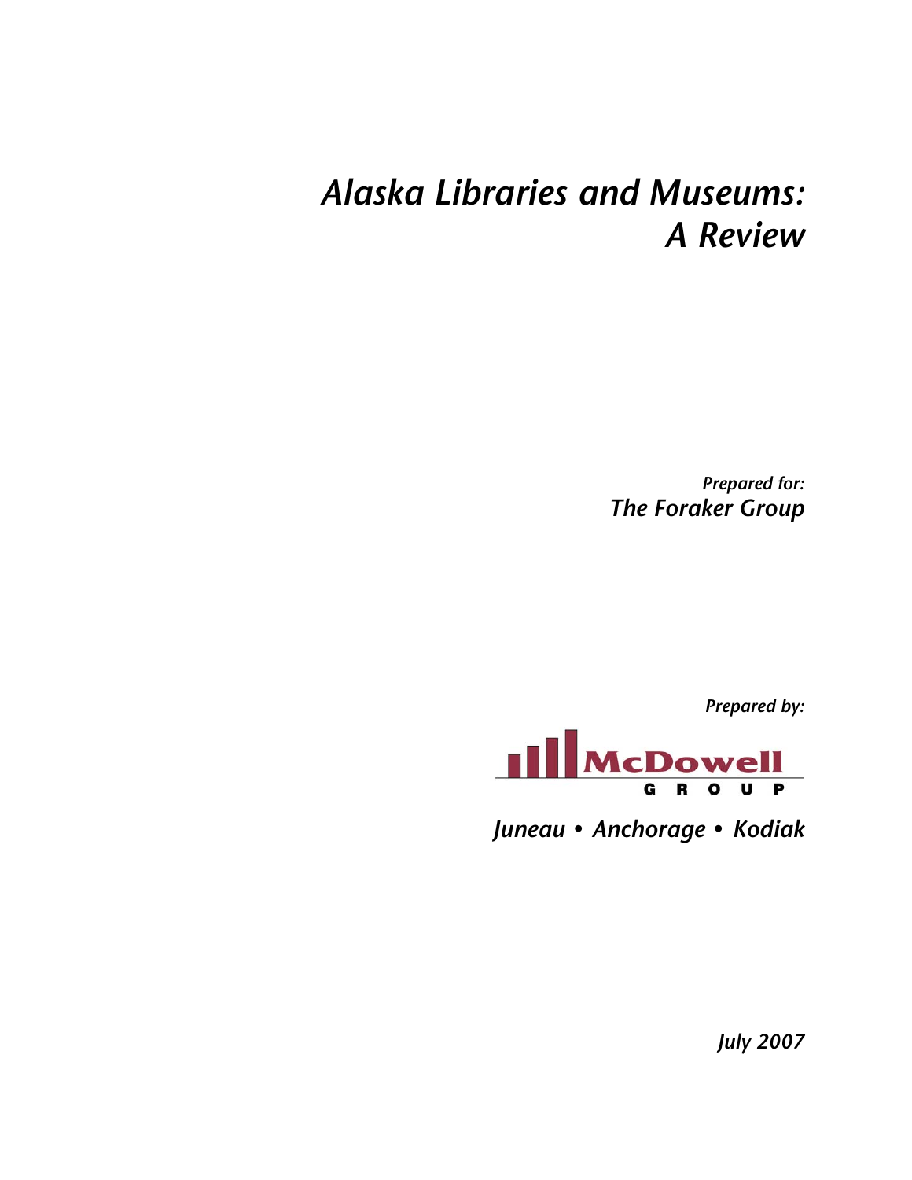# *Alaska Libraries and Museums: A Review*

***Prepared for:***
***The Foraker Group***

***Prepared by:***

McDowell
GROUP

*Juneau • Anchorage • Kodiak*

*July 2007*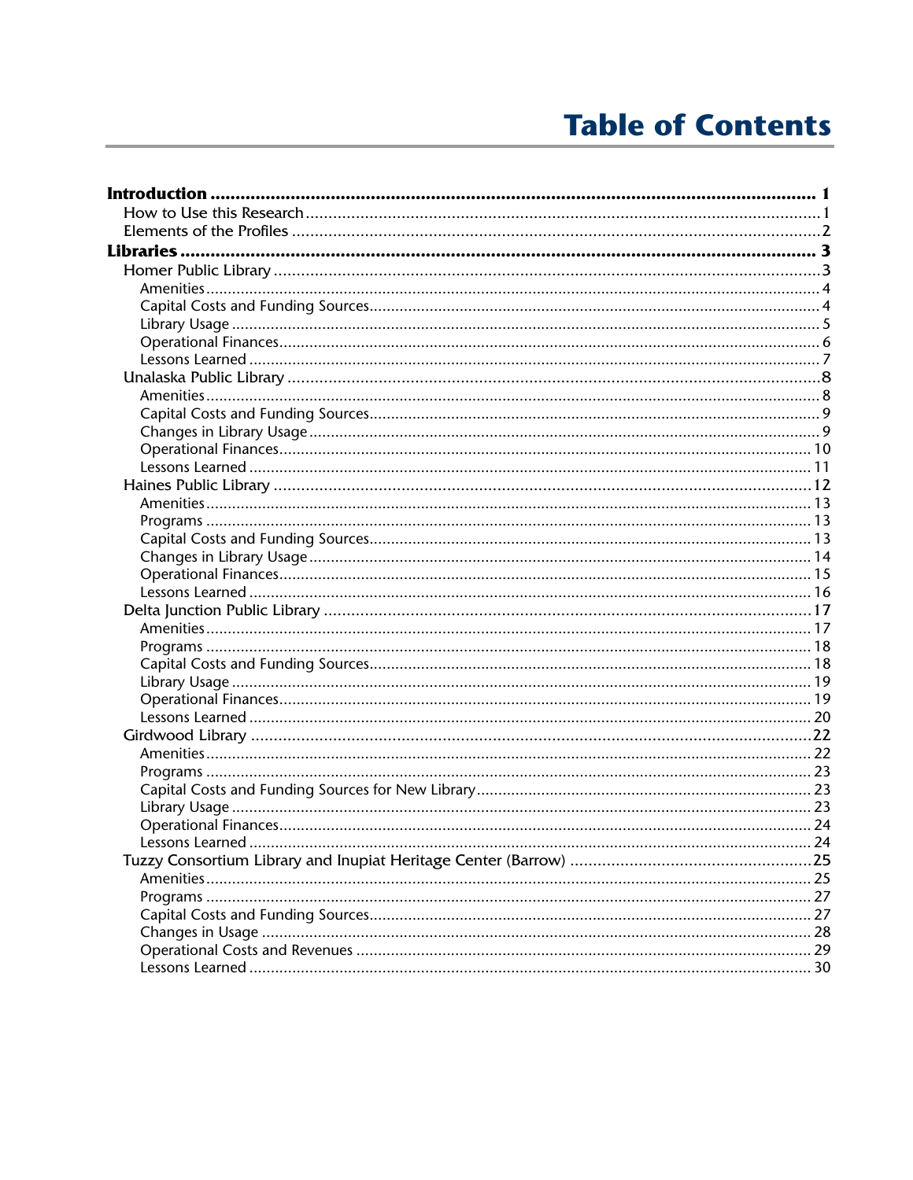# Table of Contents

**Introduction** ..... **1**
- How to Use this Research ..... 1
- Elements of the Profiles ..... 2

**Libraries** ..... **3**
- Homer Public Library ..... 3
  - Amenities ..... 4
  - Capital Costs and Funding Sources ..... 4
  - Library Usage ..... 5
  - Operational Finances ..... 6
  - Lessons Learned ..... 7
- Unalaska Public Library ..... 8
  - Amenities ..... 8
  - Capital Costs and Funding Sources ..... 9
  - Changes in Library Usage ..... 9
  - Operational Finances ..... 10
  - Lessons Learned ..... 11
- Haines Public Library ..... 12
  - Amenities ..... 13
  - Programs ..... 13
  - Capital Costs and Funding Sources ..... 13
  - Changes in Library Usage ..... 14
  - Operational Finances ..... 15
  - Lessons Learned ..... 16
- Delta Junction Public Library ..... 17
  - Amenities ..... 17
  - Programs ..... 18
  - Capital Costs and Funding Sources ..... 18
  - Library Usage ..... 19
  - Operational Finances ..... 19
  - Lessons Learned ..... 20
- Girdwood Library ..... 22
  - Amenities ..... 22
  - Programs ..... 23
  - Capital Costs and Funding Sources for New Library ..... 23
  - Library Usage ..... 23
  - Operational Finances ..... 24
  - Lessons Learned ..... 24
- Tuzzy Consortium Library and Inupiat Heritage Center (Barrow) ..... 25
  - Amenities ..... 25
  - Programs ..... 27
  - Capital Costs and Funding Sources ..... 27
  - Changes in Usage ..... 28
  - Operational Costs and Revenues ..... 29
  - Lessons Learned ..... 30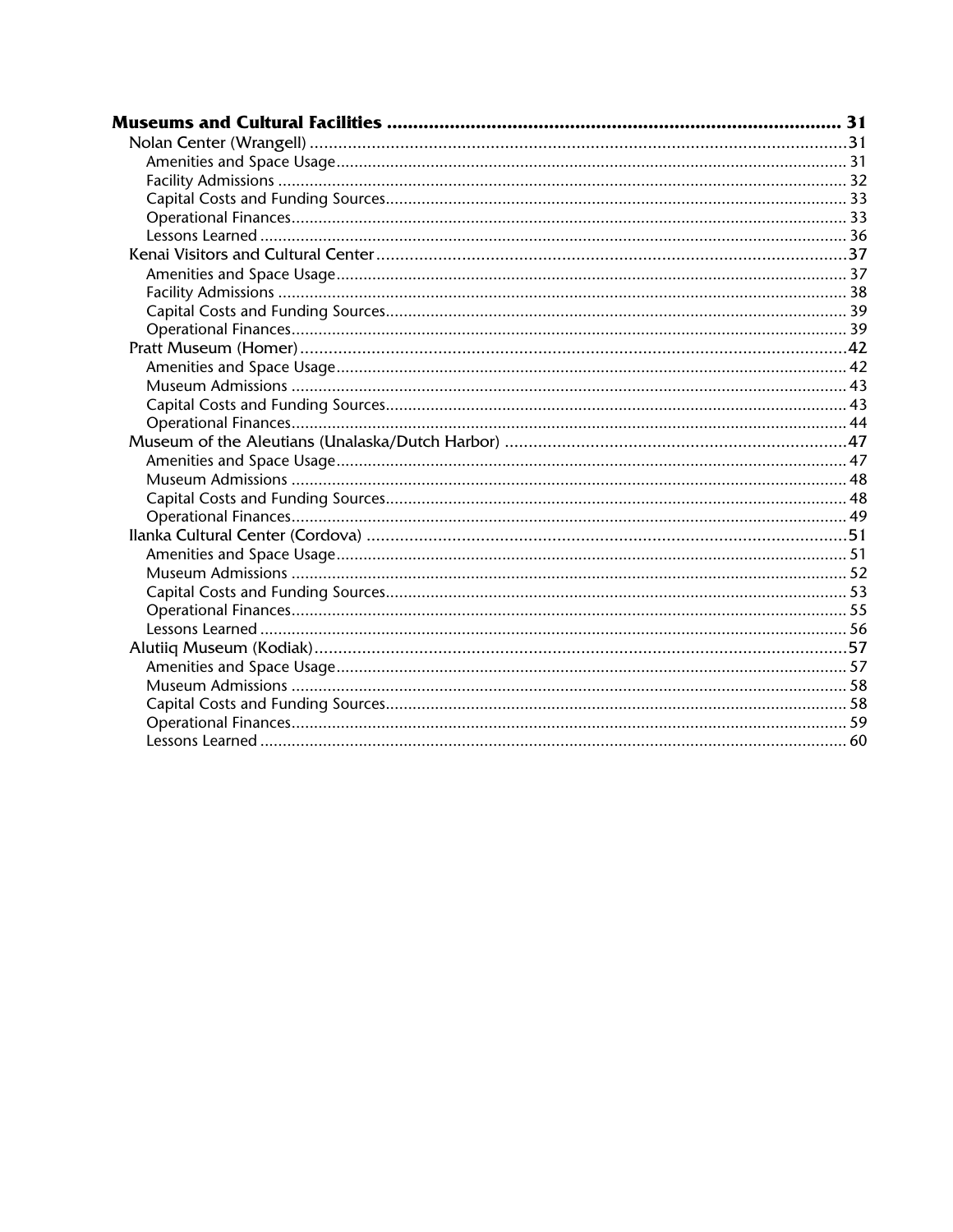**Museums and Cultural Facilities ........................................................................................ 31**

- Nolan Center (Wrangell) ........................................................................................ 31
  - Amenities and Space Usage ........................................................................................ 31
  - Facility Admissions ........................................................................................ 32
  - Capital Costs and Funding Sources ........................................................................................ 33
  - Operational Finances ........................................................................................ 33
  - Lessons Learned ........................................................................................ 36
- Kenai Visitors and Cultural Center ........................................................................................ 37
  - Amenities and Space Usage ........................................................................................ 37
  - Facility Admissions ........................................................................................ 38
  - Capital Costs and Funding Sources ........................................................................................ 39
  - Operational Finances ........................................................................................ 39
- Pratt Museum (Homer) ........................................................................................ 42
  - Amenities and Space Usage ........................................................................................ 42
  - Museum Admissions ........................................................................................ 43
  - Capital Costs and Funding Sources ........................................................................................ 43
  - Operational Finances ........................................................................................ 44
- Museum of the Aleutians (Unalaska/Dutch Harbor) ........................................................................................ 47
  - Amenities and Space Usage ........................................................................................ 47
  - Museum Admissions ........................................................................................ 48
  - Capital Costs and Funding Sources ........................................................................................ 48
  - Operational Finances ........................................................................................ 49
- Ilanka Cultural Center (Cordova) ........................................................................................ 51
  - Amenities and Space Usage ........................................................................................ 51
  - Museum Admissions ........................................................................................ 52
  - Capital Costs and Funding Sources ........................................................................................ 53
  - Operational Finances ........................................................................................ 55
  - Lessons Learned ........................................................................................ 56
- Alutiiq Museum (Kodiak) ........................................................................................ 57
  - Amenities and Space Usage ........................................................................................ 57
  - Museum Admissions ........................................................................................ 58
  - Capital Costs and Funding Sources ........................................................................................ 58
  - Operational Finances ........................................................................................ 59
  - Lessons Learned ........................................................................................ 60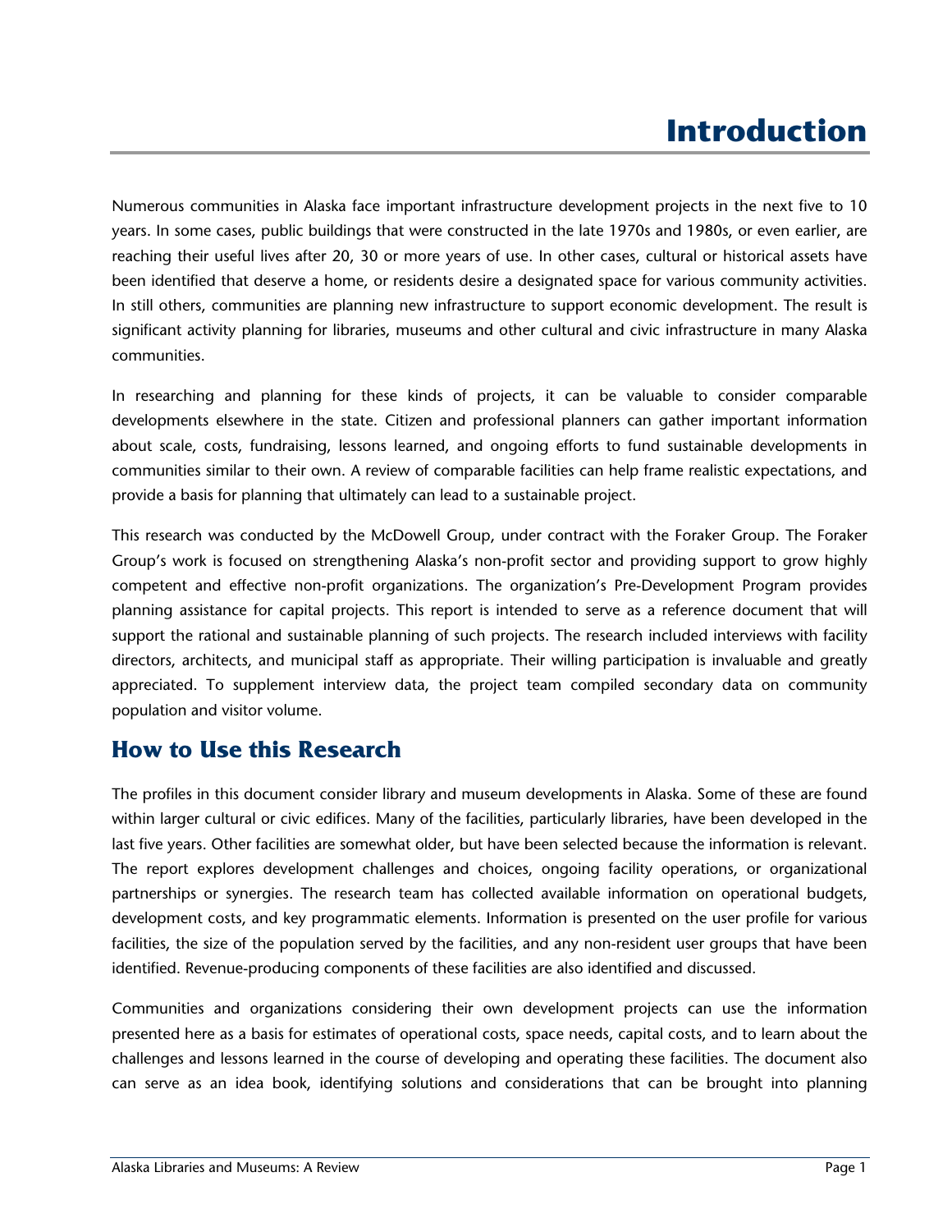# Introduction

Numerous communities in Alaska face important infrastructure development projects in the next five to 10 years. In some cases, public buildings that were constructed in the late 1970s and 1980s, or even earlier, are reaching their useful lives after 20, 30 or more years of use. In other cases, cultural or historical assets have been identified that deserve a home, or residents desire a designated space for various community activities. In still others, communities are planning new infrastructure to support economic development. The result is significant activity planning for libraries, museums and other cultural and civic infrastructure in many Alaska communities.

In researching and planning for these kinds of projects, it can be valuable to consider comparable developments elsewhere in the state. Citizen and professional planners can gather important information about scale, costs, fundraising, lessons learned, and ongoing efforts to fund sustainable developments in communities similar to their own. A review of comparable facilities can help frame realistic expectations, and provide a basis for planning that ultimately can lead to a sustainable project.

This research was conducted by the McDowell Group, under contract with the Foraker Group. The Foraker Group's work is focused on strengthening Alaska's non-profit sector and providing support to grow highly competent and effective non-profit organizations. The organization's Pre-Development Program provides planning assistance for capital projects. This report is intended to serve as a reference document that will support the rational and sustainable planning of such projects. The research included interviews with facility directors, architects, and municipal staff as appropriate. Their willing participation is invaluable and greatly appreciated. To supplement interview data, the project team compiled secondary data on community population and visitor volume.

## How to Use this Research

The profiles in this document consider library and museum developments in Alaska. Some of these are found within larger cultural or civic edifices. Many of the facilities, particularly libraries, have been developed in the last five years. Other facilities are somewhat older, but have been selected because the information is relevant. The report explores development challenges and choices, ongoing facility operations, or organizational partnerships or synergies. The research team has collected available information on operational budgets, development costs, and key programmatic elements. Information is presented on the user profile for various facilities, the size of the population served by the facilities, and any non-resident user groups that have been identified. Revenue-producing components of these facilities are also identified and discussed.

Communities and organizations considering their own development projects can use the information presented here as a basis for estimates of operational costs, space needs, capital costs, and to learn about the challenges and lessons learned in the course of developing and operating these facilities. The document also can serve as an idea book, identifying solutions and considerations that can be brought into planning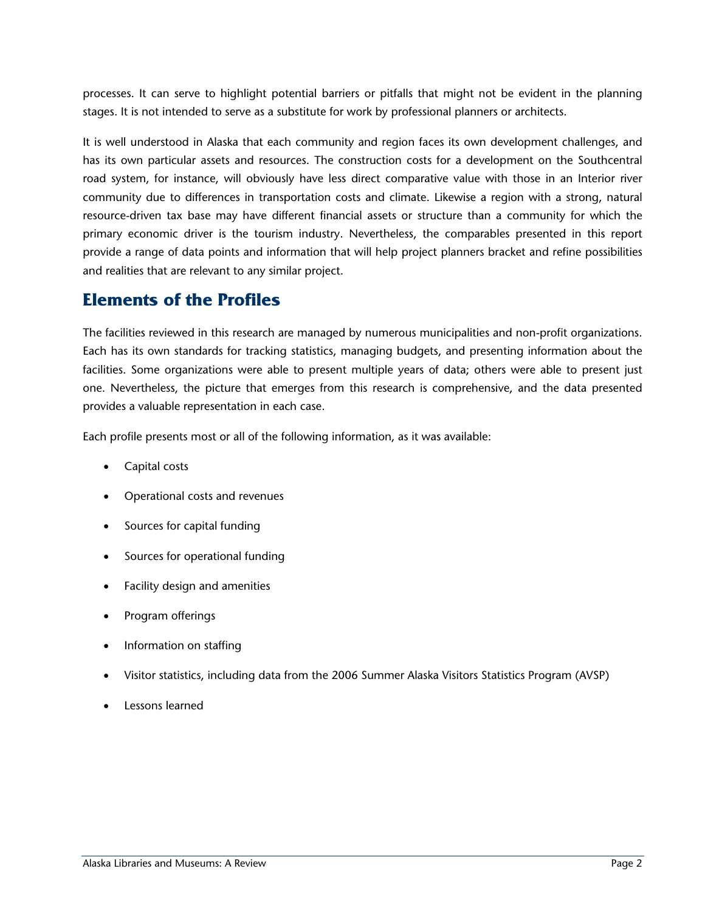processes. It can serve to highlight potential barriers or pitfalls that might not be evident in the planning stages. It is not intended to serve as a substitute for work by professional planners or architects.

It is well understood in Alaska that each community and region faces its own development challenges, and has its own particular assets and resources. The construction costs for a development on the Southcentral road system, for instance, will obviously have less direct comparative value with those in an Interior river community due to differences in transportation costs and climate. Likewise a region with a strong, natural resource-driven tax base may have different financial assets or structure than a community for which the primary economic driver is the tourism industry. Nevertheless, the comparables presented in this report provide a range of data points and information that will help project planners bracket and refine possibilities and realities that are relevant to any similar project.

## Elements of the Profiles

The facilities reviewed in this research are managed by numerous municipalities and non-profit organizations. Each has its own standards for tracking statistics, managing budgets, and presenting information about the facilities. Some organizations were able to present multiple years of data; others were able to present just one. Nevertheless, the picture that emerges from this research is comprehensive, and the data presented provides a valuable representation in each case.

Each profile presents most or all of the following information, as it was available:

- Capital costs
- Operational costs and revenues
- Sources for capital funding
- Sources for operational funding
- Facility design and amenities
- Program offerings
- Information on staffing
- Visitor statistics, including data from the 2006 Summer Alaska Visitors Statistics Program (AVSP)
- Lessons learned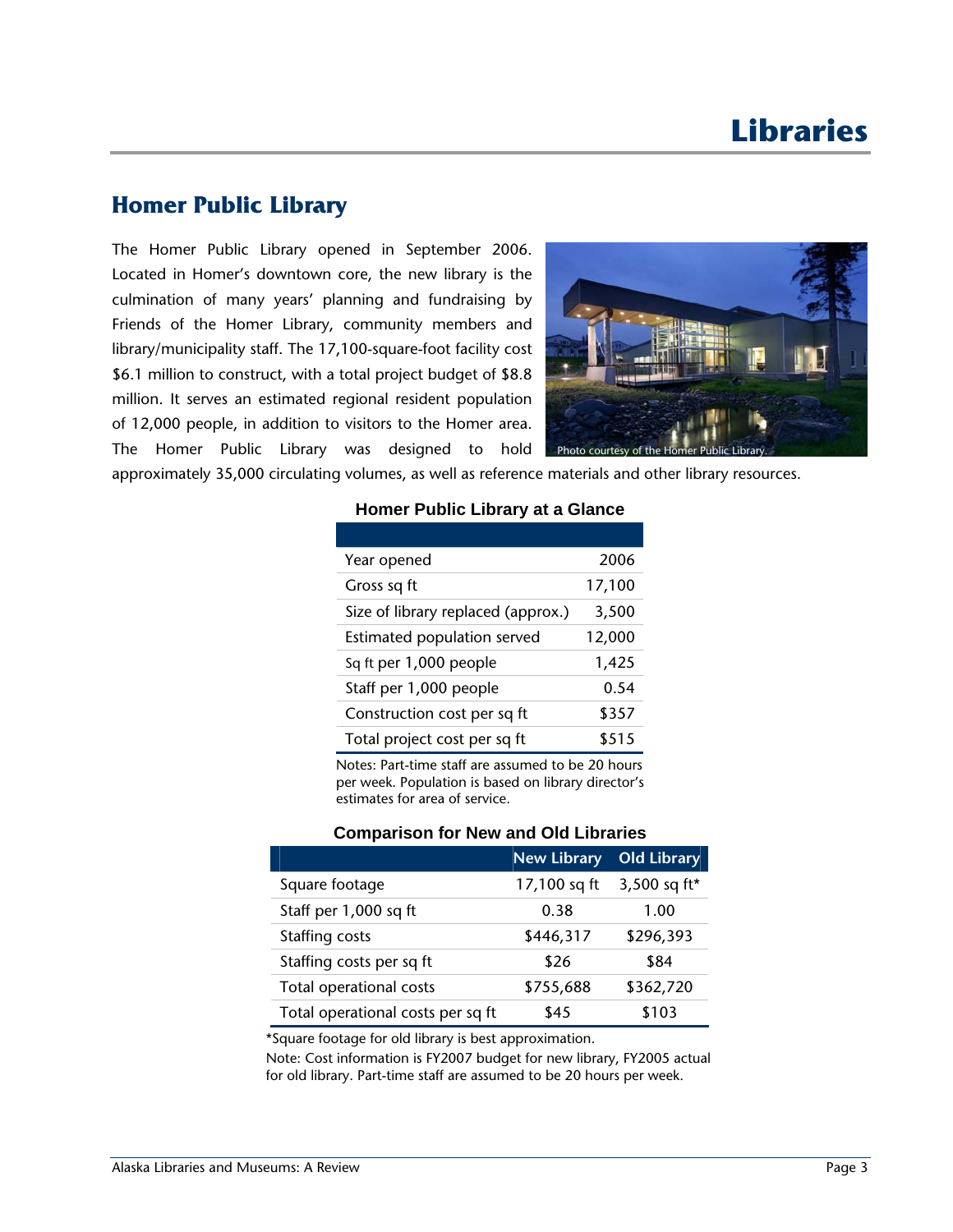# Libraries

## Homer Public Library

The Homer Public Library opened in September 2006. Located in Homer's downtown core, the new library is the culmination of many years' planning and fundraising by Friends of the Homer Library, community members and library/municipality staff. The 17,100-square-foot facility cost $6.1 million to construct, with a total project budget of $8.8 million. It serves an estimated regional resident population of 12,000 people, in addition to visitors to the Homer area. The Homer Public Library was designed to hold approximately 35,000 circulating volumes, as well as reference materials and other library resources.

Photo courtesy of the Homer Public Library.

**Homer Public Library at a Glance**

| | |
|---|---|
| Year opened | 2006 |
| Gross sq ft | 17,100 |
| Size of library replaced (approx.) | 3,500 |
| Estimated population served | 12,000 |
| Sq ft per 1,000 people | 1,425 |
| Staff per 1,000 people | 0.54 |
| Construction cost per sq ft | $357 |
| Total project cost per sq ft | $515 |

Notes: Part-time staff are assumed to be 20 hours per week. Population is based on library director's estimates for area of service.

**Comparison for New and Old Libraries**

| | New Library | Old Library |
|---|---|---|
| Square footage | 17,100 sq ft | 3,500 sq ft* |
| Staff per 1,000 sq ft | 0.38 | 1.00 |
| Staffing costs | $446,317 | $296,393 |
| Staffing costs per sq ft | $26 | $84 |
| Total operational costs | $755,688 | $362,720 |
| Total operational costs per sq ft | $45 | $103 |

*Square footage for old library is best approximation.

Note: Cost information is FY2007 budget for new library, FY2005 actual for old library. Part-time staff are assumed to be 20 hours per week.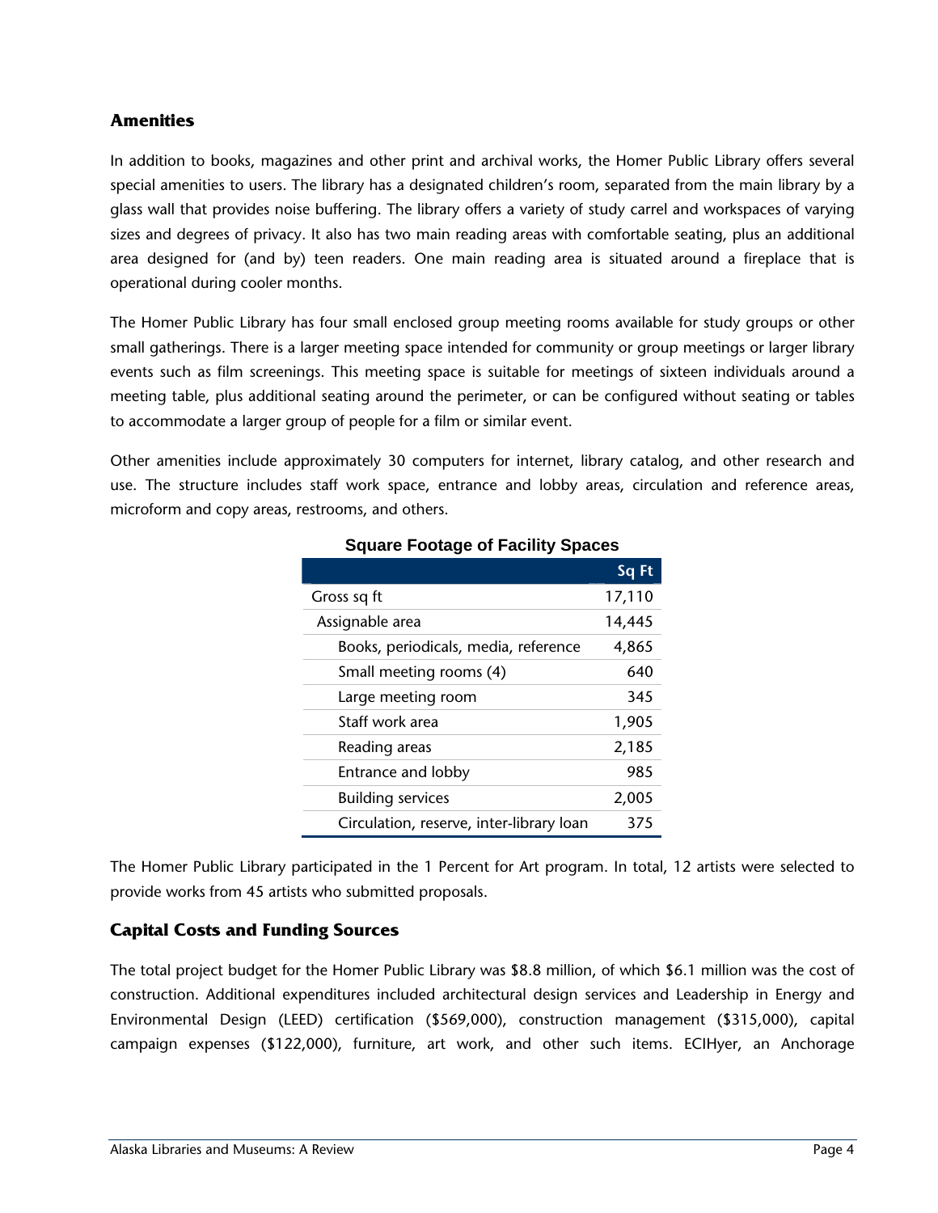### Amenities

In addition to books, magazines and other print and archival works, the Homer Public Library offers several special amenities to users. The library has a designated children's room, separated from the main library by a glass wall that provides noise buffering. The library offers a variety of study carrel and workspaces of varying sizes and degrees of privacy. It also has two main reading areas with comfortable seating, plus an additional area designed for (and by) teen readers. One main reading area is situated around a fireplace that is operational during cooler months.

The Homer Public Library has four small enclosed group meeting rooms available for study groups or other small gatherings. There is a larger meeting space intended for community or group meetings or larger library events such as film screenings. This meeting space is suitable for meetings of sixteen individuals around a meeting table, plus additional seating around the perimeter, or can be configured without seating or tables to accommodate a larger group of people for a film or similar event.

Other amenities include approximately 30 computers for internet, library catalog, and other research and use. The structure includes staff work space, entrance and lobby areas, circulation and reference areas, microform and copy areas, restrooms, and others.

**Square Footage of Facility Spaces**

| | Sq Ft |
|---|---|
| Gross sq ft | 17,110 |
| Assignable area | 14,445 |
| Books, periodicals, media, reference | 4,865 |
| Small meeting rooms (4) | 640 |
| Large meeting room | 345 |
| Staff work area | 1,905 |
| Reading areas | 2,185 |
| Entrance and lobby | 985 |
| Building services | 2,005 |
| Circulation, reserve, inter-library loan | 375 |

The Homer Public Library participated in the 1 Percent for Art program. In total, 12 artists were selected to provide works from 45 artists who submitted proposals.

### Capital Costs and Funding Sources

The total project budget for the Homer Public Library was $8.8 million, of which $6.1 million was the cost of construction. Additional expenditures included architectural design services and Leadership in Energy and Environmental Design (LEED) certification ($569,000), construction management ($315,000), capital campaign expenses ($122,000), furniture, art work, and other such items. ECIHyer, an Anchorage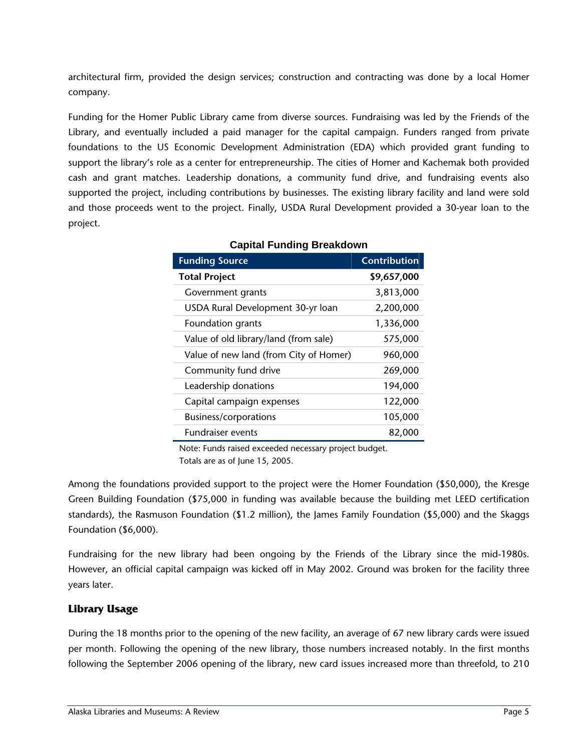architectural firm, provided the design services; construction and contracting was done by a local Homer company.

Funding for the Homer Public Library came from diverse sources. Fundraising was led by the Friends of the Library, and eventually included a paid manager for the capital campaign. Funders ranged from private foundations to the US Economic Development Administration (EDA) which provided grant funding to support the library's role as a center for entrepreneurship. The cities of Homer and Kachemak both provided cash and grant matches. Leadership donations, a community fund drive, and fundraising events also supported the project, including contributions by businesses. The existing library facility and land were sold and those proceeds went to the project. Finally, USDA Rural Development provided a 30-year loan to the project.

**Capital Funding Breakdown**

| Funding Source | Contribution |
|---|---|
| **Total Project** | **$9,657,000** |
| Government grants | 3,813,000 |
| USDA Rural Development 30-yr loan | 2,200,000 |
| Foundation grants | 1,336,000 |
| Value of old library/land (from sale) | 575,000 |
| Value of new land (from City of Homer) | 960,000 |
| Community fund drive | 269,000 |
| Leadership donations | 194,000 |
| Capital campaign expenses | 122,000 |
| Business/corporations | 105,000 |
| Fundraiser events | 82,000 |

Note: Funds raised exceeded necessary project budget.
Totals are as of June 15, 2005.

Among the foundations provided support to the project were the Homer Foundation ($50,000), the Kresge Green Building Foundation ($75,000 in funding was available because the building met LEED certification standards), the Rasmuson Foundation ($1.2 million), the James Family Foundation ($5,000) and the Skaggs Foundation ($6,000).

Fundraising for the new library had been ongoing by the Friends of the Library since the mid-1980s. However, an official capital campaign was kicked off in May 2002. Ground was broken for the facility three years later.

## Library Usage

During the 18 months prior to the opening of the new facility, an average of 67 new library cards were issued per month. Following the opening of the new library, those numbers increased notably. In the first months following the September 2006 opening of the library, new card issues increased more than threefold, to 210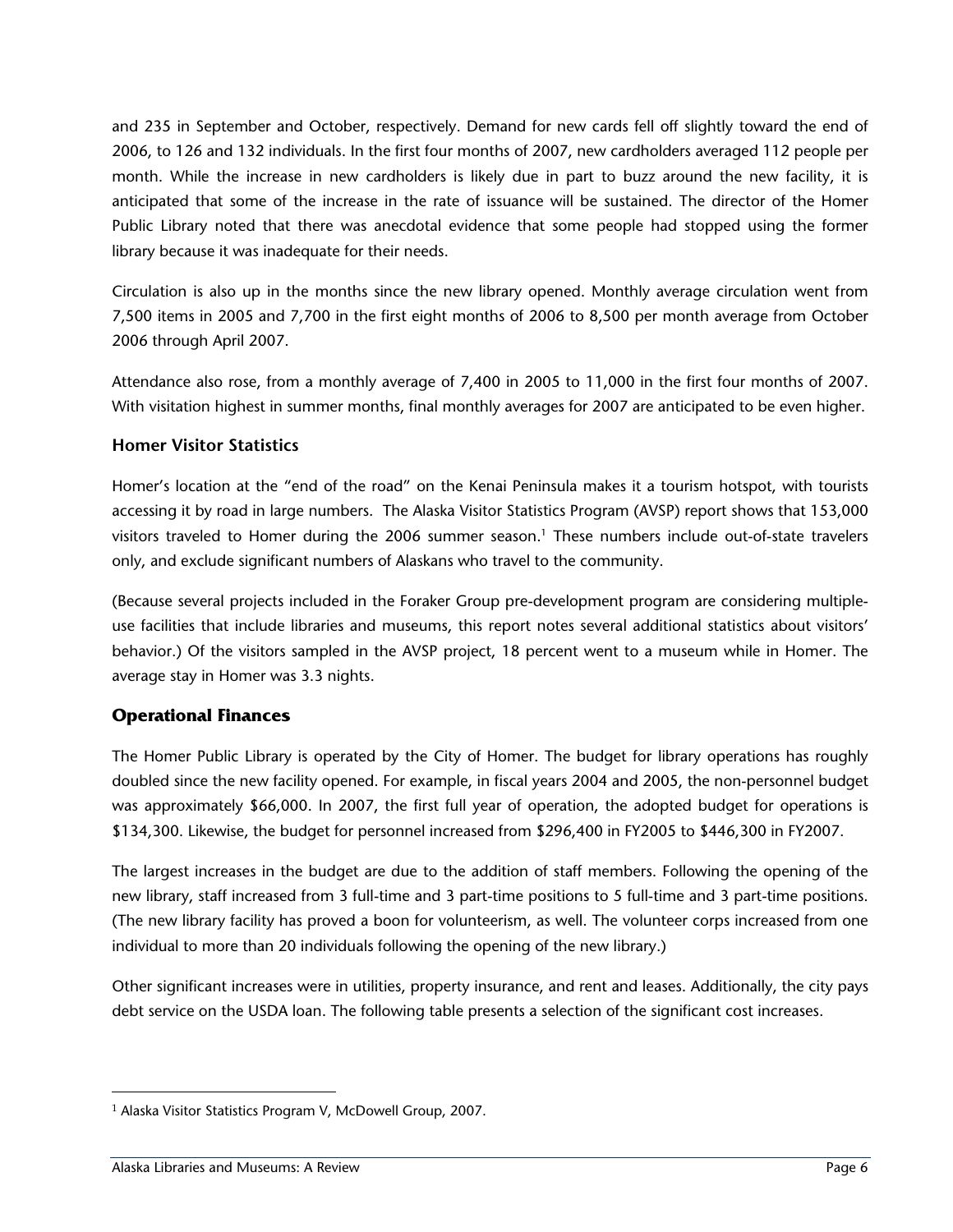and 235 in September and October, respectively. Demand for new cards fell off slightly toward the end of 2006, to 126 and 132 individuals. In the first four months of 2007, new cardholders averaged 112 people per month. While the increase in new cardholders is likely due in part to buzz around the new facility, it is anticipated that some of the increase in the rate of issuance will be sustained. The director of the Homer Public Library noted that there was anecdotal evidence that some people had stopped using the former library because it was inadequate for their needs.

Circulation is also up in the months since the new library opened. Monthly average circulation went from 7,500 items in 2005 and 7,700 in the first eight months of 2006 to 8,500 per month average from October 2006 through April 2007.

Attendance also rose, from a monthly average of 7,400 in 2005 to 11,000 in the first four months of 2007. With visitation highest in summer months, final monthly averages for 2007 are anticipated to be even higher.

### Homer Visitor Statistics

Homer's location at the "end of the road" on the Kenai Peninsula makes it a tourism hotspot, with tourists accessing it by road in large numbers. The Alaska Visitor Statistics Program (AVSP) report shows that 153,000 visitors traveled to Homer during the 2006 summer season.[1] These numbers include out-of-state travelers only, and exclude significant numbers of Alaskans who travel to the community.

(Because several projects included in the Foraker Group pre-development program are considering multiple-use facilities that include libraries and museums, this report notes several additional statistics about visitors' behavior.) Of the visitors sampled in the AVSP project, 18 percent went to a museum while in Homer. The average stay in Homer was 3.3 nights.

## Operational Finances

The Homer Public Library is operated by the City of Homer. The budget for library operations has roughly doubled since the new facility opened. For example, in fiscal years 2004 and 2005, the non-personnel budget was approximately $66,000. In 2007, the first full year of operation, the adopted budget for operations is $134,300. Likewise, the budget for personnel increased from $296,400 in FY2005 to $446,300 in FY2007.

The largest increases in the budget are due to the addition of staff members. Following the opening of the new library, staff increased from 3 full-time and 3 part-time positions to 5 full-time and 3 part-time positions. (The new library facility has proved a boon for volunteerism, as well. The volunteer corps increased from one individual to more than 20 individuals following the opening of the new library.)

Other significant increases were in utilities, property insurance, and rent and leases. Additionally, the city pays debt service on the USDA loan. The following table presents a selection of the significant cost increases.

[1] Alaska Visitor Statistics Program V, McDowell Group, 2007.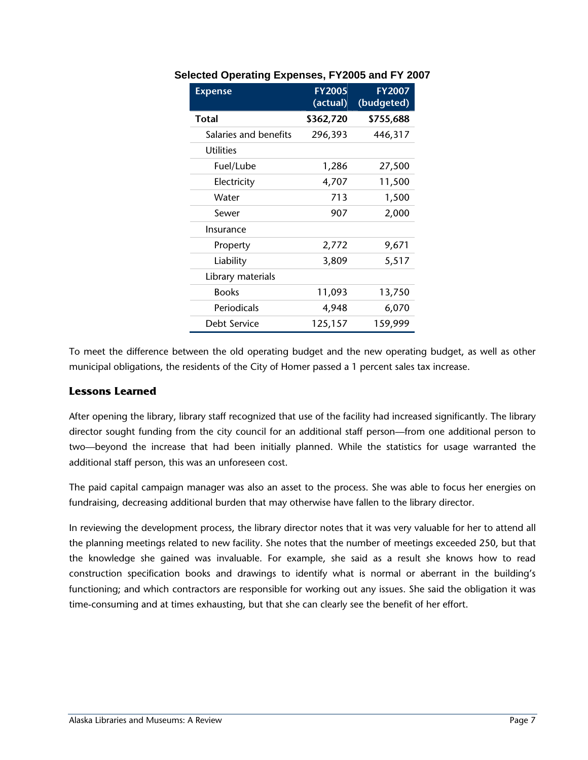**Selected Operating Expenses, FY2005 and FY 2007**

| Expense | FY2005 (actual) | FY2007 (budgeted) |
|---|---|---|
| **Total** | **$362,720** | **$755,688** |
| Salaries and benefits | 296,393 | 446,317 |
| Utilities | | |
| Fuel/Lube | 1,286 | 27,500 |
| Electricity | 4,707 | 11,500 |
| Water | 713 | 1,500 |
| Sewer | 907 | 2,000 |
| Insurance | | |
| Property | 2,772 | 9,671 |
| Liability | 3,809 | 5,517 |
| Library materials | | |
| Books | 11,093 | 13,750 |
| Periodicals | 4,948 | 6,070 |
| Debt Service | 125,157 | 159,999 |

To meet the difference between the old operating budget and the new operating budget, as well as other municipal obligations, the residents of the City of Homer passed a 1 percent sales tax increase.

## Lessons Learned

After opening the library, library staff recognized that use of the facility had increased significantly. The library director sought funding from the city council for an additional staff person—from one additional person to two—beyond the increase that had been initially planned. While the statistics for usage warranted the additional staff person, this was an unforeseen cost.

The paid capital campaign manager was also an asset to the process. She was able to focus her energies on fundraising, decreasing additional burden that may otherwise have fallen to the library director.

In reviewing the development process, the library director notes that it was very valuable for her to attend all the planning meetings related to new facility. She notes that the number of meetings exceeded 250, but that the knowledge she gained was invaluable. For example, she said as a result she knows how to read construction specification books and drawings to identify what is normal or aberrant in the building's functioning; and which contractors are responsible for working out any issues. She said the obligation it was time-consuming and at times exhausting, but that she can clearly see the benefit of her effort.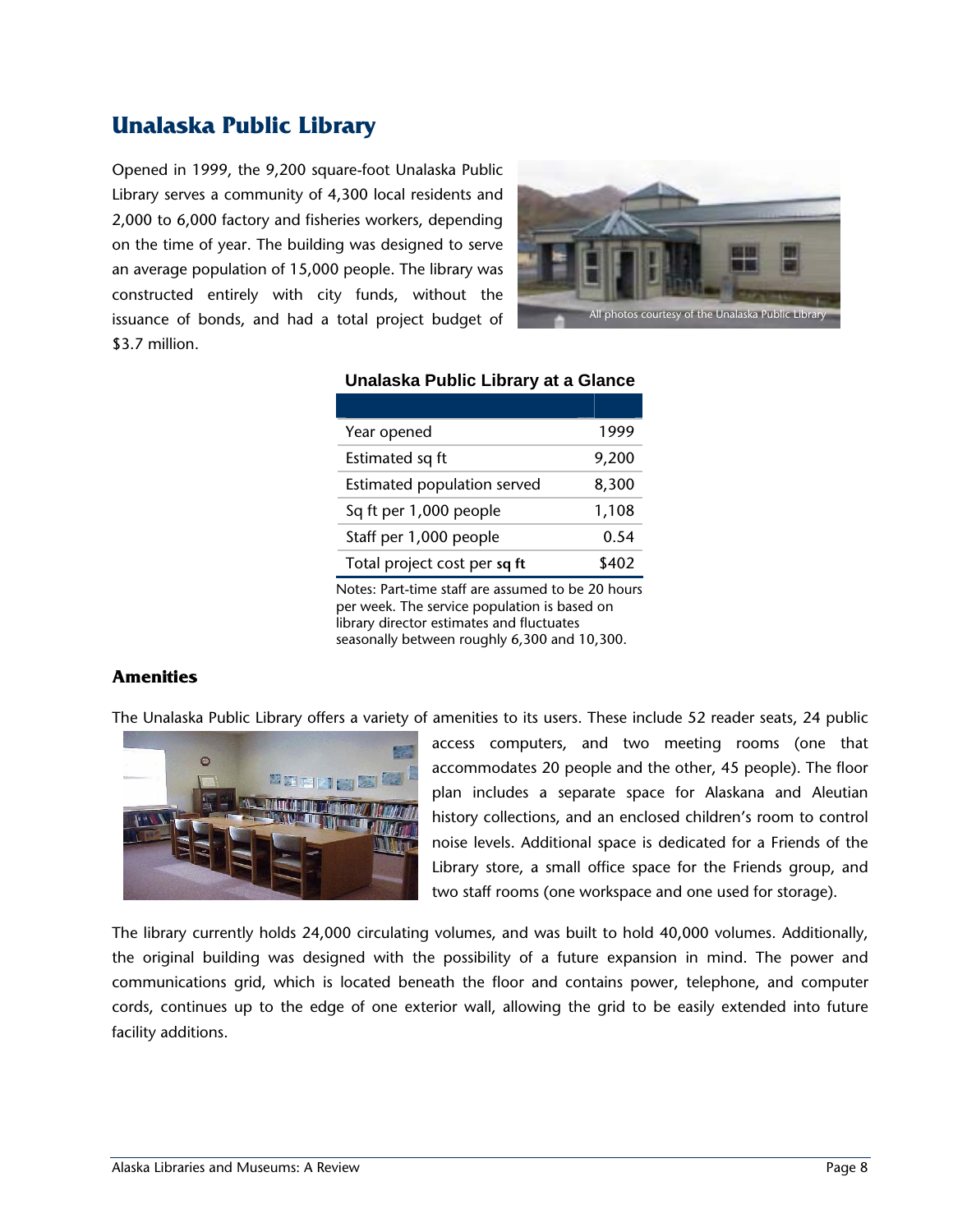## Unalaska Public Library

Opened in 1999, the 9,200 square-foot Unalaska Public Library serves a community of 4,300 local residents and 2,000 to 6,000 factory and fisheries workers, depending on the time of year. The building was designed to serve an average population of 15,000 people. The library was constructed entirely with city funds, without the issuance of bonds, and had a total project budget of $3.7 million.

All photos courtesy of the Unalaska Public Library

**Unalaska Public Library at a Glance**

| | |
|---|---|
| Year opened | 1999 |
| Estimated sq ft | 9,200 |
| Estimated population served | 8,300 |
| Sq ft per 1,000 people | 1,108 |
| Staff per 1,000 people | 0.54 |
| Total project cost per **sq ft** | $402 |

Notes: Part-time staff are assumed to be 20 hours per week. The service population is based on library director estimates and fluctuates seasonally between roughly 6,300 and 10,300.

### Amenities

The Unalaska Public Library offers a variety of amenities to its users. These include 52 reader seats, 24 public access computers, and two meeting rooms (one that accommodates 20 people and the other, 45 people). The floor plan includes a separate space for Alaskana and Aleutian history collections, and an enclosed children's room to control noise levels. Additional space is dedicated for a Friends of the Library store, a small office space for the Friends group, and two staff rooms (one workspace and one used for storage).

The library currently holds 24,000 circulating volumes, and was built to hold 40,000 volumes. Additionally, the original building was designed with the possibility of a future expansion in mind. The power and communications grid, which is located beneath the floor and contains power, telephone, and computer cords, continues up to the edge of one exterior wall, allowing the grid to be easily extended into future facility additions.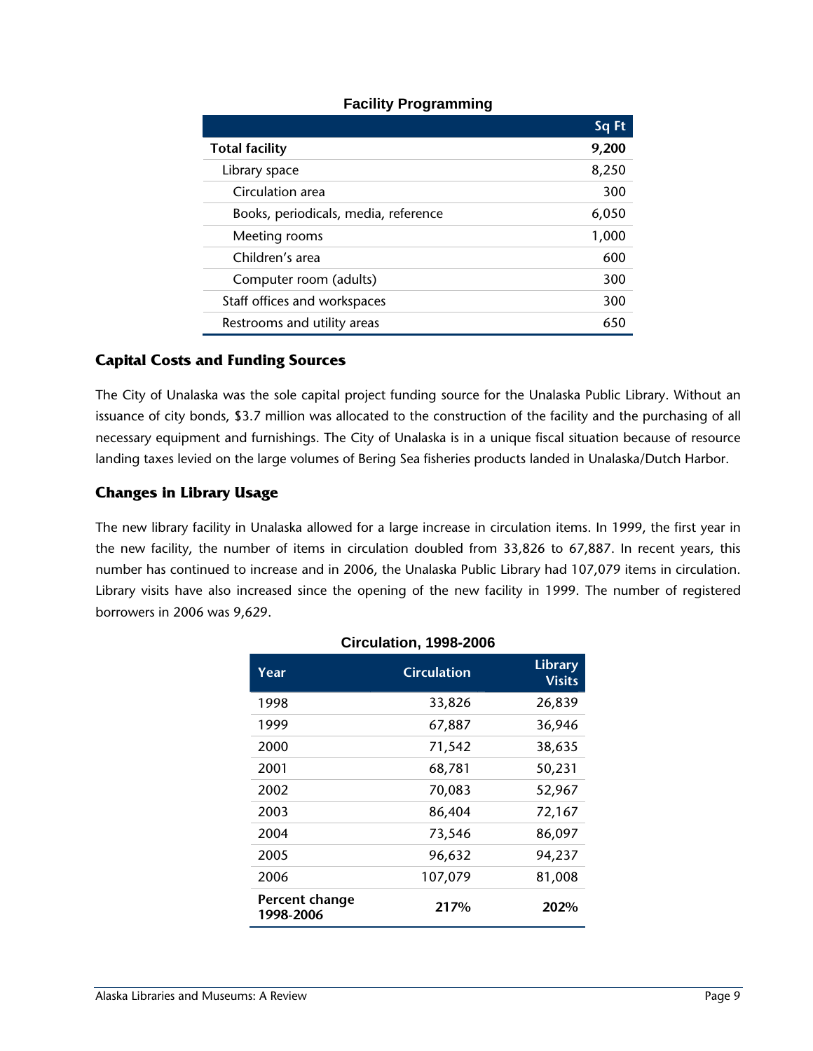**Facility Programming**

| | Sq Ft |
|---|---|
| **Total facility** | **9,200** |
| Library space | 8,250 |
| Circulation area | 300 |
| Books, periodicals, media, reference | 6,050 |
| Meeting rooms | 1,000 |
| Children's area | 600 |
| Computer room (adults) | 300 |
| Staff offices and workspaces | 300 |
| Restrooms and utility areas | 650 |

## Capital Costs and Funding Sources

The City of Unalaska was the sole capital project funding source for the Unalaska Public Library. Without an issuance of city bonds, $3.7 million was allocated to the construction of the facility and the purchasing of all necessary equipment and furnishings. The City of Unalaska is in a unique fiscal situation because of resource landing taxes levied on the large volumes of Bering Sea fisheries products landed in Unalaska/Dutch Harbor.

## Changes in Library Usage

The new library facility in Unalaska allowed for a large increase in circulation items. In 1999, the first year in the new facility, the number of items in circulation doubled from 33,826 to 67,887. In recent years, this number has continued to increase and in 2006, the Unalaska Public Library had 107,079 items in circulation. Library visits have also increased since the opening of the new facility in 1999. The number of registered borrowers in 2006 was 9,629.

**Circulation, 1998-2006**

| Year | Circulation | Library Visits |
|---|---|---|
| 1998 | 33,826 | 26,839 |
| 1999 | 67,887 | 36,946 |
| 2000 | 71,542 | 38,635 |
| 2001 | 68,781 | 50,231 |
| 2002 | 70,083 | 52,967 |
| 2003 | 86,404 | 72,167 |
| 2004 | 73,546 | 86,097 |
| 2005 | 96,632 | 94,237 |
| 2006 | 107,079 | 81,008 |
| **Percent change 1998-2006** | **217%** | **202%** |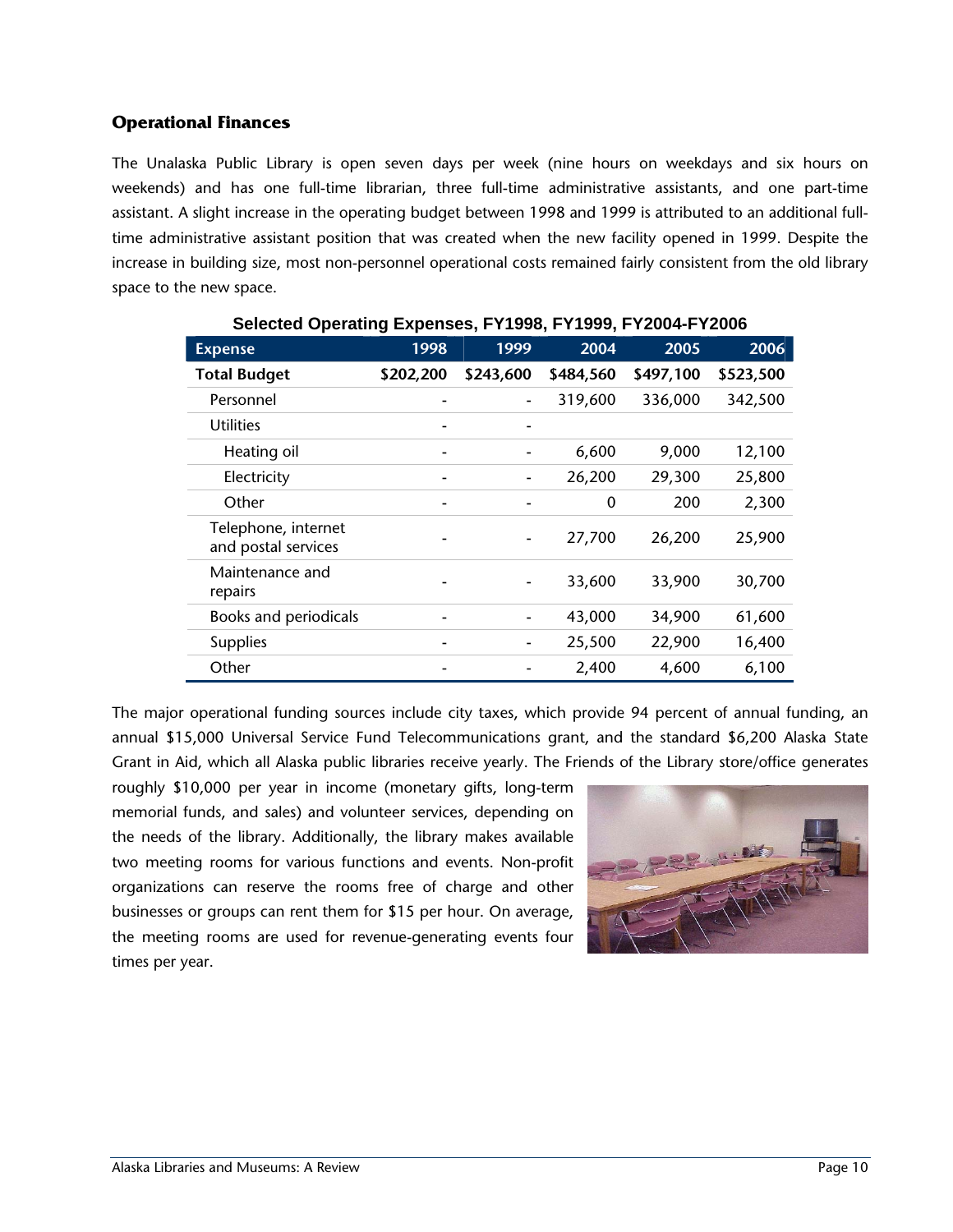### Operational Finances

The Unalaska Public Library is open seven days per week (nine hours on weekdays and six hours on weekends) and has one full-time librarian, three full-time administrative assistants, and one part-time assistant. A slight increase in the operating budget between 1998 and 1999 is attributed to an additional full-time administrative assistant position that was created when the new facility opened in 1999. Despite the increase in building size, most non-personnel operational costs remained fairly consistent from the old library space to the new space.

**Selected Operating Expenses, FY1998, FY1999, FY2004-FY2006**

| Expense | 1998 | 1999 | 2004 | 2005 | 2006 |
|---|---|---|---|---|---|
| **Total Budget** | **$202,200** | **$243,600** | **$484,560** | **$497,100** | **$523,500** |
| Personnel | - | - | 319,600 | 336,000 | 342,500 |
| Utilities | - | - | | | |
| Heating oil | - | - | 6,600 | 9,000 | 12,100 |
| Electricity | - | - | 26,200 | 29,300 | 25,800 |
| Other | - | - | 0 | 200 | 2,300 |
| Telephone, internet and postal services | - | - | 27,700 | 26,200 | 25,900 |
| Maintenance and repairs | - | - | 33,600 | 33,900 | 30,700 |
| Books and periodicals | - | - | 43,000 | 34,900 | 61,600 |
| Supplies | - | - | 25,500 | 22,900 | 16,400 |
| Other | - | - | 2,400 | 4,600 | 6,100 |

The major operational funding sources include city taxes, which provide 94 percent of annual funding, an annual $15,000 Universal Service Fund Telecommunications grant, and the standard $6,200 Alaska State Grant in Aid, which all Alaska public libraries receive yearly. The Friends of the Library store/office generates roughly $10,000 per year in income (monetary gifts, long-term memorial funds, and sales) and volunteer services, depending on the needs of the library. Additionally, the library makes available two meeting rooms for various functions and events. Non-profit organizations can reserve the rooms free of charge and other businesses or groups can rent them for $15 per hour. On average, the meeting rooms are used for revenue-generating events four times per year.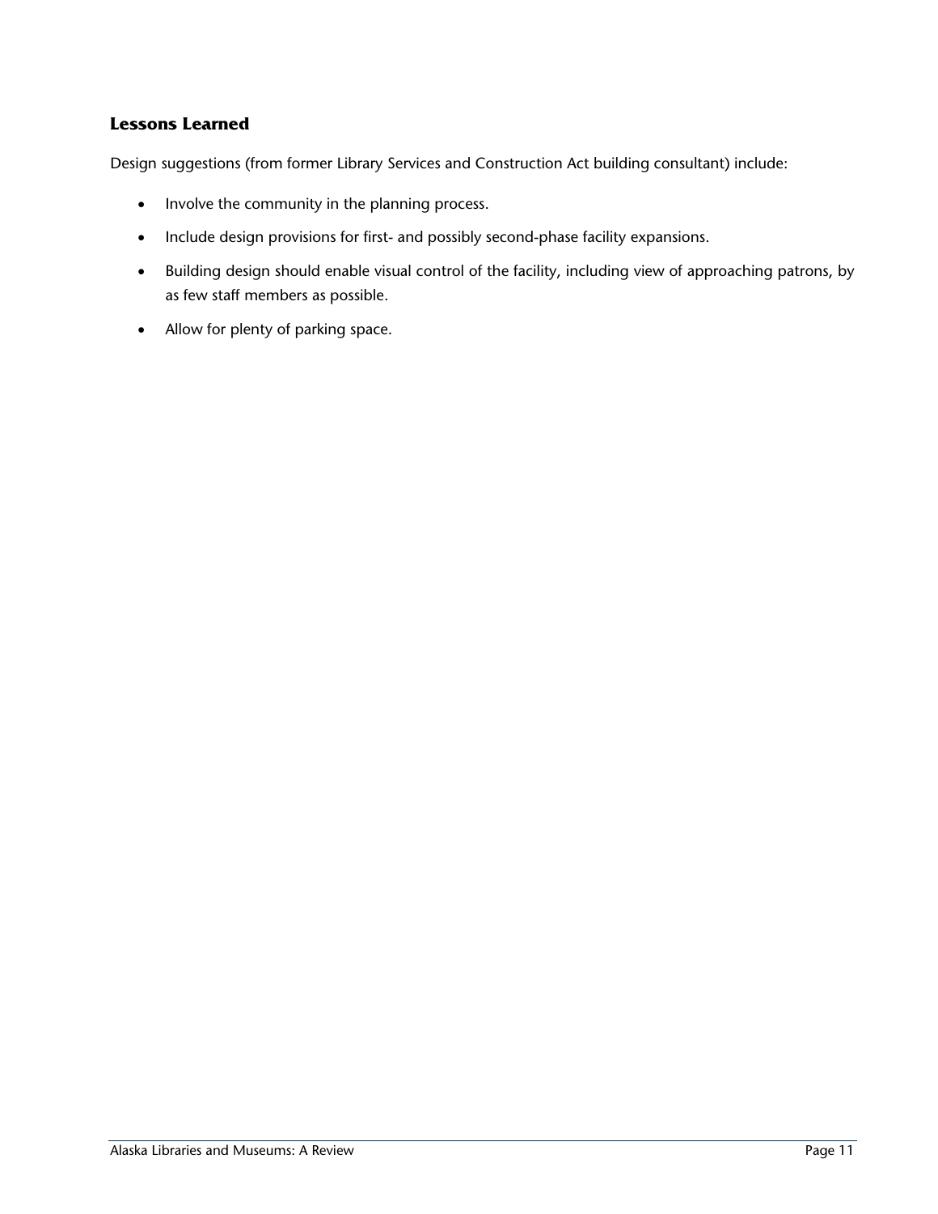### Lessons Learned

Design suggestions (from former Library Services and Construction Act building consultant) include:

- Involve the community in the planning process.
- Include design provisions for first- and possibly second-phase facility expansions.
- Building design should enable visual control of the facility, including view of approaching patrons, by as few staff members as possible.
- Allow for plenty of parking space.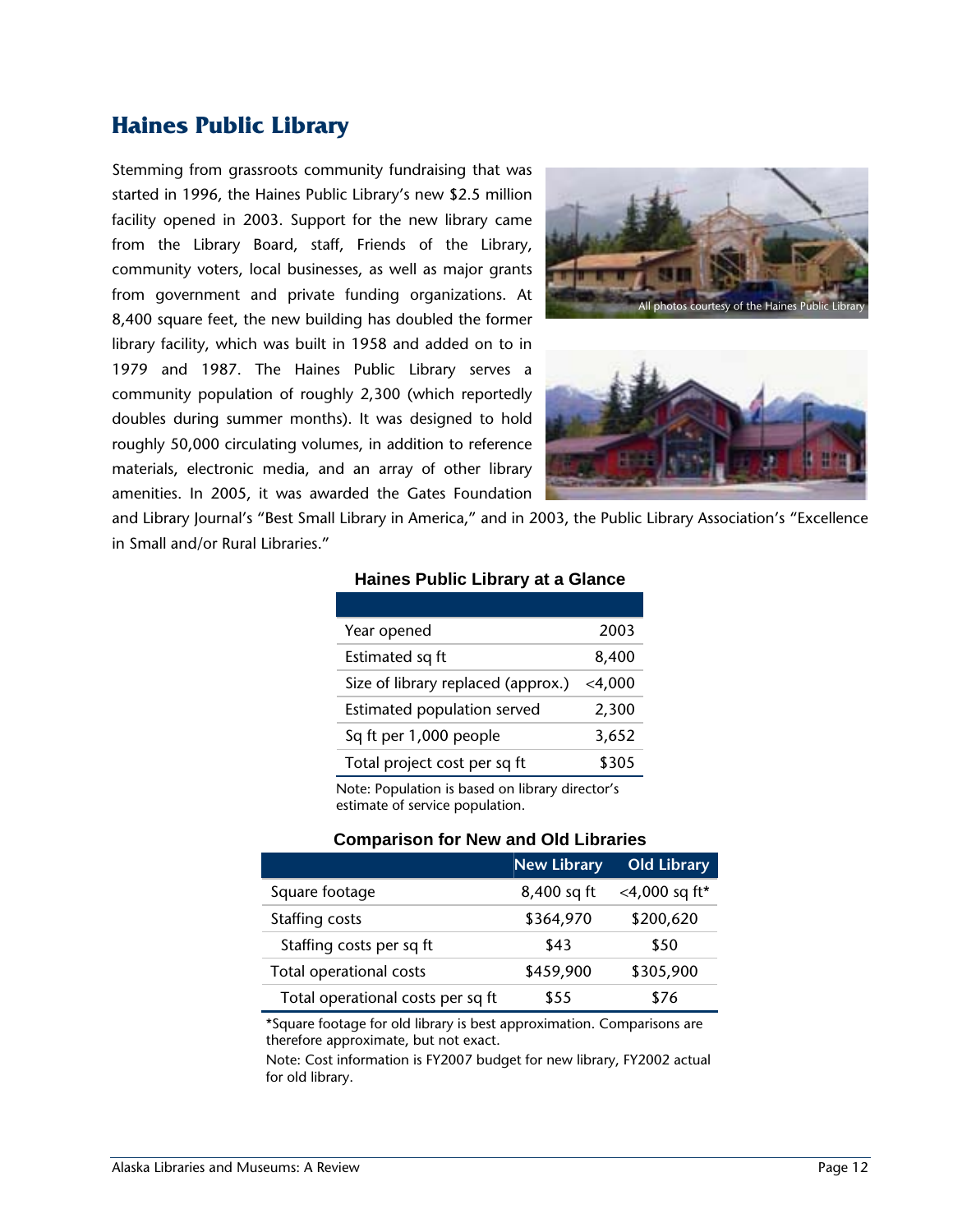## Haines Public Library

Stemming from grassroots community fundraising that was started in 1996, the Haines Public Library's new $2.5 million facility opened in 2003. Support for the new library came from the Library Board, staff, Friends of the Library, community voters, local businesses, as well as major grants from government and private funding organizations. At 8,400 square feet, the new building has doubled the former library facility, which was built in 1958 and added on to in 1979 and 1987. The Haines Public Library serves a community population of roughly 2,300 (which reportedly doubles during summer months). It was designed to hold roughly 50,000 circulating volumes, in addition to reference materials, electronic media, and an array of other library amenities. In 2005, it was awarded the Gates Foundation and Library Journal's "Best Small Library in America," and in 2003, the Public Library Association's "Excellence in Small and/or Rural Libraries."

All photos courtesy of the Haines Public Library

**Haines Public Library at a Glance**

| | |
|---|---|
| Year opened | 2003 |
| Estimated sq ft | 8,400 |
| Size of library replaced (approx.) | <4,000 |
| Estimated population served | 2,300 |
| Sq ft per 1,000 people | 3,652 |
| Total project cost per sq ft | $305 |

Note: Population is based on library director's estimate of service population.

**Comparison for New and Old Libraries**

| | New Library | Old Library |
|---|---|---|
| Square footage | 8,400 sq ft | <4,000 sq ft* |
| Staffing costs | $364,970 | $200,620 |
| Staffing costs per sq ft | $43 | $50 |
| Total operational costs | $459,900 | $305,900 |
| Total operational costs per sq ft | $55 | $76 |

*Square footage for old library is best approximation. Comparisons are therefore approximate, but not exact.

Note: Cost information is FY2007 budget for new library, FY2002 actual for old library.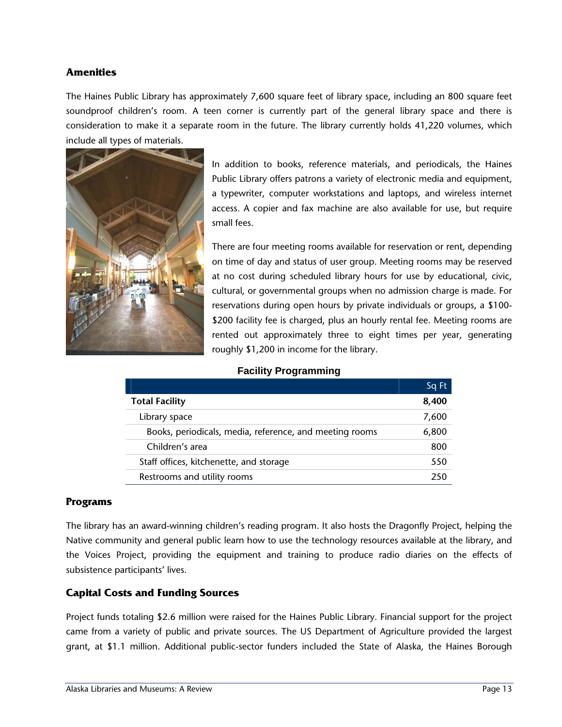### Amenities

The Haines Public Library has approximately 7,600 square feet of library space, including an 800 square feet soundproof children's room. A teen corner is currently part of the general library space and there is consideration to make it a separate room in the future. The library currently holds 41,220 volumes, which include all types of materials.

In addition to books, reference materials, and periodicals, the Haines Public Library offers patrons a variety of electronic media and equipment, a typewriter, computer workstations and laptops, and wireless internet access. A copier and fax machine are also available for use, but require small fees.

There are four meeting rooms available for reservation or rent, depending on time of day and status of user group. Meeting rooms may be reserved at no cost during scheduled library hours for use by educational, civic, cultural, or governmental groups when no admission charge is made. For reservations during open hours by private individuals or groups, a $100-$200 facility fee is charged, plus an hourly rental fee. Meeting rooms are rented out approximately three to eight times per year, generating roughly $1,200 in income for the library.

**Facility Programming**

| | Sq Ft |
|---|---|
| **Total Facility** | **8,400** |
| Library space | 7,600 |
| Books, periodicals, media, reference, and meeting rooms | 6,800 |
| Children's area | 800 |
| Staff offices, kitchenette, and storage | 550 |
| Restrooms and utility rooms | 250 |

### Programs

The library has an award-winning children's reading program. It also hosts the Dragonfly Project, helping the Native community and general public learn how to use the technology resources available at the library, and the Voices Project, providing the equipment and training to produce radio diaries on the effects of subsistence participants' lives.

### Capital Costs and Funding Sources

Project funds totaling $2.6 million were raised for the Haines Public Library. Financial support for the project came from a variety of public and private sources. The US Department of Agriculture provided the largest grant, at $1.1 million. Additional public-sector funders included the State of Alaska, the Haines Borough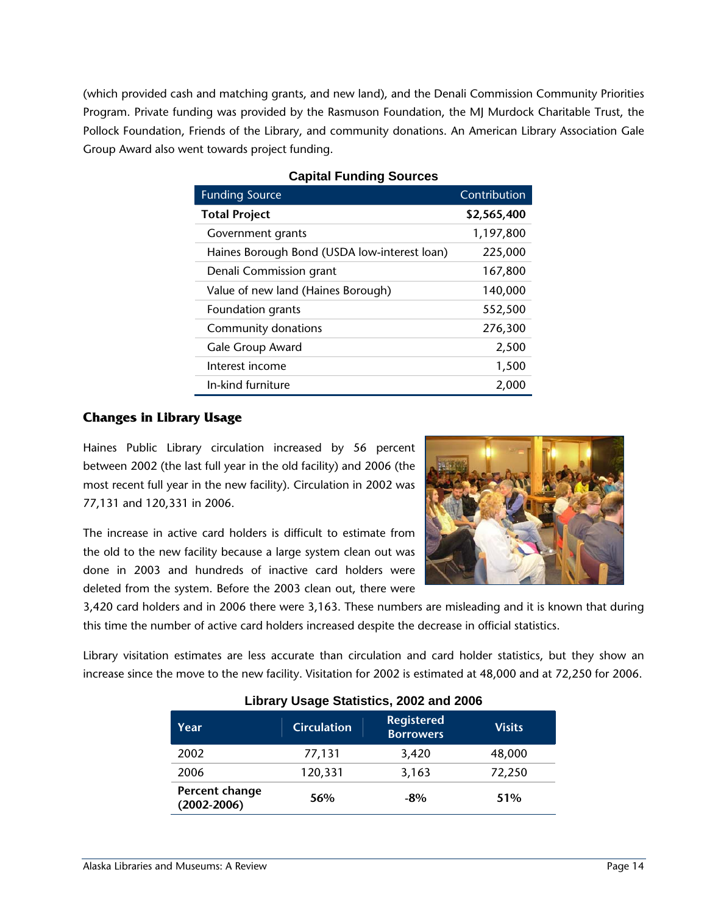(which provided cash and matching grants, and new land), and the Denali Commission Community Priorities Program. Private funding was provided by the Rasmuson Foundation, the MJ Murdock Charitable Trust, the Pollock Foundation, Friends of the Library, and community donations. An American Library Association Gale Group Award also went towards project funding.

**Capital Funding Sources**

| Funding Source | Contribution |
|---|---|
| **Total Project** | **$2,565,400** |
| Government grants | 1,197,800 |
| Haines Borough Bond (USDA low-interest loan) | 225,000 |
| Denali Commission grant | 167,800 |
| Value of new land (Haines Borough) | 140,000 |
| Foundation grants | 552,500 |
| Community donations | 276,300 |
| Gale Group Award | 2,500 |
| Interest income | 1,500 |
| In-kind furniture | 2,000 |

## Changes in Library Usage

Haines Public Library circulation increased by 56 percent between 2002 (the last full year in the old facility) and 2006 (the most recent full year in the new facility). Circulation in 2002 was 77,131 and 120,331 in 2006.

The increase in active card holders is difficult to estimate from the old to the new facility because a large system clean out was done in 2003 and hundreds of inactive card holders were deleted from the system. Before the 2003 clean out, there were 3,420 card holders and in 2006 there were 3,163. These numbers are misleading and it is known that during this time the number of active card holders increased despite the decrease in official statistics.

Library visitation estimates are less accurate than circulation and card holder statistics, but they show an increase since the move to the new facility. Visitation for 2002 is estimated at 48,000 and at 72,250 for 2006.

**Library Usage Statistics, 2002 and 2006**

| Year | Circulation | Registered Borrowers | Visits |
|---|---|---|---|
| 2002 | 77,131 | 3,420 | 48,000 |
| 2006 | 120,331 | 3,163 | 72,250 |
| **Percent change (2002-2006)** | **56%** | **-8%** | **51%** |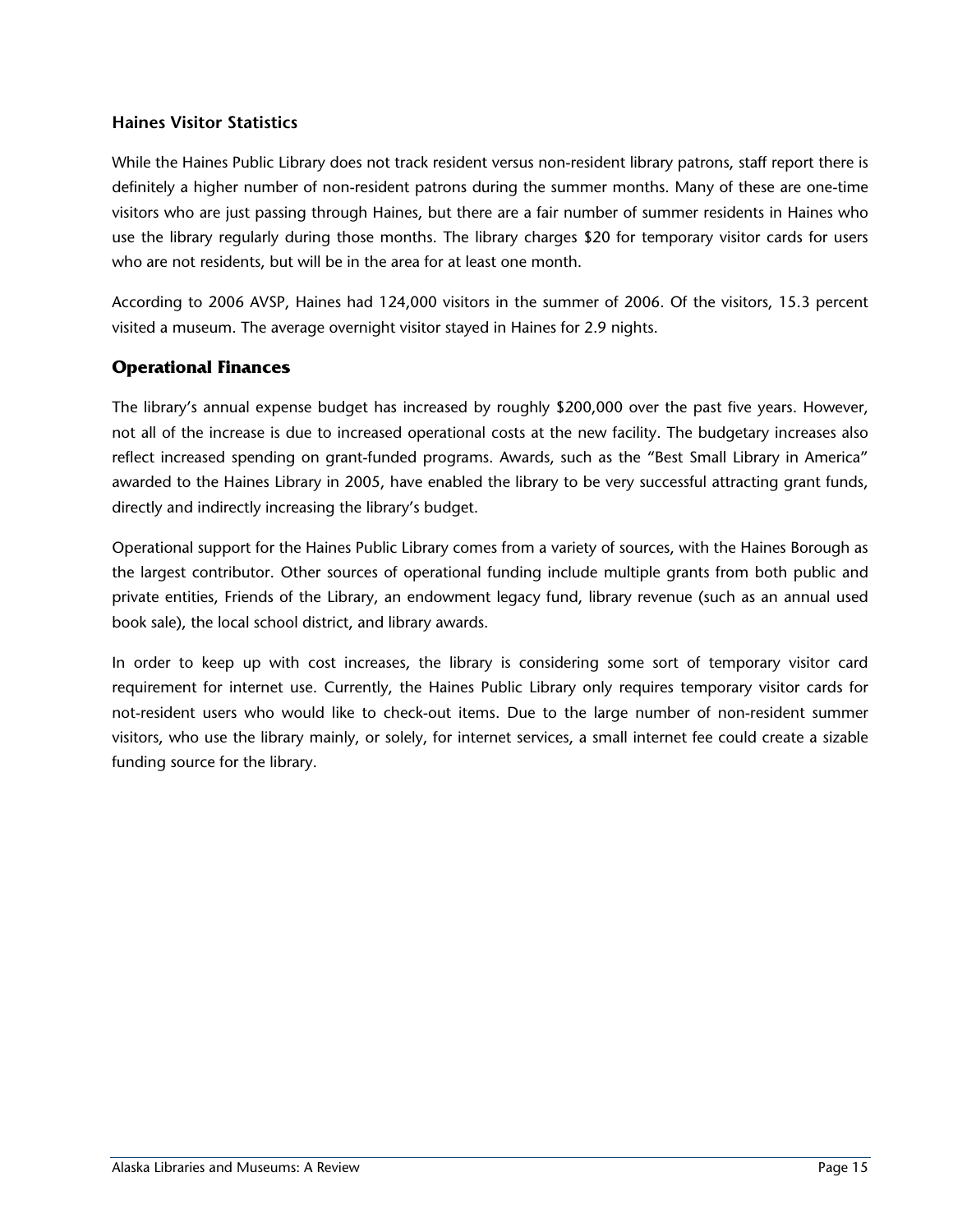### Haines Visitor Statistics

While the Haines Public Library does not track resident versus non-resident library patrons, staff report there is definitely a higher number of non-resident patrons during the summer months. Many of these are one-time visitors who are just passing through Haines, but there are a fair number of summer residents in Haines who use the library regularly during those months. The library charges $20 for temporary visitor cards for users who are not residents, but will be in the area for at least one month.

According to 2006 AVSP, Haines had 124,000 visitors in the summer of 2006. Of the visitors, 15.3 percent visited a museum. The average overnight visitor stayed in Haines for 2.9 nights.

## Operational Finances

The library's annual expense budget has increased by roughly $200,000 over the past five years. However, not all of the increase is due to increased operational costs at the new facility. The budgetary increases also reflect increased spending on grant-funded programs. Awards, such as the "Best Small Library in America" awarded to the Haines Library in 2005, have enabled the library to be very successful attracting grant funds, directly and indirectly increasing the library's budget.

Operational support for the Haines Public Library comes from a variety of sources, with the Haines Borough as the largest contributor. Other sources of operational funding include multiple grants from both public and private entities, Friends of the Library, an endowment legacy fund, library revenue (such as an annual used book sale), the local school district, and library awards.

In order to keep up with cost increases, the library is considering some sort of temporary visitor card requirement for internet use. Currently, the Haines Public Library only requires temporary visitor cards for not-resident users who would like to check-out items. Due to the large number of non-resident summer visitors, who use the library mainly, or solely, for internet services, a small internet fee could create a sizable funding source for the library.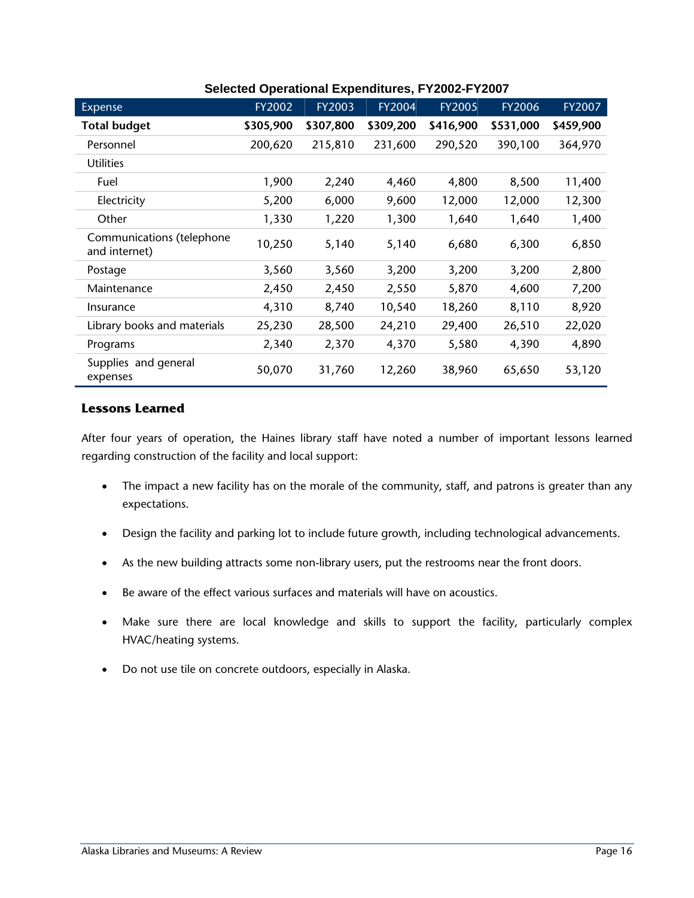**Selected Operational Expenditures, FY2002-FY2007**

| Expense | FY2002 | FY2003 | FY2004 | FY2005 | FY2006 | FY2007 |
|---|---|---|---|---|---|---|
| **Total budget** | **$305,900** | **$307,800** | **$309,200** | **$416,900** | **$531,000** | **$459,900** |
| Personnel | 200,620 | 215,810 | 231,600 | 290,520 | 390,100 | 364,970 |
| Utilities | | | | | | |
| Fuel | 1,900 | 2,240 | 4,460 | 4,800 | 8,500 | 11,400 |
| Electricity | 5,200 | 6,000 | 9,600 | 12,000 | 12,000 | 12,300 |
| Other | 1,330 | 1,220 | 1,300 | 1,640 | 1,640 | 1,400 |
| Communications (telephone and internet) | 10,250 | 5,140 | 5,140 | 6,680 | 6,300 | 6,850 |
| Postage | 3,560 | 3,560 | 3,200 | 3,200 | 3,200 | 2,800 |
| Maintenance | 2,450 | 2,450 | 2,550 | 5,870 | 4,600 | 7,200 |
| Insurance | 4,310 | 8,740 | 10,540 | 18,260 | 8,110 | 8,920 |
| Library books and materials | 25,230 | 28,500 | 24,210 | 29,400 | 26,510 | 22,020 |
| Programs | 2,340 | 2,370 | 4,370 | 5,580 | 4,390 | 4,890 |
| Supplies and general expenses | 50,070 | 31,760 | 12,260 | 38,960 | 65,650 | 53,120 |

### Lessons Learned

After four years of operation, the Haines library staff have noted a number of important lessons learned regarding construction of the facility and local support:

- The impact a new facility has on the morale of the community, staff, and patrons is greater than any expectations.
- Design the facility and parking lot to include future growth, including technological advancements.
- As the new building attracts some non-library users, put the restrooms near the front doors.
- Be aware of the effect various surfaces and materials will have on acoustics.
- Make sure there are local knowledge and skills to support the facility, particularly complex HVAC/heating systems.
- Do not use tile on concrete outdoors, especially in Alaska.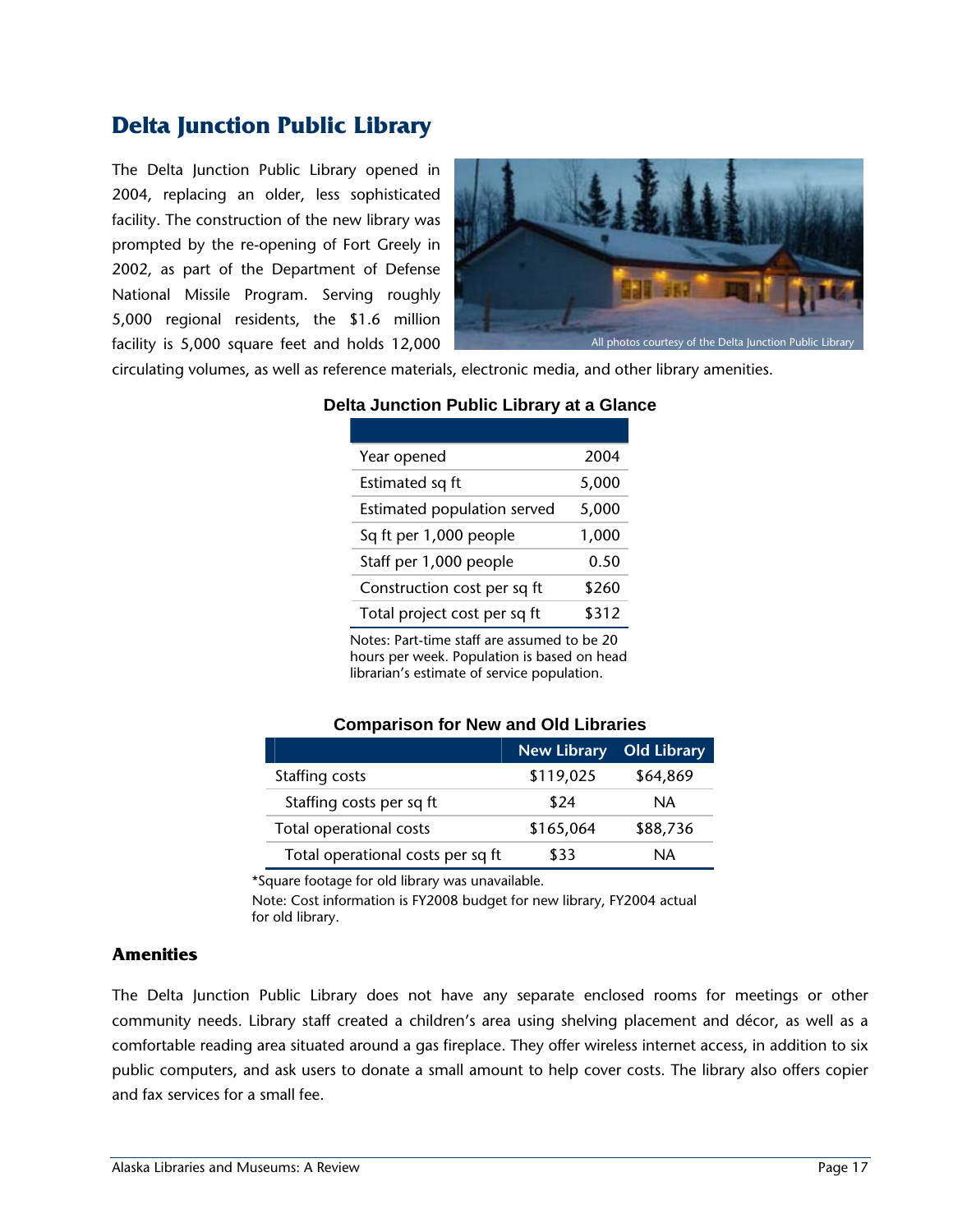## Delta Junction Public Library

The Delta Junction Public Library opened in 2004, replacing an older, less sophisticated facility. The construction of the new library was prompted by the re-opening of Fort Greely in 2002, as part of the Department of Defense National Missile Program. Serving roughly 5,000 regional residents, the $1.6 million facility is 5,000 square feet and holds 12,000 circulating volumes, as well as reference materials, electronic media, and other library amenities.

All photos courtesy of the Delta Junction Public Library

**Delta Junction Public Library at a Glance**

| | |
|---|---|
| Year opened | 2004 |
| Estimated sq ft | 5,000 |
| Estimated population served | 5,000 |
| Sq ft per 1,000 people | 1,000 |
| Staff per 1,000 people | 0.50 |
| Construction cost per sq ft | $260 |
| Total project cost per sq ft | $312 |

Notes: Part-time staff are assumed to be 20 hours per week. Population is based on head librarian's estimate of service population.

**Comparison for New and Old Libraries**

| | New Library | Old Library |
|---|---|---|
| Staffing costs | $119,025 | $64,869 |
| Staffing costs per sq ft | $24 | NA |
| Total operational costs | $165,064 | $88,736 |
| Total operational costs per sq ft | $33 | NA |

*Square footage for old library was unavailable.

Note: Cost information is FY2008 budget for new library, FY2004 actual for old library.

### Amenities

The Delta Junction Public Library does not have any separate enclosed rooms for meetings or other community needs. Library staff created a children's area using shelving placement and décor, as well as a comfortable reading area situated around a gas fireplace. They offer wireless internet access, in addition to six public computers, and ask users to donate a small amount to help cover costs. The library also offers copier and fax services for a small fee.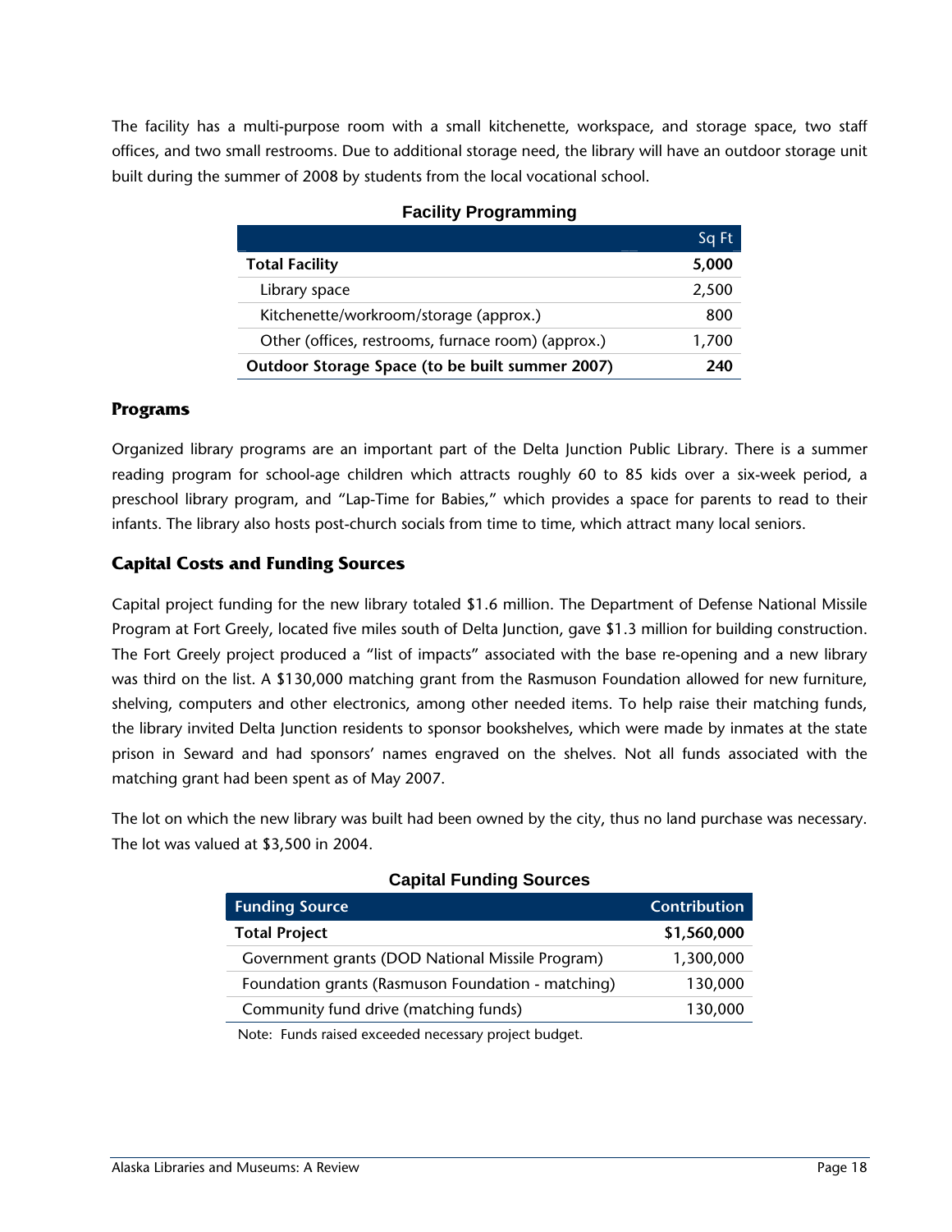The facility has a multi-purpose room with a small kitchenette, workspace, and storage space, two staff offices, and two small restrooms. Due to additional storage need, the library will have an outdoor storage unit built during the summer of 2008 by students from the local vocational school.

**Facility Programming**

| | Sq Ft |
|---|---|
| **Total Facility** | **5,000** |
| Library space | 2,500 |
| Kitchenette/workroom/storage (approx.) | 800 |
| Other (offices, restrooms, furnace room) (approx.) | 1,700 |
| **Outdoor Storage Space (to be built summer 2007)** | **240** |

## Programs

Organized library programs are an important part of the Delta Junction Public Library. There is a summer reading program for school-age children which attracts roughly 60 to 85 kids over a six-week period, a preschool library program, and "Lap-Time for Babies," which provides a space for parents to read to their infants. The library also hosts post-church socials from time to time, which attract many local seniors.

## Capital Costs and Funding Sources

Capital project funding for the new library totaled $1.6 million. The Department of Defense National Missile Program at Fort Greely, located five miles south of Delta Junction, gave $1.3 million for building construction. The Fort Greely project produced a "list of impacts" associated with the base re-opening and a new library was third on the list. A $130,000 matching grant from the Rasmuson Foundation allowed for new furniture, shelving, computers and other electronics, among other needed items. To help raise their matching funds, the library invited Delta Junction residents to sponsor bookshelves, which were made by inmates at the state prison in Seward and had sponsors' names engraved on the shelves. Not all funds associated with the matching grant had been spent as of May 2007.

The lot on which the new library was built had been owned by the city, thus no land purchase was necessary. The lot was valued at $3,500 in 2004.

**Capital Funding Sources**

| Funding Source | Contribution |
|---|---|
| **Total Project** | **$1,560,000** |
| Government grants (DOD National Missile Program) | 1,300,000 |
| Foundation grants (Rasmuson Foundation - matching) | 130,000 |
| Community fund drive (matching funds) | 130,000 |

Note: Funds raised exceeded necessary project budget.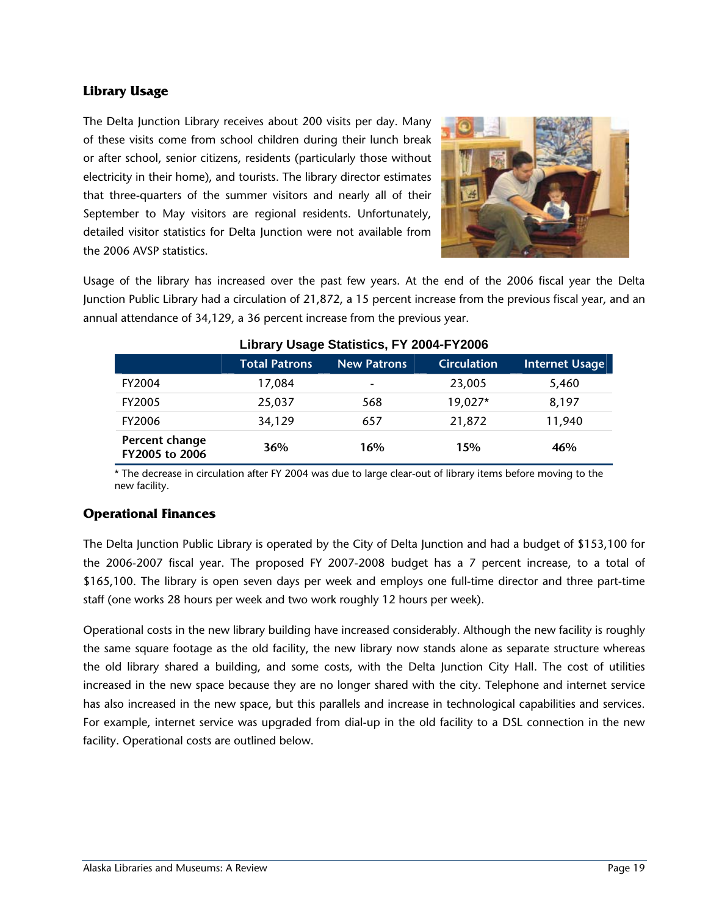## Library Usage

The Delta Junction Library receives about 200 visits per day. Many of these visits come from school children during their lunch break or after school, senior citizens, residents (particularly those without electricity in their home), and tourists. The library director estimates that three-quarters of the summer visitors and nearly all of their September to May visitors are regional residents. Unfortunately, detailed visitor statistics for Delta Junction were not available from the 2006 AVSP statistics.

Usage of the library has increased over the past few years. At the end of the 2006 fiscal year the Delta Junction Public Library had a circulation of 21,872, a 15 percent increase from the previous fiscal year, and an annual attendance of 34,129, a 36 percent increase from the previous year.

**Library Usage Statistics, FY 2004-FY2006**

| | Total Patrons | New Patrons | Circulation | Internet Usage |
|---|---|---|---|---|
| FY2004 | 17,084 | - | 23,005 | 5,460 |
| FY2005 | 25,037 | 568 | 19,027* | 8,197 |
| FY2006 | 34,129 | 657 | 21,872 | 11,940 |
| **Percent change FY2005 to 2006** | **36%** | **16%** | **15%** | **46%** |

* The decrease in circulation after FY 2004 was due to large clear-out of library items before moving to the new facility.

## Operational Finances

The Delta Junction Public Library is operated by the City of Delta Junction and had a budget of $153,100 for the 2006-2007 fiscal year. The proposed FY 2007-2008 budget has a 7 percent increase, to a total of $165,100. The library is open seven days per week and employs one full-time director and three part-time staff (one works 28 hours per week and two work roughly 12 hours per week).

Operational costs in the new library building have increased considerably. Although the new facility is roughly the same square footage as the old facility, the new library now stands alone as separate structure whereas the old library shared a building, and some costs, with the Delta Junction City Hall. The cost of utilities increased in the new space because they are no longer shared with the city. Telephone and internet service has also increased in the new space, but this parallels and increase in technological capabilities and services. For example, internet service was upgraded from dial-up in the old facility to a DSL connection in the new facility. Operational costs are outlined below.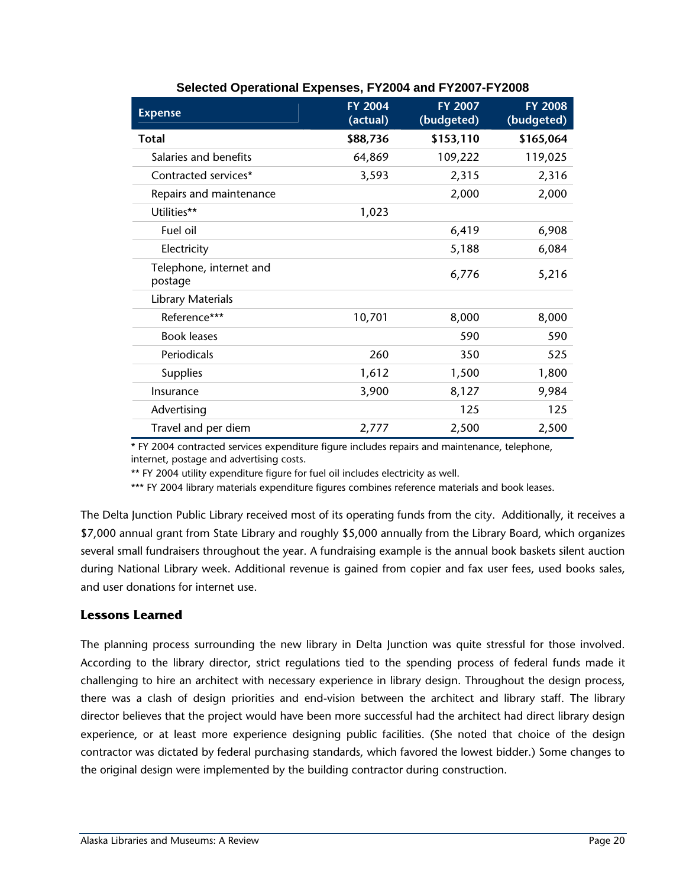**Selected Operational Expenses, FY2004 and FY2007-FY2008**

| Expense | FY 2004 (actual) | FY 2007 (budgeted) | FY 2008 (budgeted) |
|---|---|---|---|
| **Total** | **$88,736** | **$153,110** | **$165,064** |
| Salaries and benefits | 64,869 | 109,222 | 119,025 |
| Contracted services* | 3,593 | 2,315 | 2,316 |
| Repairs and maintenance | | 2,000 | 2,000 |
| Utilities** | 1,023 | | |
| Fuel oil | | 6,419 | 6,908 |
| Electricity | | 5,188 | 6,084 |
| Telephone, internet and postage | | 6,776 | 5,216 |
| Library Materials | | | |
| Reference*** | 10,701 | 8,000 | 8,000 |
| Book leases | | 590 | 590 |
| Periodicals | 260 | 350 | 525 |
| Supplies | 1,612 | 1,500 | 1,800 |
| Insurance | 3,900 | 8,127 | 9,984 |
| Advertising | | 125 | 125 |
| Travel and per diem | 2,777 | 2,500 | 2,500 |

* FY 2004 contracted services expenditure figure includes repairs and maintenance, telephone, internet, postage and advertising costs.

** FY 2004 utility expenditure figure for fuel oil includes electricity as well.

*** FY 2004 library materials expenditure figures combines reference materials and book leases.

The Delta Junction Public Library received most of its operating funds from the city. Additionally, it receives a $7,000 annual grant from State Library and roughly $5,000 annually from the Library Board, which organizes several small fundraisers throughout the year. A fundraising example is the annual book baskets silent auction during National Library week. Additional revenue is gained from copier and fax user fees, used books sales, and user donations for internet use.

### Lessons Learned

The planning process surrounding the new library in Delta Junction was quite stressful for those involved. According to the library director, strict regulations tied to the spending process of federal funds made it challenging to hire an architect with necessary experience in library design. Throughout the design process, there was a clash of design priorities and end-vision between the architect and library staff. The library director believes that the project would have been more successful had the architect had direct library design experience, or at least more experience designing public facilities. (She noted that choice of the design contractor was dictated by federal purchasing standards, which favored the lowest bidder.) Some changes to the original design were implemented by the building contractor during construction.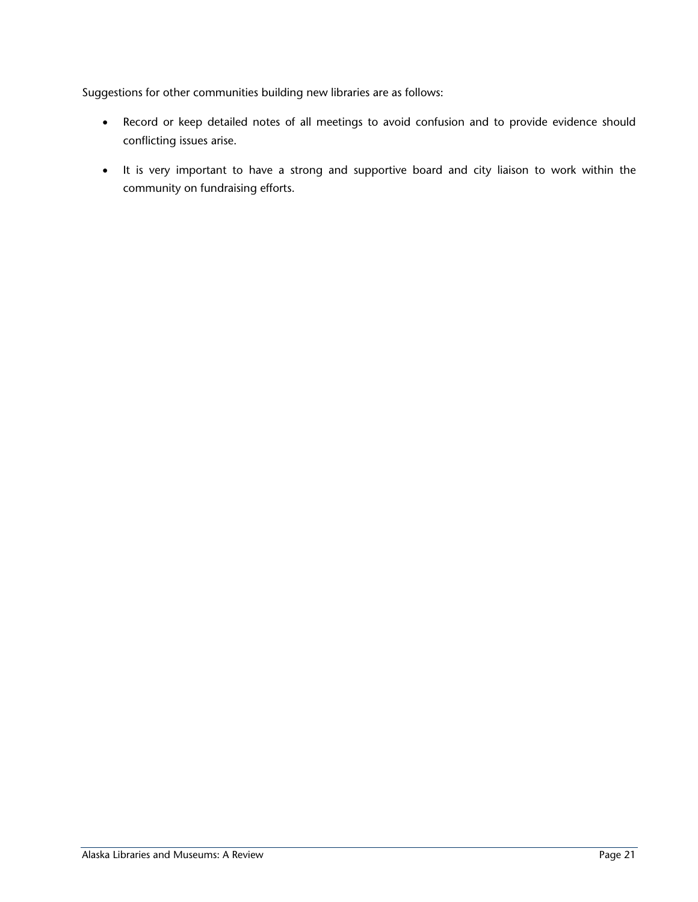Suggestions for other communities building new libraries are as follows:

- Record or keep detailed notes of all meetings to avoid confusion and to provide evidence should conflicting issues arise.
- It is very important to have a strong and supportive board and city liaison to work within the community on fundraising efforts.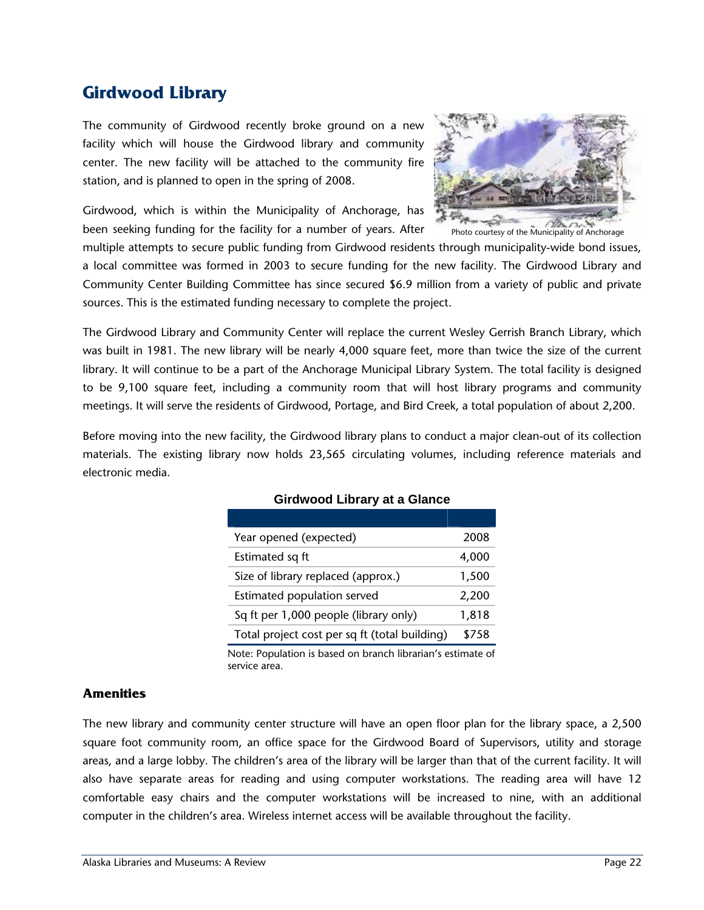## Girdwood Library

The community of Girdwood recently broke ground on a new facility which will house the Girdwood library and community center. The new facility will be attached to the community fire station, and is planned to open in the spring of 2008.

Photo courtesy of the Municipality of Anchorage

Girdwood, which is within the Municipality of Anchorage, has been seeking funding for the facility for a number of years. After multiple attempts to secure public funding from Girdwood residents through municipality-wide bond issues, a local committee was formed in 2003 to secure funding for the new facility. The Girdwood Library and Community Center Building Committee has since secured $6.9 million from a variety of public and private sources. This is the estimated funding necessary to complete the project.

The Girdwood Library and Community Center will replace the current Wesley Gerrish Branch Library, which was built in 1981. The new library will be nearly 4,000 square feet, more than twice the size of the current library. It will continue to be a part of the Anchorage Municipal Library System. The total facility is designed to be 9,100 square feet, including a community room that will host library programs and community meetings. It will serve the residents of Girdwood, Portage, and Bird Creek, a total population of about 2,200.

Before moving into the new facility, the Girdwood library plans to conduct a major clean-out of its collection materials. The existing library now holds 23,565 circulating volumes, including reference materials and electronic media.

**Girdwood Library at a Glance**

| | |
|---|---|
| Year opened (expected) | 2008 |
| Estimated sq ft | 4,000 |
| Size of library replaced (approx.) | 1,500 |
| Estimated population served | 2,200 |
| Sq ft per 1,000 people (library only) | 1,818 |
| Total project cost per sq ft (total building) | $758 |

Note: Population is based on branch librarian's estimate of service area.

### Amenities

The new library and community center structure will have an open floor plan for the library space, a 2,500 square foot community room, an office space for the Girdwood Board of Supervisors, utility and storage areas, and a large lobby. The children's area of the library will be larger than that of the current facility. It will also have separate areas for reading and using computer workstations. The reading area will have 12 comfortable easy chairs and the computer workstations will be increased to nine, with an additional computer in the children's area. Wireless internet access will be available throughout the facility.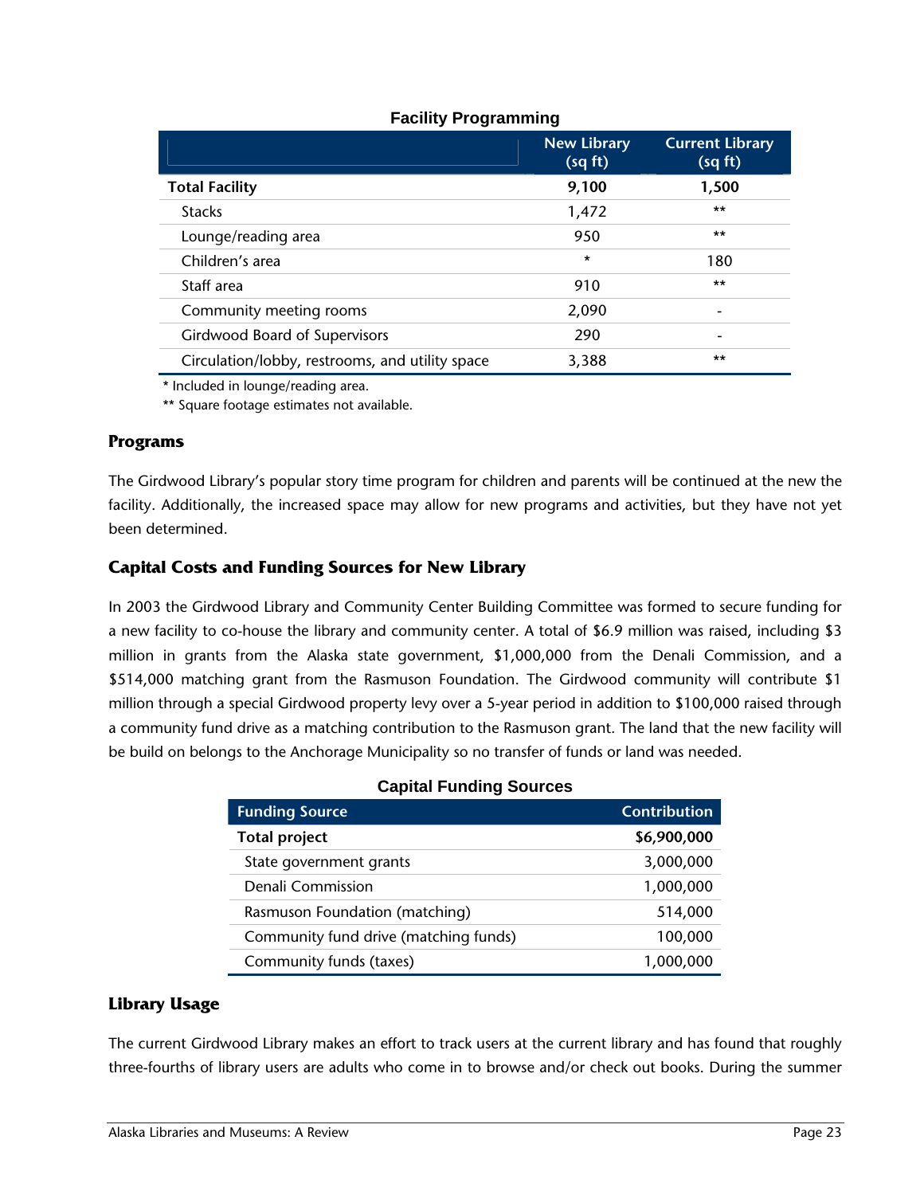**Facility Programming**

| | New Library (sq ft) | Current Library (sq ft) |
|---|---|---|
| **Total Facility** | **9,100** | **1,500** |
| Stacks | 1,472 | ** |
| Lounge/reading area | 950 | ** |
| Children's area | * | 180 |
| Staff area | 910 | ** |
| Community meeting rooms | 2,090 | - |
| Girdwood Board of Supervisors | 290 | - |
| Circulation/lobby, restrooms, and utility space | 3,388 | ** |

* Included in lounge/reading area.

** Square footage estimates not available.

### Programs

The Girdwood Library's popular story time program for children and parents will be continued at the new the facility. Additionally, the increased space may allow for new programs and activities, but they have not yet been determined.

### Capital Costs and Funding Sources for New Library

In 2003 the Girdwood Library and Community Center Building Committee was formed to secure funding for a new facility to co-house the library and community center. A total of $6.9 million was raised, including $3 million in grants from the Alaska state government, $1,000,000 from the Denali Commission, and a $514,000 matching grant from the Rasmuson Foundation. The Girdwood community will contribute $1 million through a special Girdwood property levy over a 5-year period in addition to $100,000 raised through a community fund drive as a matching contribution to the Rasmuson grant. The land that the new facility will be build on belongs to the Anchorage Municipality so no transfer of funds or land was needed.

**Capital Funding Sources**

| Funding Source | Contribution |
|---|---|
| **Total project** | **$6,900,000** |
| State government grants | 3,000,000 |
| Denali Commission | 1,000,000 |
| Rasmuson Foundation (matching) | 514,000 |
| Community fund drive (matching funds) | 100,000 |
| Community funds (taxes) | 1,000,000 |

### Library Usage

The current Girdwood Library makes an effort to track users at the current library and has found that roughly three-fourths of library users are adults who come in to browse and/or check out books. During the summer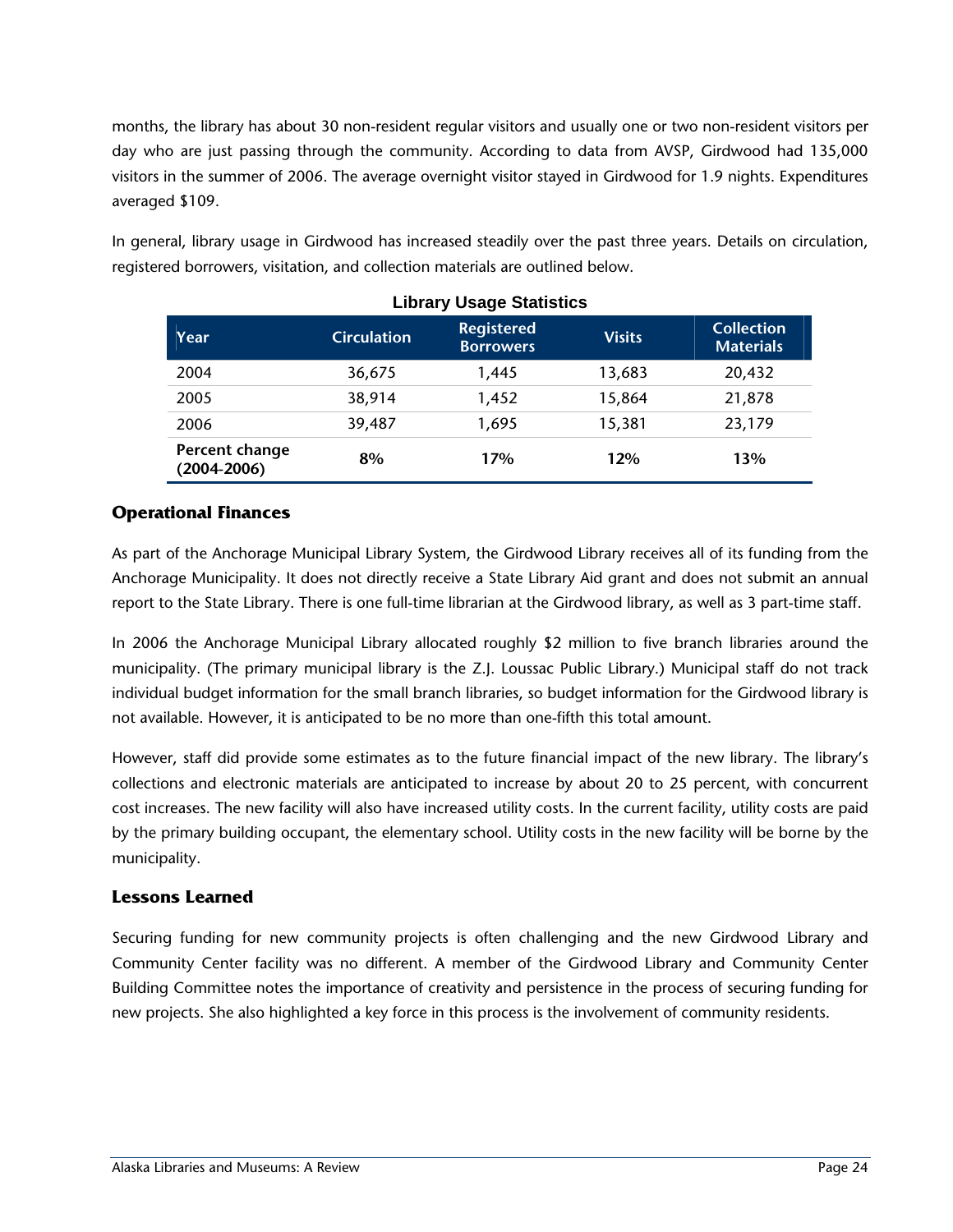months, the library has about 30 non-resident regular visitors and usually one or two non-resident visitors per day who are just passing through the community. According to data from AVSP, Girdwood had 135,000 visitors in the summer of 2006. The average overnight visitor stayed in Girdwood for 1.9 nights. Expenditures averaged $109.

In general, library usage in Girdwood has increased steadily over the past three years. Details on circulation, registered borrowers, visitation, and collection materials are outlined below.

**Library Usage Statistics**

| Year | Circulation | Registered Borrowers | Visits | Collection Materials |
|---|---|---|---|---|
| 2004 | 36,675 | 1,445 | 13,683 | 20,432 |
| 2005 | 38,914 | 1,452 | 15,864 | 21,878 |
| 2006 | 39,487 | 1,695 | 15,381 | 23,179 |
| **Percent change (2004-2006)** | **8%** | **17%** | **12%** | **13%** |

### Operational Finances

As part of the Anchorage Municipal Library System, the Girdwood Library receives all of its funding from the Anchorage Municipality. It does not directly receive a State Library Aid grant and does not submit an annual report to the State Library. There is one full-time librarian at the Girdwood library, as well as 3 part-time staff.

In 2006 the Anchorage Municipal Library allocated roughly $2 million to five branch libraries around the municipality. (The primary municipal library is the Z.J. Loussac Public Library.) Municipal staff do not track individual budget information for the small branch libraries, so budget information for the Girdwood library is not available. However, it is anticipated to be no more than one-fifth this total amount.

However, staff did provide some estimates as to the future financial impact of the new library. The library's collections and electronic materials are anticipated to increase by about 20 to 25 percent, with concurrent cost increases. The new facility will also have increased utility costs. In the current facility, utility costs are paid by the primary building occupant, the elementary school. Utility costs in the new facility will be borne by the municipality.

### Lessons Learned

Securing funding for new community projects is often challenging and the new Girdwood Library and Community Center facility was no different. A member of the Girdwood Library and Community Center Building Committee notes the importance of creativity and persistence in the process of securing funding for new projects. She also highlighted a key force in this process is the involvement of community residents.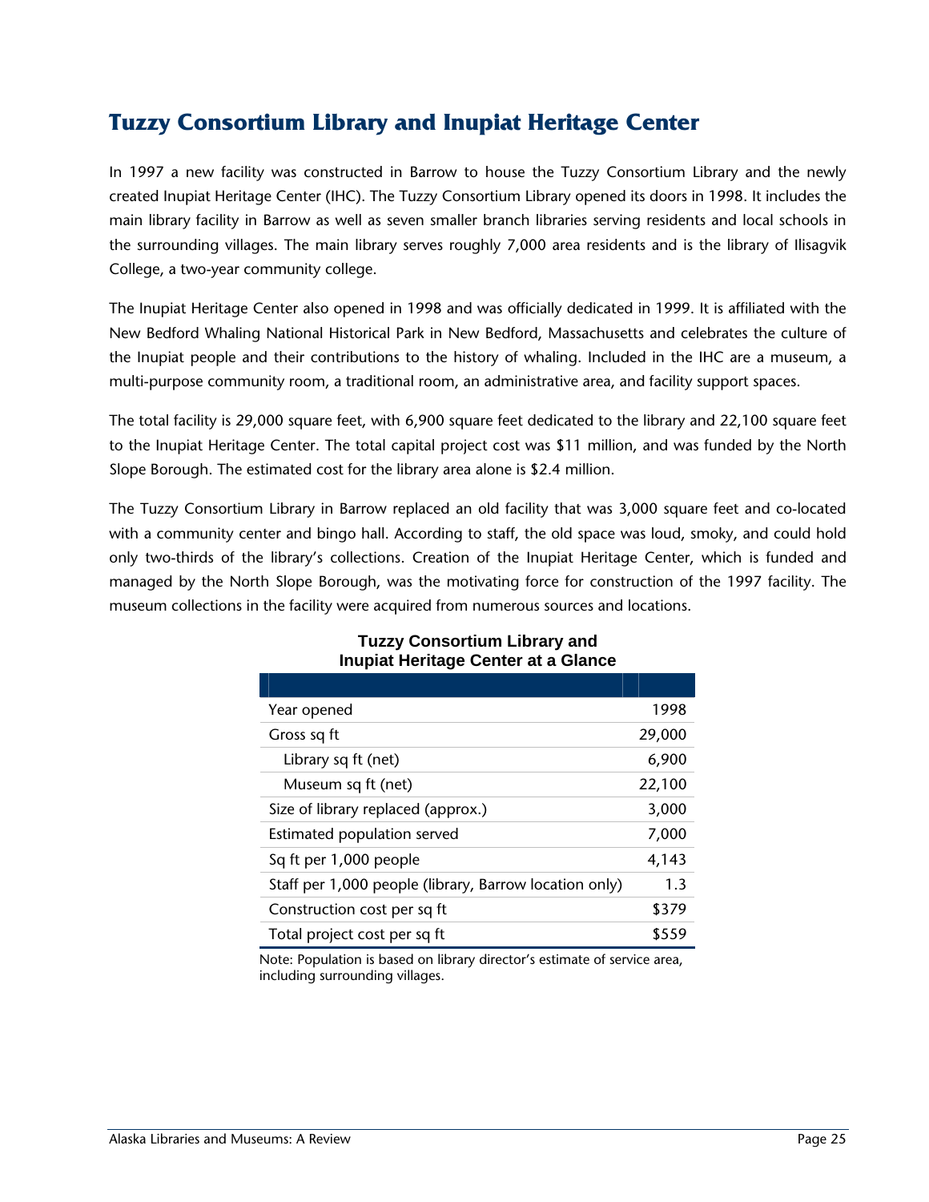## Tuzzy Consortium Library and Inupiat Heritage Center

In 1997 a new facility was constructed in Barrow to house the Tuzzy Consortium Library and the newly created Inupiat Heritage Center (IHC). The Tuzzy Consortium Library opened its doors in 1998. It includes the main library facility in Barrow as well as seven smaller branch libraries serving residents and local schools in the surrounding villages. The main library serves roughly 7,000 area residents and is the library of Ilisagvik College, a two-year community college.

The Inupiat Heritage Center also opened in 1998 and was officially dedicated in 1999. It is affiliated with the New Bedford Whaling National Historical Park in New Bedford, Massachusetts and celebrates the culture of the Inupiat people and their contributions to the history of whaling. Included in the IHC are a museum, a multi-purpose community room, a traditional room, an administrative area, and facility support spaces.

The total facility is 29,000 square feet, with 6,900 square feet dedicated to the library and 22,100 square feet to the Inupiat Heritage Center. The total capital project cost was $11 million, and was funded by the North Slope Borough. The estimated cost for the library area alone is $2.4 million.

The Tuzzy Consortium Library in Barrow replaced an old facility that was 3,000 square feet and co-located with a community center and bingo hall. According to staff, the old space was loud, smoky, and could hold only two-thirds of the library's collections. Creation of the Inupiat Heritage Center, which is funded and managed by the North Slope Borough, was the motivating force for construction of the 1997 facility. The museum collections in the facility were acquired from numerous sources and locations.

**Tuzzy Consortium Library and Inupiat Heritage Center at a Glance**

| | |
|---|---|
| Year opened | 1998 |
| Gross sq ft | 29,000 |
| Library sq ft (net) | 6,900 |
| Museum sq ft (net) | 22,100 |
| Size of library replaced (approx.) | 3,000 |
| Estimated population served | 7,000 |
| Sq ft per 1,000 people | 4,143 |
| Staff per 1,000 people (library, Barrow location only) | 1.3 |
| Construction cost per sq ft | $379 |
| Total project cost per sq ft | $559 |

Note: Population is based on library director's estimate of service area, including surrounding villages.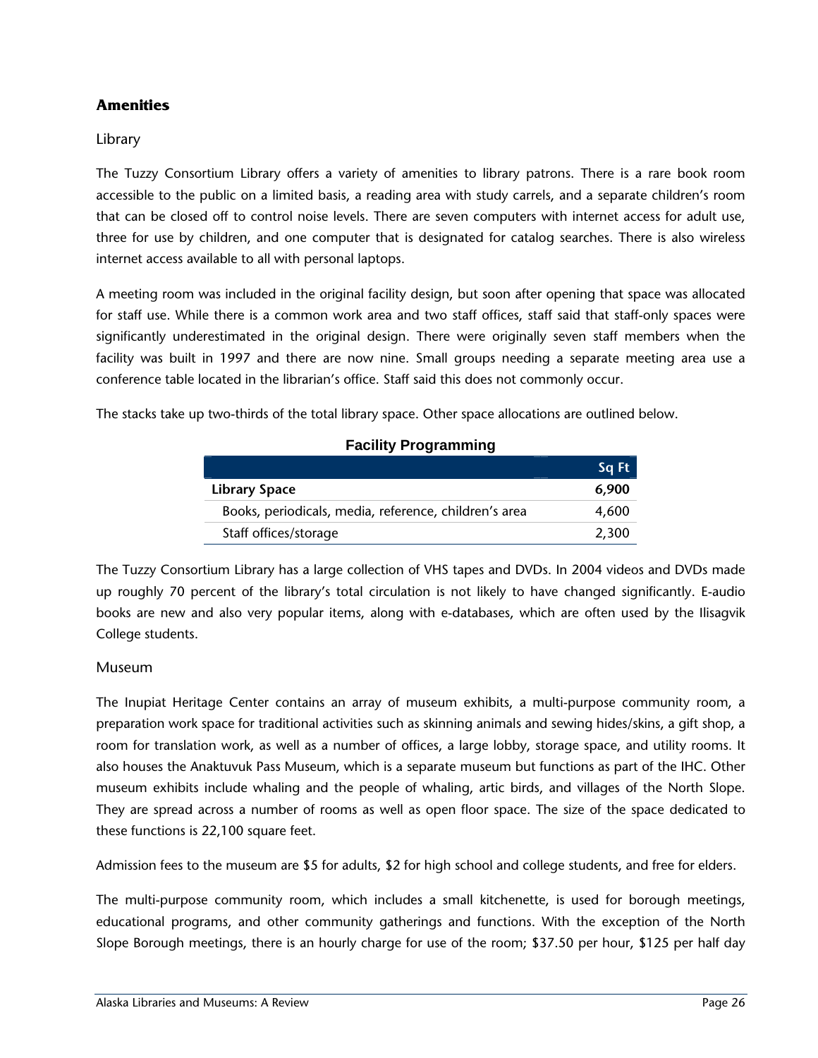## Amenities

### Library

The Tuzzy Consortium Library offers a variety of amenities to library patrons. There is a rare book room accessible to the public on a limited basis, a reading area with study carrels, and a separate children's room that can be closed off to control noise levels. There are seven computers with internet access for adult use, three for use by children, and one computer that is designated for catalog searches. There is also wireless internet access available to all with personal laptops.

A meeting room was included in the original facility design, but soon after opening that space was allocated for staff use. While there is a common work area and two staff offices, staff said that staff-only spaces were significantly underestimated in the original design. There were originally seven staff members when the facility was built in 1997 and there are now nine. Small groups needing a separate meeting area use a conference table located in the librarian's office. Staff said this does not commonly occur.

The stacks take up two-thirds of the total library space. Other space allocations are outlined below.

**Facility Programming**

| | Sq Ft |
|---|---|
| **Library Space** | **6,900** |
| Books, periodicals, media, reference, children's area | 4,600 |
| Staff offices/storage | 2,300 |

The Tuzzy Consortium Library has a large collection of VHS tapes and DVDs. In 2004 videos and DVDs made up roughly 70 percent of the library's total circulation is not likely to have changed significantly. E-audio books are new and also very popular items, along with e-databases, which are often used by the Ilisagvik College students.

### Museum

The Inupiat Heritage Center contains an array of museum exhibits, a multi-purpose community room, a preparation work space for traditional activities such as skinning animals and sewing hides/skins, a gift shop, a room for translation work, as well as a number of offices, a large lobby, storage space, and utility rooms. It also houses the Anaktuvuk Pass Museum, which is a separate museum but functions as part of the IHC. Other museum exhibits include whaling and the people of whaling, artic birds, and villages of the North Slope. They are spread across a number of rooms as well as open floor space. The size of the space dedicated to these functions is 22,100 square feet.

Admission fees to the museum are $5 for adults, $2 for high school and college students, and free for elders.

The multi-purpose community room, which includes a small kitchenette, is used for borough meetings, educational programs, and other community gatherings and functions. With the exception of the North Slope Borough meetings, there is an hourly charge for use of the room; $37.50 per hour, $125 per half day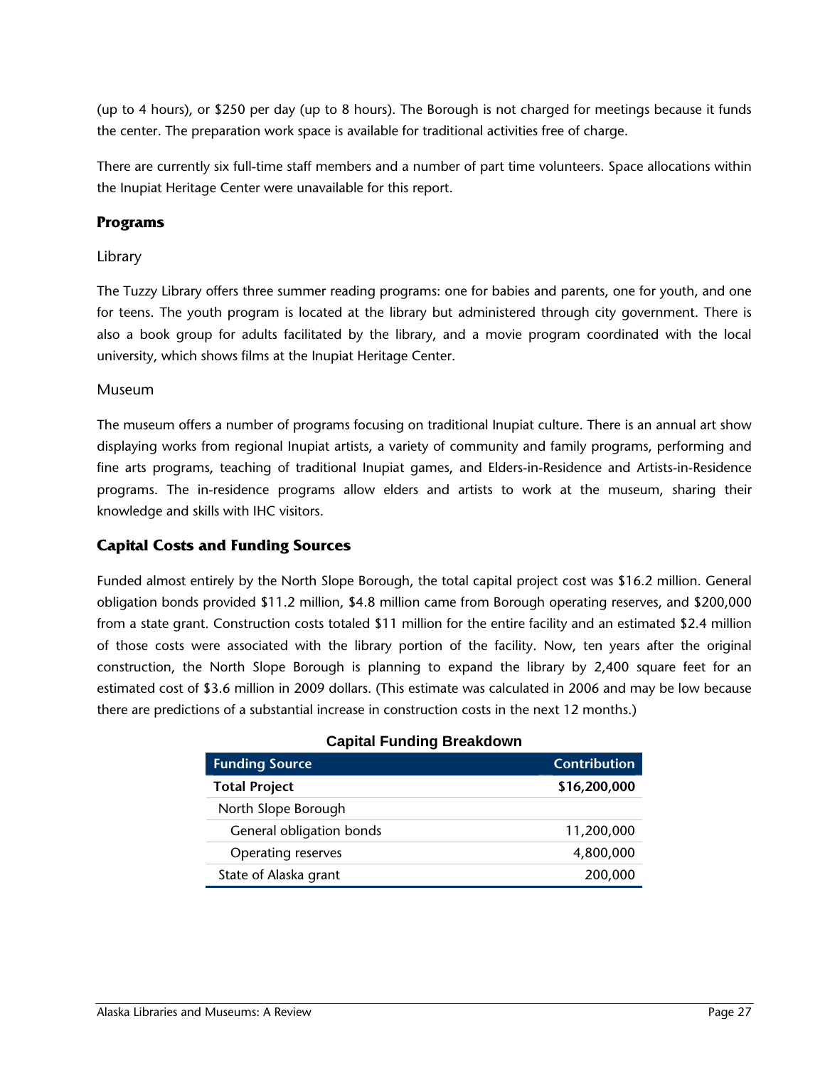(up to 4 hours), or $250 per day (up to 8 hours). The Borough is not charged for meetings because it funds the center. The preparation work space is available for traditional activities free of charge.

There are currently six full-time staff members and a number of part time volunteers. Space allocations within the Inupiat Heritage Center were unavailable for this report.

### Programs

#### Library

The Tuzzy Library offers three summer reading programs: one for babies and parents, one for youth, and one for teens. The youth program is located at the library but administered through city government. There is also a book group for adults facilitated by the library, and a movie program coordinated with the local university, which shows films at the Inupiat Heritage Center.

#### Museum

The museum offers a number of programs focusing on traditional Inupiat culture. There is an annual art show displaying works from regional Inupiat artists, a variety of community and family programs, performing and fine arts programs, teaching of traditional Inupiat games, and Elders-in-Residence and Artists-in-Residence programs. The in-residence programs allow elders and artists to work at the museum, sharing their knowledge and skills with IHC visitors.

### Capital Costs and Funding Sources

Funded almost entirely by the North Slope Borough, the total capital project cost was $16.2 million. General obligation bonds provided $11.2 million, $4.8 million came from Borough operating reserves, and $200,000 from a state grant. Construction costs totaled $11 million for the entire facility and an estimated $2.4 million of those costs were associated with the library portion of the facility. Now, ten years after the original construction, the North Slope Borough is planning to expand the library by 2,400 square feet for an estimated cost of $3.6 million in 2009 dollars. (This estimate was calculated in 2006 and may be low because there are predictions of a substantial increase in construction costs in the next 12 months.)

**Capital Funding Breakdown**

| Funding Source | Contribution |
|---|---|
| **Total Project** | **$16,200,000** |
| North Slope Borough | |
| General obligation bonds | 11,200,000 |
| Operating reserves | 4,800,000 |
| State of Alaska grant | 200,000 |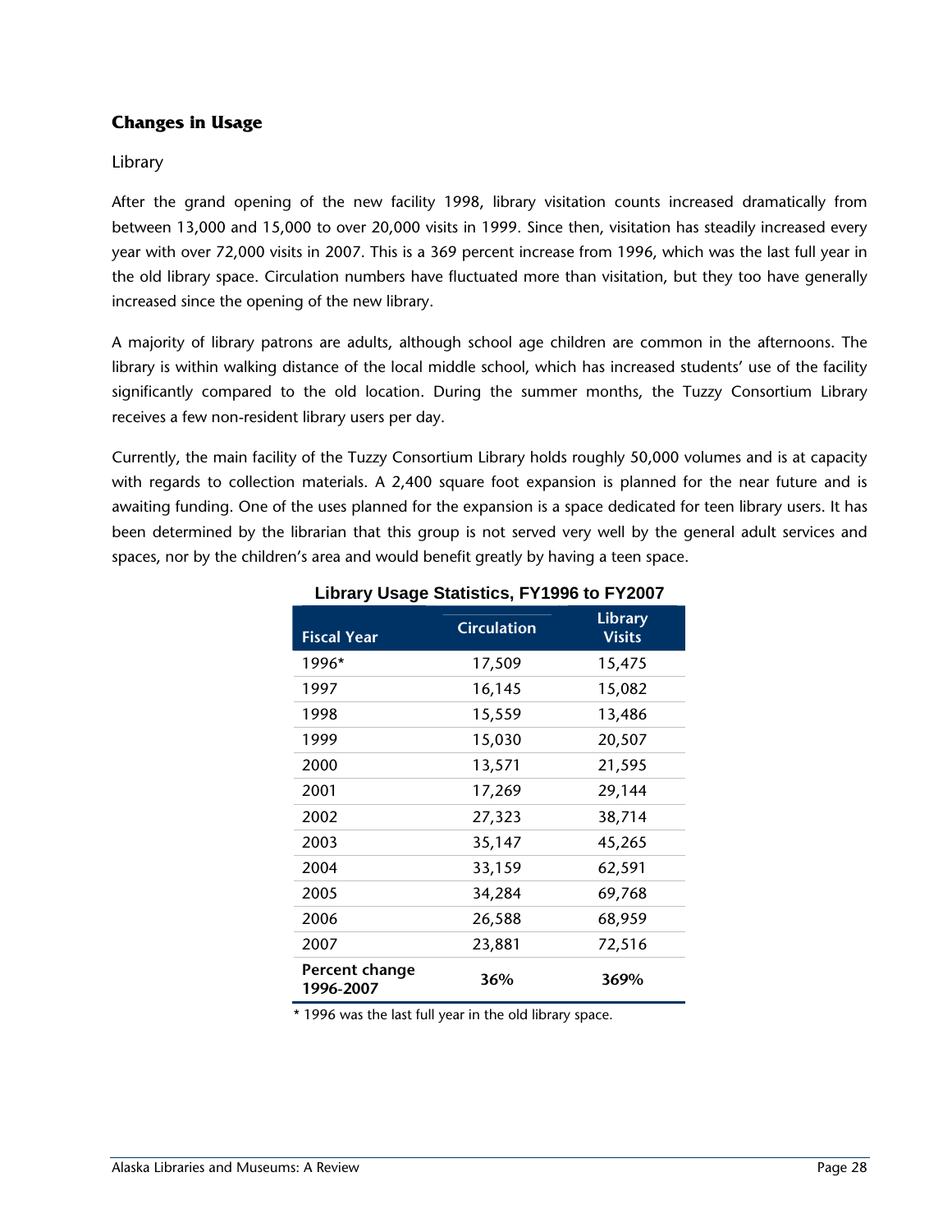## Changes in Usage

### Library

After the grand opening of the new facility 1998, library visitation counts increased dramatically from between 13,000 and 15,000 to over 20,000 visits in 1999. Since then, visitation has steadily increased every year with over 72,000 visits in 2007. This is a 369 percent increase from 1996, which was the last full year in the old library space. Circulation numbers have fluctuated more than visitation, but they too have generally increased since the opening of the new library.

A majority of library patrons are adults, although school age children are common in the afternoons. The library is within walking distance of the local middle school, which has increased students' use of the facility significantly compared to the old location. During the summer months, the Tuzzy Consortium Library receives a few non-resident library users per day.

Currently, the main facility of the Tuzzy Consortium Library holds roughly 50,000 volumes and is at capacity with regards to collection materials. A 2,400 square foot expansion is planned for the near future and is awaiting funding. One of the uses planned for the expansion is a space dedicated for teen library users. It has been determined by the librarian that this group is not served very well by the general adult services and spaces, nor by the children's area and would benefit greatly by having a teen space.

**Library Usage Statistics, FY1996 to FY2007**

| Fiscal Year | Circulation | Library Visits |
|---|---|---|
| 1996* | 17,509 | 15,475 |
| 1997 | 16,145 | 15,082 |
| 1998 | 15,559 | 13,486 |
| 1999 | 15,030 | 20,507 |
| 2000 | 13,571 | 21,595 |
| 2001 | 17,269 | 29,144 |
| 2002 | 27,323 | 38,714 |
| 2003 | 35,147 | 45,265 |
| 2004 | 33,159 | 62,591 |
| 2005 | 34,284 | 69,768 |
| 2006 | 26,588 | 68,959 |
| 2007 | 23,881 | 72,516 |
| **Percent change 1996-2007** | **36%** | **369%** |

* 1996 was the last full year in the old library space.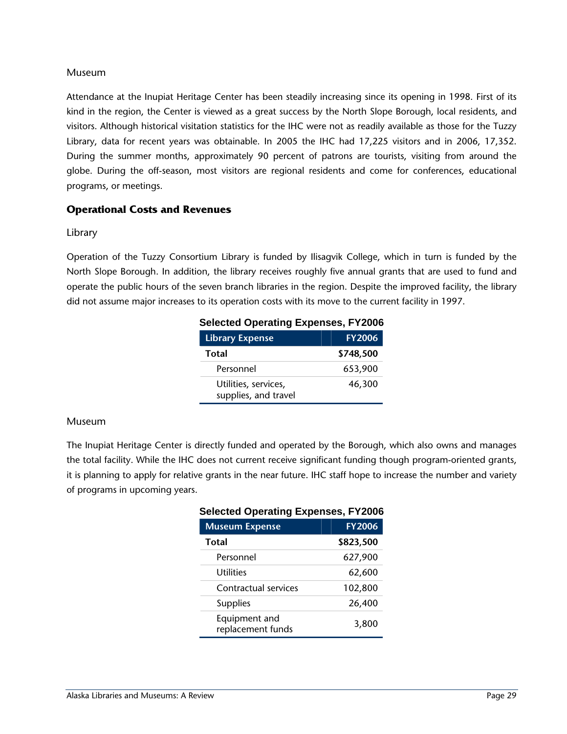### Museum

Attendance at the Inupiat Heritage Center has been steadily increasing since its opening in 1998. First of its kind in the region, the Center is viewed as a great success by the North Slope Borough, local residents, and visitors. Although historical visitation statistics for the IHC were not as readily available as those for the Tuzzy Library, data for recent years was obtainable. In 2005 the IHC had 17,225 visitors and in 2006, 17,352. During the summer months, approximately 90 percent of patrons are tourists, visiting from around the globe. During the off-season, most visitors are regional residents and come for conferences, educational programs, or meetings.

## Operational Costs and Revenues

### Library

Operation of the Tuzzy Consortium Library is funded by Ilisagvik College, which in turn is funded by the North Slope Borough. In addition, the library receives roughly five annual grants that are used to fund and operate the public hours of the seven branch libraries in the region. Despite the improved facility, the library did not assume major increases to its operation costs with its move to the current facility in 1997.

**Selected Operating Expenses, FY2006**

| Library Expense | FY2006 |
|---|---|
| **Total** | **$748,500** |
| Personnel | 653,900 |
| Utilities, services, supplies, and travel | 46,300 |

### Museum

The Inupiat Heritage Center is directly funded and operated by the Borough, which also owns and manages the total facility. While the IHC does not current receive significant funding though program-oriented grants, it is planning to apply for relative grants in the near future. IHC staff hope to increase the number and variety of programs in upcoming years.

**Selected Operating Expenses, FY2006**

| Museum Expense | FY2006 |
|---|---|
| **Total** | **$823,500** |
| Personnel | 627,900 |
| Utilities | 62,600 |
| Contractual services | 102,800 |
| Supplies | 26,400 |
| Equipment and replacement funds | 3,800 |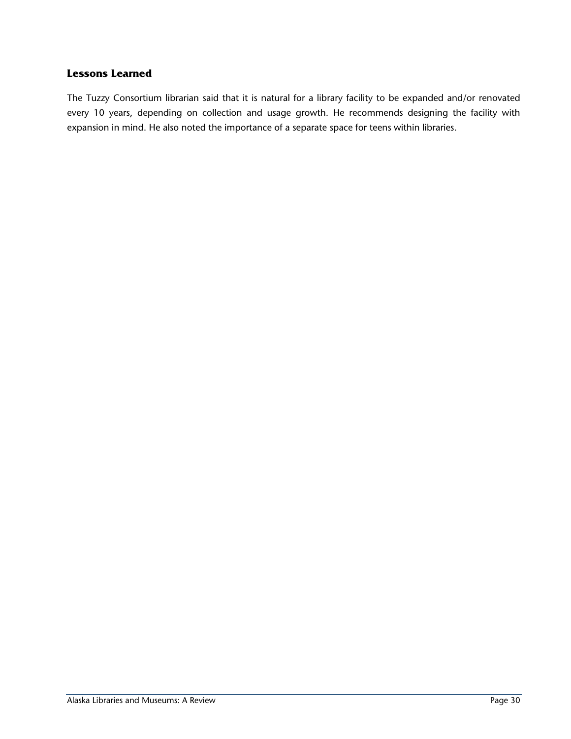### Lessons Learned

The Tuzzy Consortium librarian said that it is natural for a library facility to be expanded and/or renovated every 10 years, depending on collection and usage growth. He recommends designing the facility with expansion in mind. He also noted the importance of a separate space for teens within libraries.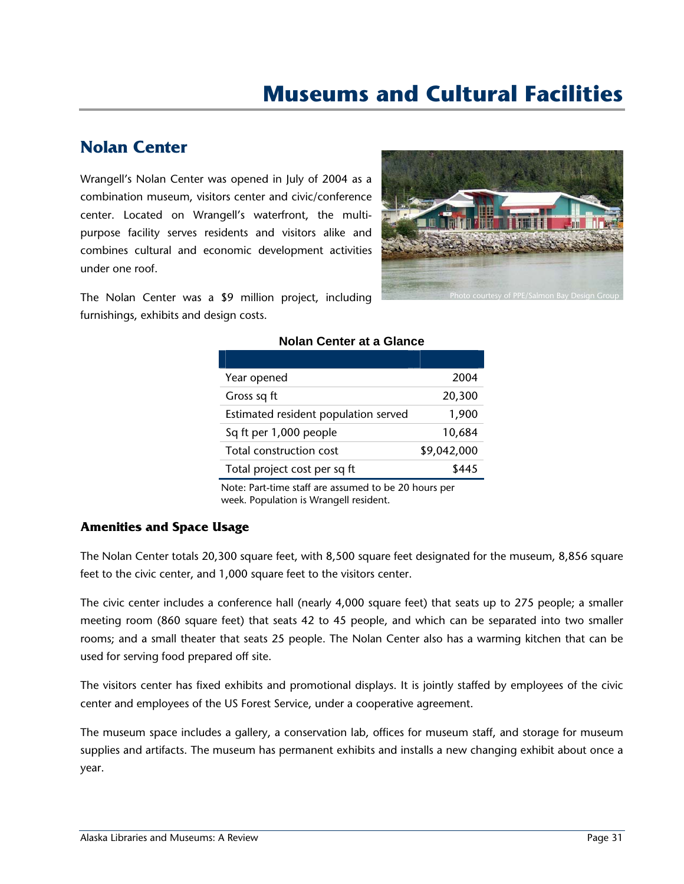# Museums and Cultural Facilities

## Nolan Center

Wrangell's Nolan Center was opened in July of 2004 as a combination museum, visitors center and civic/conference center. Located on Wrangell's waterfront, the multi-purpose facility serves residents and visitors alike and combines cultural and economic development activities under one roof.

Photo courtesy of PPE/Salmon Bay Design Group

The Nolan Center was a $9 million project, including furnishings, exhibits and design costs.

**Nolan Center at a Glance**

| | |
|---|---:|
| Year opened | 2004 |
| Gross sq ft | 20,300 |
| Estimated resident population served | 1,900 |
| Sq ft per 1,000 people | 10,684 |
| Total construction cost | $9,042,000 |
| Total project cost per sq ft | $445 |

Note: Part-time staff are assumed to be 20 hours per week. Population is Wrangell resident.

### Amenities and Space Usage

The Nolan Center totals 20,300 square feet, with 8,500 square feet designated for the museum, 8,856 square feet to the civic center, and 1,000 square feet to the visitors center.

The civic center includes a conference hall (nearly 4,000 square feet) that seats up to 275 people; a smaller meeting room (860 square feet) that seats 42 to 45 people, and which can be separated into two smaller rooms; and a small theater that seats 25 people. The Nolan Center also has a warming kitchen that can be used for serving food prepared off site.

The visitors center has fixed exhibits and promotional displays. It is jointly staffed by employees of the civic center and employees of the US Forest Service, under a cooperative agreement.

The museum space includes a gallery, a conservation lab, offices for museum staff, and storage for museum supplies and artifacts. The museum has permanent exhibits and installs a new changing exhibit about once a year.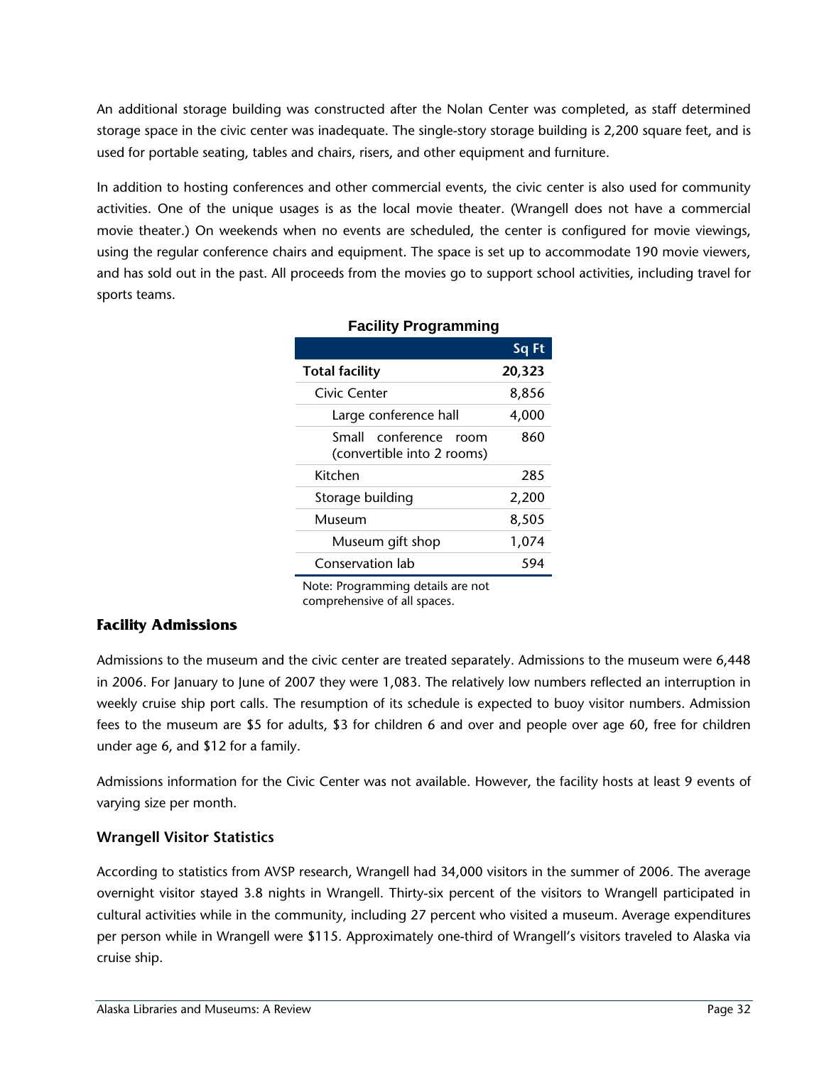An additional storage building was constructed after the Nolan Center was completed, as staff determined storage space in the civic center was inadequate. The single-story storage building is 2,200 square feet, and is used for portable seating, tables and chairs, risers, and other equipment and furniture.

In addition to hosting conferences and other commercial events, the civic center is also used for community activities. One of the unique usages is as the local movie theater. (Wrangell does not have a commercial movie theater.) On weekends when no events are scheduled, the center is configured for movie viewings, using the regular conference chairs and equipment. The space is set up to accommodate 190 movie viewers, and has sold out in the past. All proceeds from the movies go to support school activities, including travel for sports teams.

**Facility Programming**

| | Sq Ft |
|---|---|
| **Total facility** | **20,323** |
| Civic Center | 8,856 |
| Large conference hall | 4,000 |
| Small conference room (convertible into 2 rooms) | 860 |
| Kitchen | 285 |
| Storage building | 2,200 |
| Museum | 8,505 |
| Museum gift shop | 1,074 |
| Conservation lab | 594 |

Note: Programming details are not comprehensive of all spaces.

### Facility Admissions

Admissions to the museum and the civic center are treated separately. Admissions to the museum were 6,448 in 2006. For January to June of 2007 they were 1,083. The relatively low numbers reflected an interruption in weekly cruise ship port calls. The resumption of its schedule is expected to buoy visitor numbers. Admission fees to the museum are $5 for adults, $3 for children 6 and over and people over age 60, free for children under age 6, and $12 for a family.

Admissions information for the Civic Center was not available. However, the facility hosts at least 9 events of varying size per month.

### Wrangell Visitor Statistics

According to statistics from AVSP research, Wrangell had 34,000 visitors in the summer of 2006. The average overnight visitor stayed 3.8 nights in Wrangell. Thirty-six percent of the visitors to Wrangell participated in cultural activities while in the community, including 27 percent who visited a museum. Average expenditures per person while in Wrangell were $115. Approximately one-third of Wrangell's visitors traveled to Alaska via cruise ship.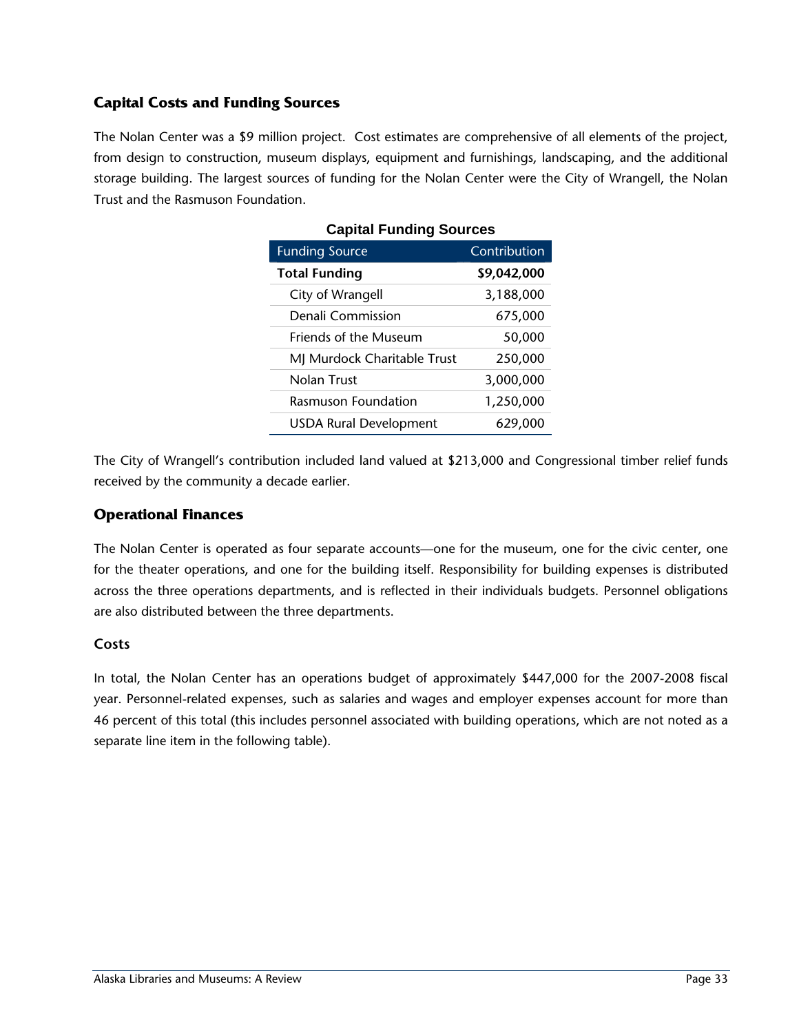## Capital Costs and Funding Sources

The Nolan Center was a $9 million project. Cost estimates are comprehensive of all elements of the project, from design to construction, museum displays, equipment and furnishings, landscaping, and the additional storage building. The largest sources of funding for the Nolan Center were the City of Wrangell, the Nolan Trust and the Rasmuson Foundation.

**Capital Funding Sources**

| Funding Source | Contribution |
|---|---|
| **Total Funding** | **$9,042,000** |
| City of Wrangell | 3,188,000 |
| Denali Commission | 675,000 |
| Friends of the Museum | 50,000 |
| MJ Murdock Charitable Trust | 250,000 |
| Nolan Trust | 3,000,000 |
| Rasmuson Foundation | 1,250,000 |
| USDA Rural Development | 629,000 |

The City of Wrangell's contribution included land valued at $213,000 and Congressional timber relief funds received by the community a decade earlier.

## Operational Finances

The Nolan Center is operated as four separate accounts—one for the museum, one for the civic center, one for the theater operations, and one for the building itself. Responsibility for building expenses is distributed across the three operations departments, and is reflected in their individuals budgets. Personnel obligations are also distributed between the three departments.

### Costs

In total, the Nolan Center has an operations budget of approximately $447,000 for the 2007-2008 fiscal year. Personnel-related expenses, such as salaries and wages and employer expenses account for more than 46 percent of this total (this includes personnel associated with building operations, which are not noted as a separate line item in the following table).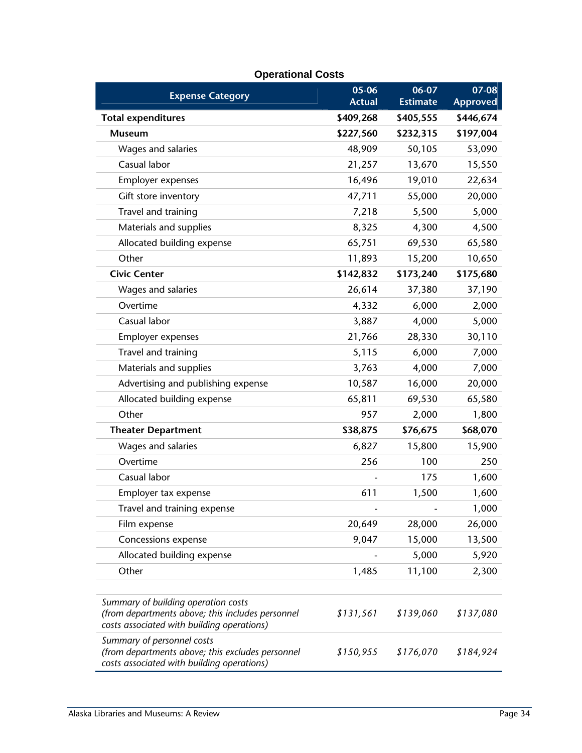### Operational Costs

| Expense Category | 05-06 Actual | 06-07 Estimate | 07-08 Approved |
|---|---|---|---|
| **Total expenditures** | **$409,268** | **$405,555** | **$446,674** |
| **Museum** | **$227,560** | **$232,315** | **$197,004** |
| Wages and salaries | 48,909 | 50,105 | 53,090 |
| Casual labor | 21,257 | 13,670 | 15,550 |
| Employer expenses | 16,496 | 19,010 | 22,634 |
| Gift store inventory | 47,711 | 55,000 | 20,000 |
| Travel and training | 7,218 | 5,500 | 5,000 |
| Materials and supplies | 8,325 | 4,300 | 4,500 |
| Allocated building expense | 65,751 | 69,530 | 65,580 |
| Other | 11,893 | 15,200 | 10,650 |
| **Civic Center** | **$142,832** | **$173,240** | **$175,680** |
| Wages and salaries | 26,614 | 37,380 | 37,190 |
| Overtime | 4,332 | 6,000 | 2,000 |
| Casual labor | 3,887 | 4,000 | 5,000 |
| Employer expenses | 21,766 | 28,330 | 30,110 |
| Travel and training | 5,115 | 6,000 | 7,000 |
| Materials and supplies | 3,763 | 4,000 | 7,000 |
| Advertising and publishing expense | 10,587 | 16,000 | 20,000 |
| Allocated building expense | 65,811 | 69,530 | 65,580 |
| Other | 957 | 2,000 | 1,800 |
| **Theater Department** | **$38,875** | **$76,675** | **$68,070** |
| Wages and salaries | 6,827 | 15,800 | 15,900 |
| Overtime | 256 | 100 | 250 |
| Casual labor | - | 175 | 1,600 |
| Employer tax expense | 611 | 1,500 | 1,600 |
| Travel and training expense | - | - | 1,000 |
| Film expense | 20,649 | 28,000 | 26,000 |
| Concessions expense | 9,047 | 15,000 | 13,500 |
| Allocated building expense | - | 5,000 | 5,920 |
| Other | 1,485 | 11,100 | 2,300 |
| *Summary of building operation costs (from departments above; this includes personnel costs associated with building operations)* | *$131,561* | *$139,060* | *$137,080* |
| *Summary of personnel costs (from departments above; this excludes personnel costs associated with building operations)* | *$150,955* | *$176,070* | *$184,924* |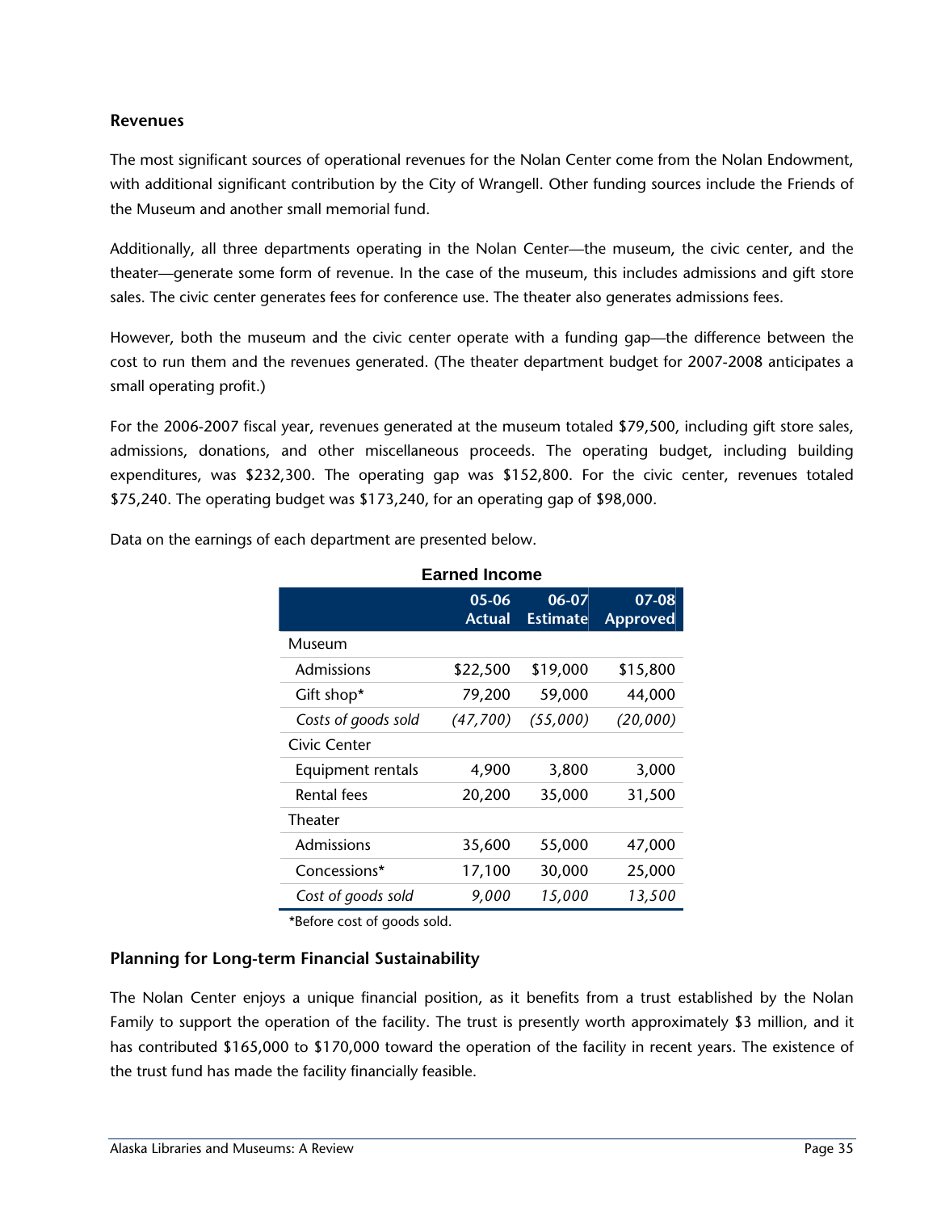### Revenues

The most significant sources of operational revenues for the Nolan Center come from the Nolan Endowment, with additional significant contribution by the City of Wrangell. Other funding sources include the Friends of the Museum and another small memorial fund.

Additionally, all three departments operating in the Nolan Center—the museum, the civic center, and the theater—generate some form of revenue. In the case of the museum, this includes admissions and gift store sales. The civic center generates fees for conference use. The theater also generates admissions fees.

However, both the museum and the civic center operate with a funding gap—the difference between the cost to run them and the revenues generated. (The theater department budget for 2007-2008 anticipates a small operating profit.)

For the 2006-2007 fiscal year, revenues generated at the museum totaled $79,500, including gift store sales, admissions, donations, and other miscellaneous proceeds. The operating budget, including building expenditures, was $232,300. The operating gap was $152,800. For the civic center, revenues totaled $75,240. The operating budget was $173,240, for an operating gap of $98,000.

Data on the earnings of each department are presented below.

**Earned Income**

| | 05-06 Actual | 06-07 Estimate | 07-08 Approved |
|---|---|---|---|
| Museum | | | |
| Admissions | $22,500 | $19,000 | $15,800 |
| Gift shop* | 79,200 | 59,000 | 44,000 |
| *Costs of goods sold* | *(47,700)* | *(55,000)* | *(20,000)* |
| Civic Center | | | |
| Equipment rentals | 4,900 | 3,800 | 3,000 |
| Rental fees | 20,200 | 35,000 | 31,500 |
| Theater | | | |
| Admissions | 35,600 | 55,000 | 47,000 |
| Concessions* | 17,100 | 30,000 | 25,000 |
| *Cost of goods sold* | *9,000* | *15,000* | *13,500* |

*Before cost of goods sold.

### Planning for Long-term Financial Sustainability

The Nolan Center enjoys a unique financial position, as it benefits from a trust established by the Nolan Family to support the operation of the facility. The trust is presently worth approximately $3 million, and it has contributed $165,000 to $170,000 toward the operation of the facility in recent years. The existence of the trust fund has made the facility financially feasible.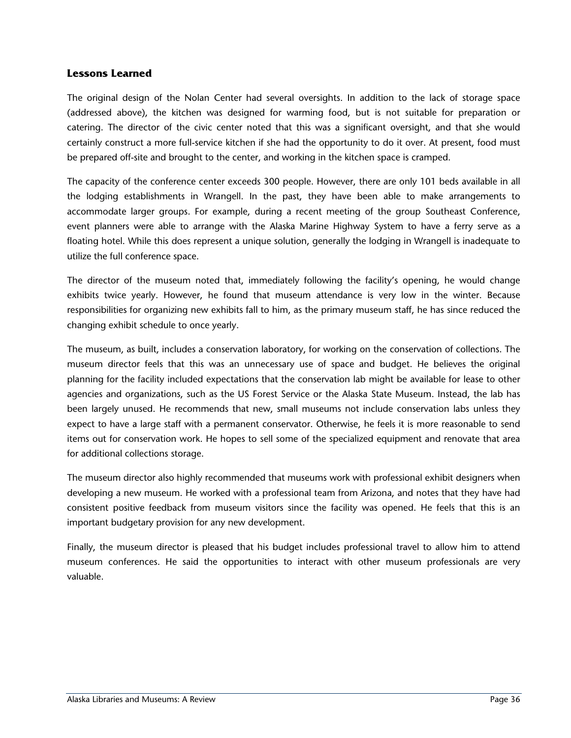## Lessons Learned

The original design of the Nolan Center had several oversights. In addition to the lack of storage space (addressed above), the kitchen was designed for warming food, but is not suitable for preparation or catering. The director of the civic center noted that this was a significant oversight, and that she would certainly construct a more full-service kitchen if she had the opportunity to do it over. At present, food must be prepared off-site and brought to the center, and working in the kitchen space is cramped.

The capacity of the conference center exceeds 300 people. However, there are only 101 beds available in all the lodging establishments in Wrangell. In the past, they have been able to make arrangements to accommodate larger groups. For example, during a recent meeting of the group Southeast Conference, event planners were able to arrange with the Alaska Marine Highway System to have a ferry serve as a floating hotel. While this does represent a unique solution, generally the lodging in Wrangell is inadequate to utilize the full conference space.

The director of the museum noted that, immediately following the facility's opening, he would change exhibits twice yearly. However, he found that museum attendance is very low in the winter. Because responsibilities for organizing new exhibits fall to him, as the primary museum staff, he has since reduced the changing exhibit schedule to once yearly.

The museum, as built, includes a conservation laboratory, for working on the conservation of collections. The museum director feels that this was an unnecessary use of space and budget. He believes the original planning for the facility included expectations that the conservation lab might be available for lease to other agencies and organizations, such as the US Forest Service or the Alaska State Museum. Instead, the lab has been largely unused. He recommends that new, small museums not include conservation labs unless they expect to have a large staff with a permanent conservator. Otherwise, he feels it is more reasonable to send items out for conservation work. He hopes to sell some of the specialized equipment and renovate that area for additional collections storage.

The museum director also highly recommended that museums work with professional exhibit designers when developing a new museum. He worked with a professional team from Arizona, and notes that they have had consistent positive feedback from museum visitors since the facility was opened. He feels that this is an important budgetary provision for any new development.

Finally, the museum director is pleased that his budget includes professional travel to allow him to attend museum conferences. He said the opportunities to interact with other museum professionals are very valuable.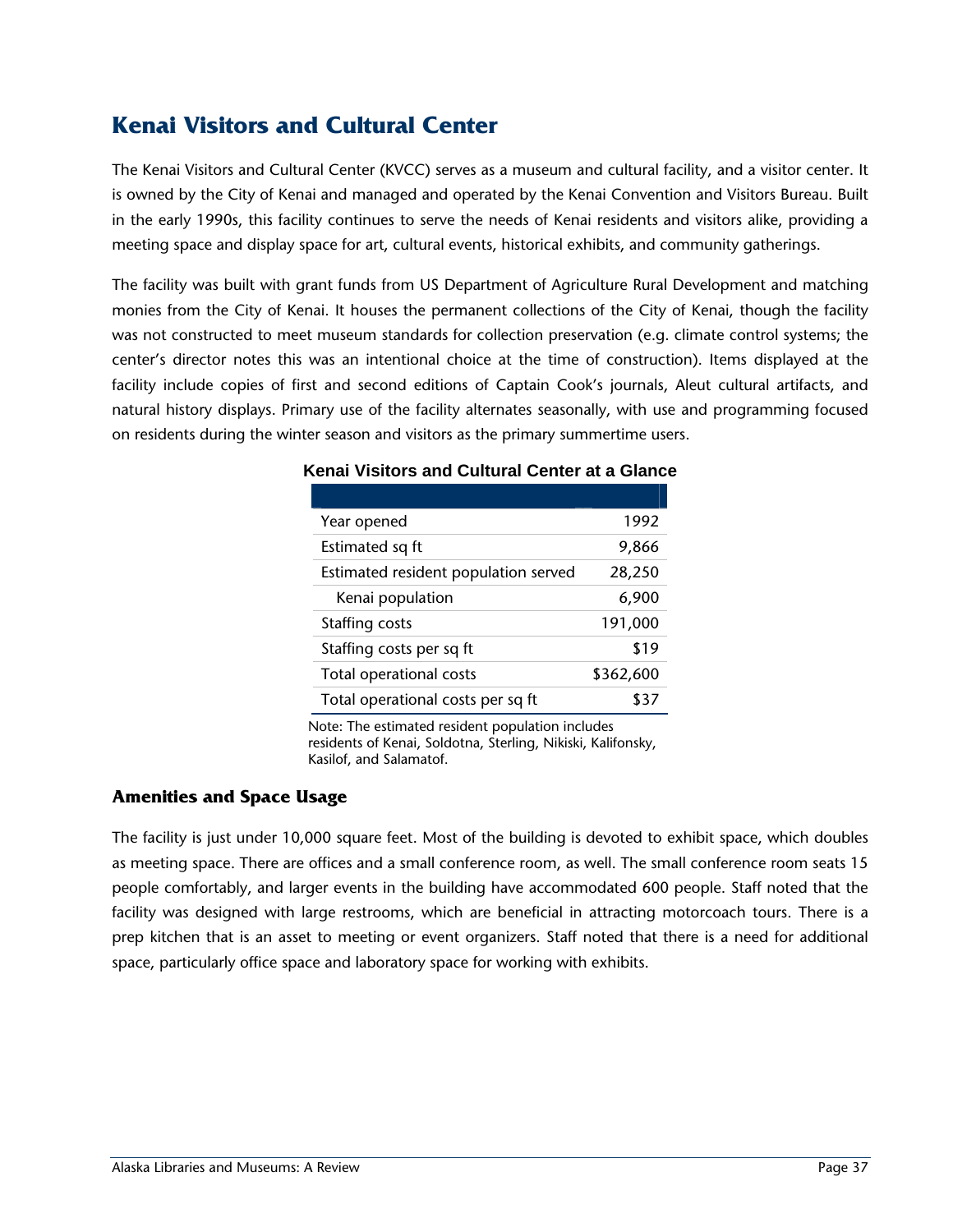# Kenai Visitors and Cultural Center

The Kenai Visitors and Cultural Center (KVCC) serves as a museum and cultural facility, and a visitor center. It is owned by the City of Kenai and managed and operated by the Kenai Convention and Visitors Bureau. Built in the early 1990s, this facility continues to serve the needs of Kenai residents and visitors alike, providing a meeting space and display space for art, cultural events, historical exhibits, and community gatherings.

The facility was built with grant funds from US Department of Agriculture Rural Development and matching monies from the City of Kenai. It houses the permanent collections of the City of Kenai, though the facility was not constructed to meet museum standards for collection preservation (e.g. climate control systems; the center's director notes this was an intentional choice at the time of construction). Items displayed at the facility include copies of first and second editions of Captain Cook's journals, Aleut cultural artifacts, and natural history displays. Primary use of the facility alternates seasonally, with use and programming focused on residents during the winter season and visitors as the primary summertime users.

**Kenai Visitors and Cultural Center at a Glance**

| | |
|---|---|
| Year opened | 1992 |
| Estimated sq ft | 9,866 |
| Estimated resident population served | 28,250 |
| Kenai population | 6,900 |
| Staffing costs | 191,000 |
| Staffing costs per sq ft | \$19 |
| Total operational costs | \$362,600 |
| Total operational costs per sq ft | \$37 |

Note: The estimated resident population includes residents of Kenai, Soldotna, Sterling, Nikiski, Kalifonsky, Kasilof, and Salamatof.

### Amenities and Space Usage

The facility is just under 10,000 square feet. Most of the building is devoted to exhibit space, which doubles as meeting space. There are offices and a small conference room, as well. The small conference room seats 15 people comfortably, and larger events in the building have accommodated 600 people. Staff noted that the facility was designed with large restrooms, which are beneficial in attracting motorcoach tours. There is a prep kitchen that is an asset to meeting or event organizers. Staff noted that there is a need for additional space, particularly office space and laboratory space for working with exhibits.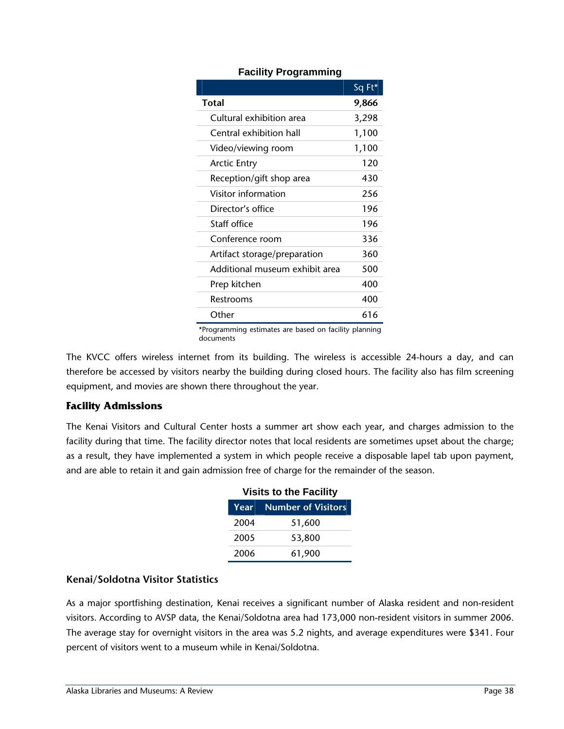**Facility Programming**

| | Sq Ft* |
|---|---|
| **Total** | **9,866** |
| Cultural exhibition area | 3,298 |
| Central exhibition hall | 1,100 |
| Video/viewing room | 1,100 |
| Arctic Entry | 120 |
| Reception/gift shop area | 430 |
| Visitor information | 256 |
| Director's office | 196 |
| Staff office | 196 |
| Conference room | 336 |
| Artifact storage/preparation | 360 |
| Additional museum exhibit area | 500 |
| Prep kitchen | 400 |
| Restrooms | 400 |
| Other | 616 |

*Programming estimates are based on facility planning documents

The KVCC offers wireless internet from its building. The wireless is accessible 24-hours a day, and can therefore be accessed by visitors nearby the building during closed hours. The facility also has film screening equipment, and movies are shown there throughout the year.

### Facility Admissions

The Kenai Visitors and Cultural Center hosts a summer art show each year, and charges admission to the facility during that time. The facility director notes that local residents are sometimes upset about the charge; as a result, they have implemented a system in which people receive a disposable lapel tab upon payment, and are able to retain it and gain admission free of charge for the remainder of the season.

**Visits to the Facility**

| Year | Number of Visitors |
|---|---|
| 2004 | 51,600 |
| 2005 | 53,800 |
| 2006 | 61,900 |

### Kenai/Soldotna Visitor Statistics

As a major sportfishing destination, Kenai receives a significant number of Alaska resident and non-resident visitors. According to AVSP data, the Kenai/Soldotna area had 173,000 non-resident visitors in summer 2006. The average stay for overnight visitors in the area was 5.2 nights, and average expenditures were $341. Four percent of visitors went to a museum while in Kenai/Soldotna.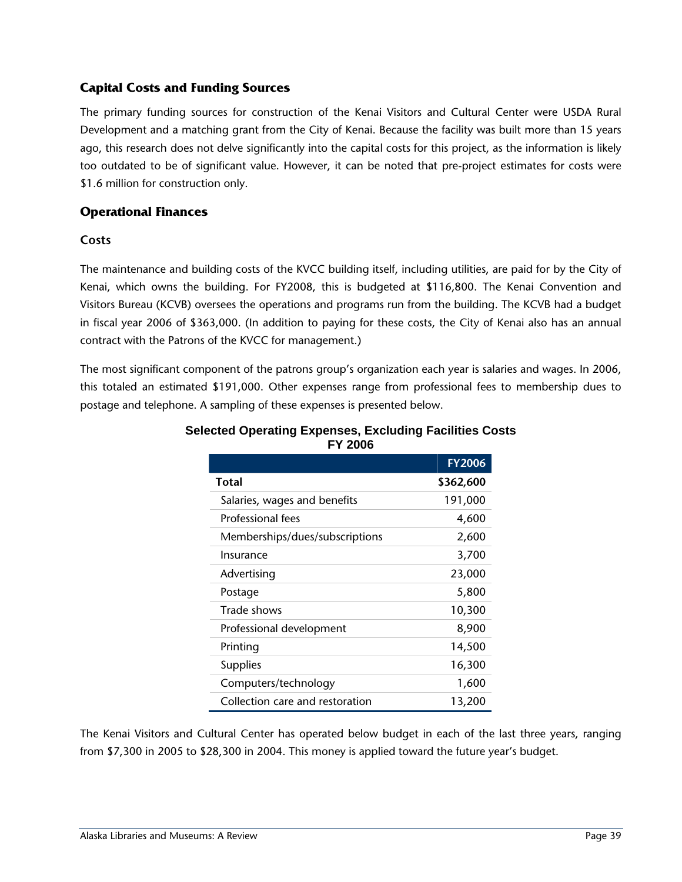## Capital Costs and Funding Sources

The primary funding sources for construction of the Kenai Visitors and Cultural Center were USDA Rural Development and a matching grant from the City of Kenai. Because the facility was built more than 15 years ago, this research does not delve significantly into the capital costs for this project, as the information is likely too outdated to be of significant value. However, it can be noted that pre-project estimates for costs were $1.6 million for construction only.

## Operational Finances

### Costs

The maintenance and building costs of the KVCC building itself, including utilities, are paid for by the City of Kenai, which owns the building. For FY2008, this is budgeted at $116,800. The Kenai Convention and Visitors Bureau (KCVB) oversees the operations and programs run from the building. The KCVB had a budget in fiscal year 2006 of $363,000. (In addition to paying for these costs, the City of Kenai also has an annual contract with the Patrons of the KVCC for management.)

The most significant component of the patrons group's organization each year is salaries and wages. In 2006, this totaled an estimated $191,000. Other expenses range from professional fees to membership dues to postage and telephone. A sampling of these expenses is presented below.

**Selected Operating Expenses, Excluding Facilities Costs FY 2006**

| | FY2006 |
|---|---|
| **Total** | **$362,600** |
| Salaries, wages and benefits | 191,000 |
| Professional fees | 4,600 |
| Memberships/dues/subscriptions | 2,600 |
| Insurance | 3,700 |
| Advertising | 23,000 |
| Postage | 5,800 |
| Trade shows | 10,300 |
| Professional development | 8,900 |
| Printing | 14,500 |
| Supplies | 16,300 |
| Computers/technology | 1,600 |
| Collection care and restoration | 13,200 |

The Kenai Visitors and Cultural Center has operated below budget in each of the last three years, ranging from $7,300 in 2005 to $28,300 in 2004. This money is applied toward the future year's budget.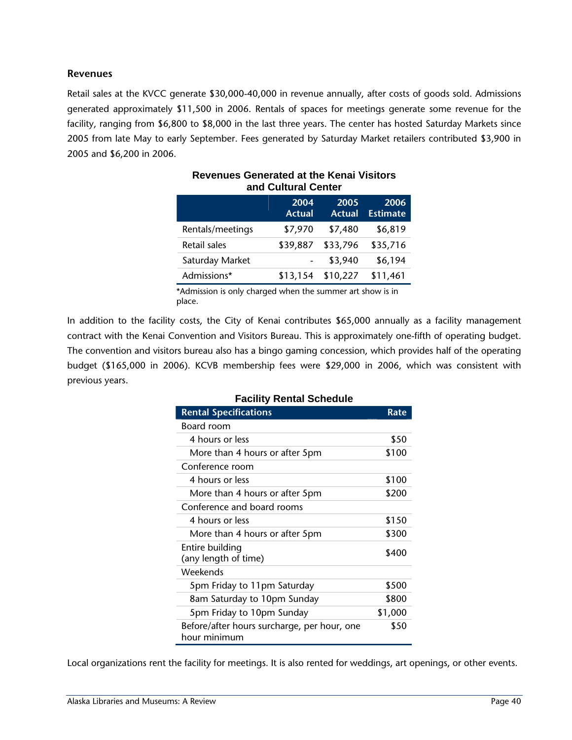### Revenues

Retail sales at the KVCC generate $30,000-40,000 in revenue annually, after costs of goods sold. Admissions generated approximately $11,500 in 2006. Rentals of spaces for meetings generate some revenue for the facility, ranging from $6,800 to $8,000 in the last three years. The center has hosted Saturday Markets since 2005 from late May to early September. Fees generated by Saturday Market retailers contributed $3,900 in 2005 and $6,200 in 2006.

**Revenues Generated at the Kenai Visitors and Cultural Center**

| | 2004 Actual | 2005 Actual | 2006 Estimate |
|---|---|---|---|
| Rentals/meetings | $7,970 | $7,480 | $6,819 |
| Retail sales | $39,887 | $33,796 | $35,716 |
| Saturday Market | - | $3,940 | $6,194 |
| Admissions* | $13,154 | $10,227 | $11,461 |

*Admission is only charged when the summer art show is in place.

In addition to the facility costs, the City of Kenai contributes $65,000 annually as a facility management contract with the Kenai Convention and Visitors Bureau. This is approximately one-fifth of operating budget. The convention and visitors bureau also has a bingo gaming concession, which provides half of the operating budget ($165,000 in 2006). KCVB membership fees were $29,000 in 2006, which was consistent with previous years.

**Facility Rental Schedule**

| Rental Specifications | Rate |
|---|---|
| Board room | |
| 4 hours or less | $50 |
| More than 4 hours or after 5pm | $100 |
| Conference room | |
| 4 hours or less | $100 |
| More than 4 hours or after 5pm | $200 |
| Conference and board rooms | |
| 4 hours or less | $150 |
| More than 4 hours or after 5pm | $300 |
| Entire building (any length of time) | $400 |
| Weekends | |
| 5pm Friday to 11pm Saturday | $500 |
| 8am Saturday to 10pm Sunday | $800 |
| 5pm Friday to 10pm Sunday | $1,000 |
| Before/after hours surcharge, per hour, one hour minimum | $50 |

Local organizations rent the facility for meetings. It is also rented for weddings, art openings, or other events.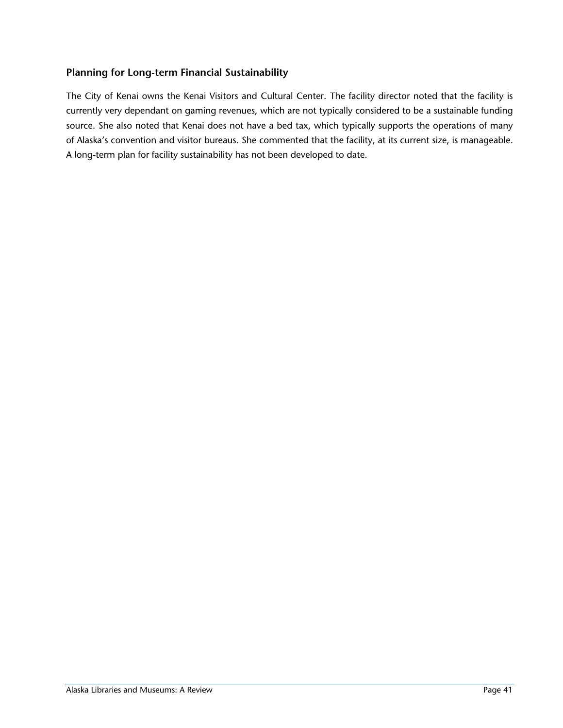### Planning for Long-term Financial Sustainability

The City of Kenai owns the Kenai Visitors and Cultural Center. The facility director noted that the facility is currently very dependant on gaming revenues, which are not typically considered to be a sustainable funding source. She also noted that Kenai does not have a bed tax, which typically supports the operations of many of Alaska's convention and visitor bureaus. She commented that the facility, at its current size, is manageable. A long-term plan for facility sustainability has not been developed to date.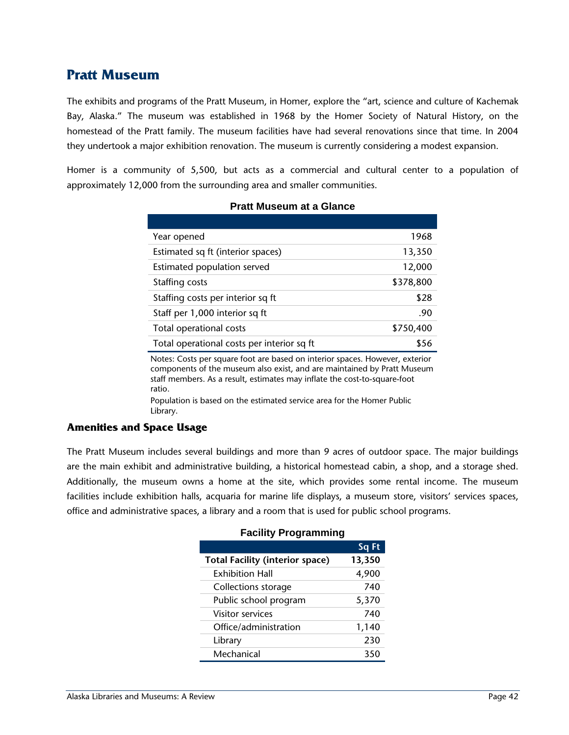# Pratt Museum

The exhibits and programs of the Pratt Museum, in Homer, explore the "art, science and culture of Kachemak Bay, Alaska." The museum was established in 1968 by the Homer Society of Natural History, on the homestead of the Pratt family. The museum facilities have had several renovations since that time. In 2004 they undertook a major exhibition renovation. The museum is currently considering a modest expansion.

Homer is a community of 5,500, but acts as a commercial and cultural center to a population of approximately 12,000 from the surrounding area and smaller communities.

**Pratt Museum at a Glance**

| | |
|---|---:|
| Year opened | 1968 |
| Estimated sq ft (interior spaces) | 13,350 |
| Estimated population served | 12,000 |
| Staffing costs | $378,800 |
| Staffing costs per interior sq ft | $28 |
| Staff per 1,000 interior sq ft | .90 |
| Total operational costs | $750,400 |
| Total operational costs per interior sq ft | $56 |

Notes: Costs per square foot are based on interior spaces. However, exterior components of the museum also exist, and are maintained by Pratt Museum staff members. As a result, estimates may inflate the cost-to-square-foot ratio.

Population is based on the estimated service area for the Homer Public Library.

## Amenities and Space Usage

The Pratt Museum includes several buildings and more than 9 acres of outdoor space. The major buildings are the main exhibit and administrative building, a historical homestead cabin, a shop, and a storage shed. Additionally, the museum owns a home at the site, which provides some rental income. The museum facilities include exhibition halls, acquaria for marine life displays, a museum store, visitors' services spaces, office and administrative spaces, a library and a room that is used for public school programs.

**Facility Programming**

| | Sq Ft |
|---|---:|
| **Total Facility (interior space)** | **13,350** |
| Exhibition Hall | 4,900 |
| Collections storage | 740 |
| Public school program | 5,370 |
| Visitor services | 740 |
| Office/administration | 1,140 |
| Library | 230 |
| Mechanical | 350 |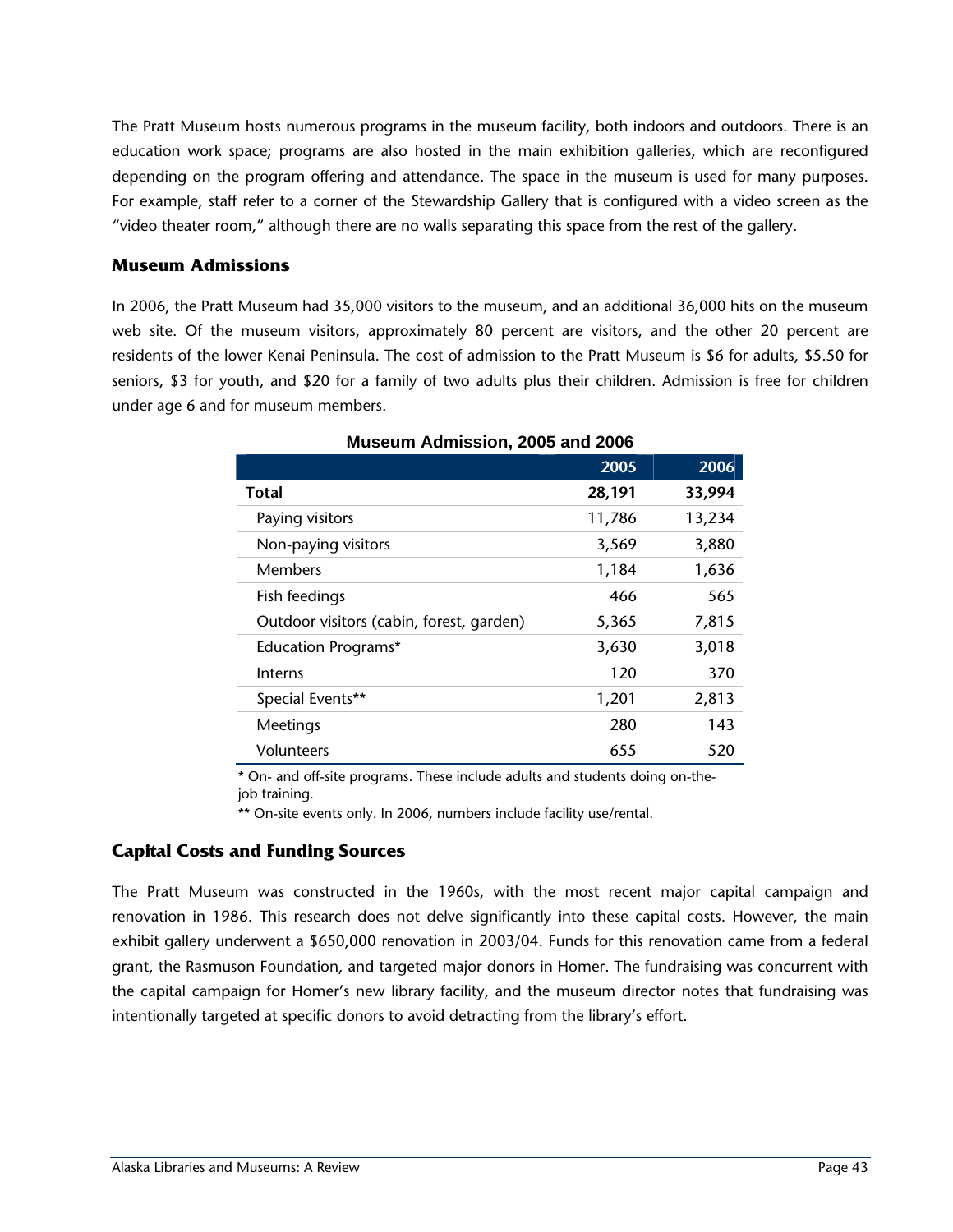The Pratt Museum hosts numerous programs in the museum facility, both indoors and outdoors. There is an education work space; programs are also hosted in the main exhibition galleries, which are reconfigured depending on the program offering and attendance. The space in the museum is used for many purposes. For example, staff refer to a corner of the Stewardship Gallery that is configured with a video screen as the "video theater room," although there are no walls separating this space from the rest of the gallery.

### Museum Admissions

In 2006, the Pratt Museum had 35,000 visitors to the museum, and an additional 36,000 hits on the museum web site. Of the museum visitors, approximately 80 percent are visitors, and the other 20 percent are residents of the lower Kenai Peninsula. The cost of admission to the Pratt Museum is $6 for adults, $5.50 for seniors, $3 for youth, and $20 for a family of two adults plus their children. Admission is free for children under age 6 and for museum members.

**Museum Admission, 2005 and 2006**

| | 2005 | 2006 |
|---|---|---|
| **Total** | **28,191** | **33,994** |
| Paying visitors | 11,786 | 13,234 |
| Non-paying visitors | 3,569 | 3,880 |
| Members | 1,184 | 1,636 |
| Fish feedings | 466 | 565 |
| Outdoor visitors (cabin, forest, garden) | 5,365 | 7,815 |
| Education Programs* | 3,630 | 3,018 |
| Interns | 120 | 370 |
| Special Events** | 1,201 | 2,813 |
| Meetings | 280 | 143 |
| Volunteers | 655 | 520 |

* On- and off-site programs. These include adults and students doing on-the-job training.

** On-site events only. In 2006, numbers include facility use/rental.

### Capital Costs and Funding Sources

The Pratt Museum was constructed in the 1960s, with the most recent major capital campaign and renovation in 1986. This research does not delve significantly into these capital costs. However, the main exhibit gallery underwent a $650,000 renovation in 2003/04. Funds for this renovation came from a federal grant, the Rasmuson Foundation, and targeted major donors in Homer. The fundraising was concurrent with the capital campaign for Homer's new library facility, and the museum director notes that fundraising was intentionally targeted at specific donors to avoid detracting from the library's effort.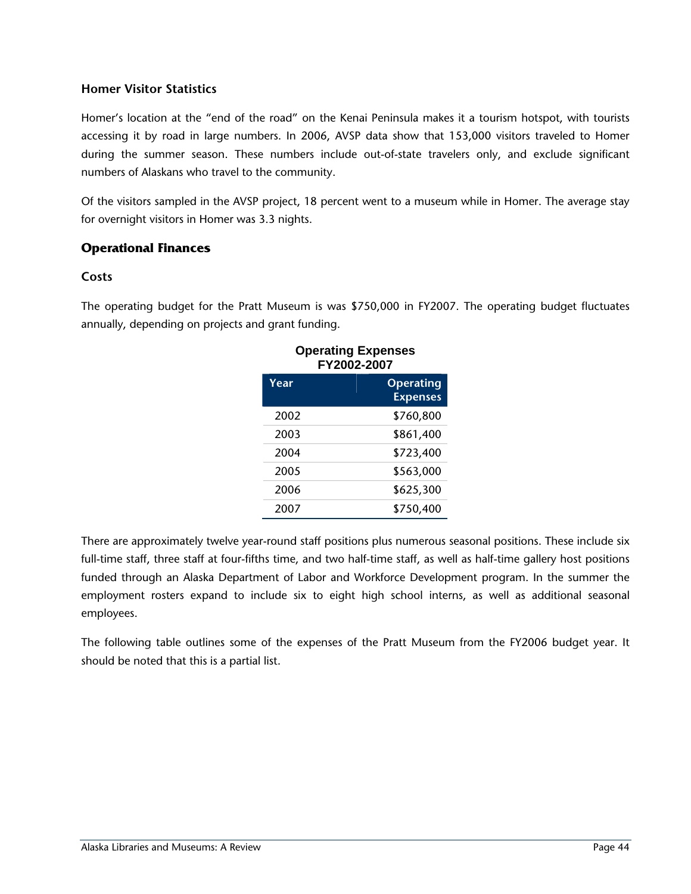### Homer Visitor Statistics

Homer's location at the "end of the road" on the Kenai Peninsula makes it a tourism hotspot, with tourists accessing it by road in large numbers. In 2006, AVSP data show that 153,000 visitors traveled to Homer during the summer season. These numbers include out-of-state travelers only, and exclude significant numbers of Alaskans who travel to the community.

Of the visitors sampled in the AVSP project, 18 percent went to a museum while in Homer. The average stay for overnight visitors in Homer was 3.3 nights.

## Operational Finances

### Costs

The operating budget for the Pratt Museum is was $750,000 in FY2007. The operating budget fluctuates annually, depending on projects and grant funding.

**Operating Expenses FY2002-2007**

| Year | Operating Expenses |
|---|---|
| 2002 | $760,800 |
| 2003 | $861,400 |
| 2004 | $723,400 |
| 2005 | $563,000 |
| 2006 | $625,300 |
| 2007 | $750,400 |

There are approximately twelve year-round staff positions plus numerous seasonal positions. These include six full-time staff, three staff at four-fifths time, and two half-time staff, as well as half-time gallery host positions funded through an Alaska Department of Labor and Workforce Development program. In the summer the employment rosters expand to include six to eight high school interns, as well as additional seasonal employees.

The following table outlines some of the expenses of the Pratt Museum from the FY2006 budget year. It should be noted that this is a partial list.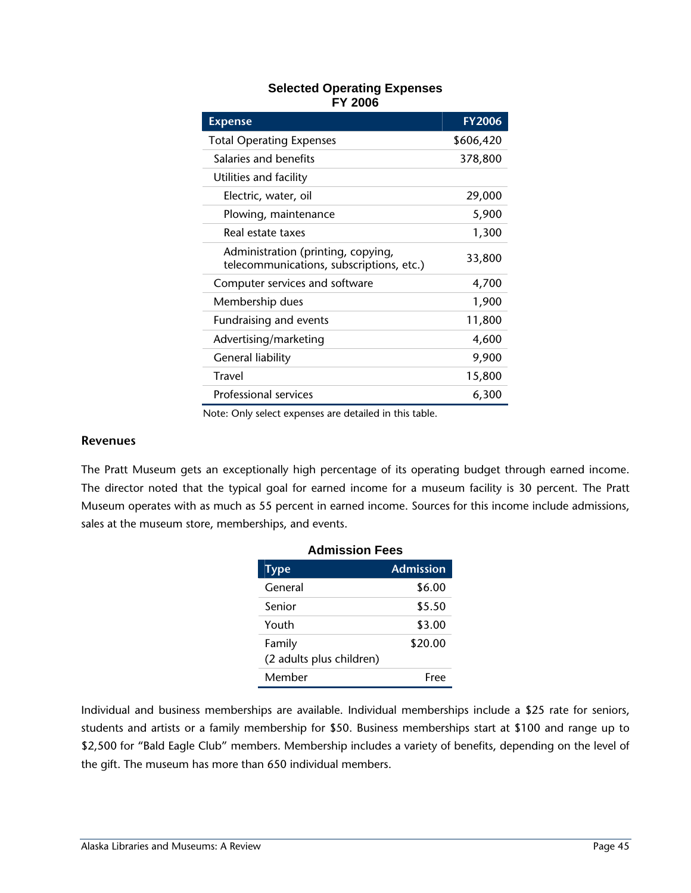**Selected Operating Expenses FY 2006**

| Expense | FY2006 |
|---|---|
| Total Operating Expenses | $606,420 |
| Salaries and benefits | 378,800 |
| Utilities and facility | |
| Electric, water, oil | 29,000 |
| Plowing, maintenance | 5,900 |
| Real estate taxes | 1,300 |
| Administration (printing, copying, telecommunications, subscriptions, etc.) | 33,800 |
| Computer services and software | 4,700 |
| Membership dues | 1,900 |
| Fundraising and events | 11,800 |
| Advertising/marketing | 4,600 |
| General liability | 9,900 |
| Travel | 15,800 |
| Professional services | 6,300 |

Note: Only select expenses are detailed in this table.

### Revenues

The Pratt Museum gets an exceptionally high percentage of its operating budget through earned income. The director noted that the typical goal for earned income for a museum facility is 30 percent. The Pratt Museum operates with as much as 55 percent in earned income. Sources for this income include admissions, sales at the museum store, memberships, and events.

**Admission Fees**

| Type | Admission |
|---|---|
| General | $6.00 |
| Senior | $5.50 |
| Youth | $3.00 |
| Family (2 adults plus children) | $20.00 |
| Member | Free |

Individual and business memberships are available. Individual memberships include a $25 rate for seniors, students and artists or a family membership for $50. Business memberships start at $100 and range up to $2,500 for "Bald Eagle Club" members. Membership includes a variety of benefits, depending on the level of the gift. The museum has more than 650 individual members.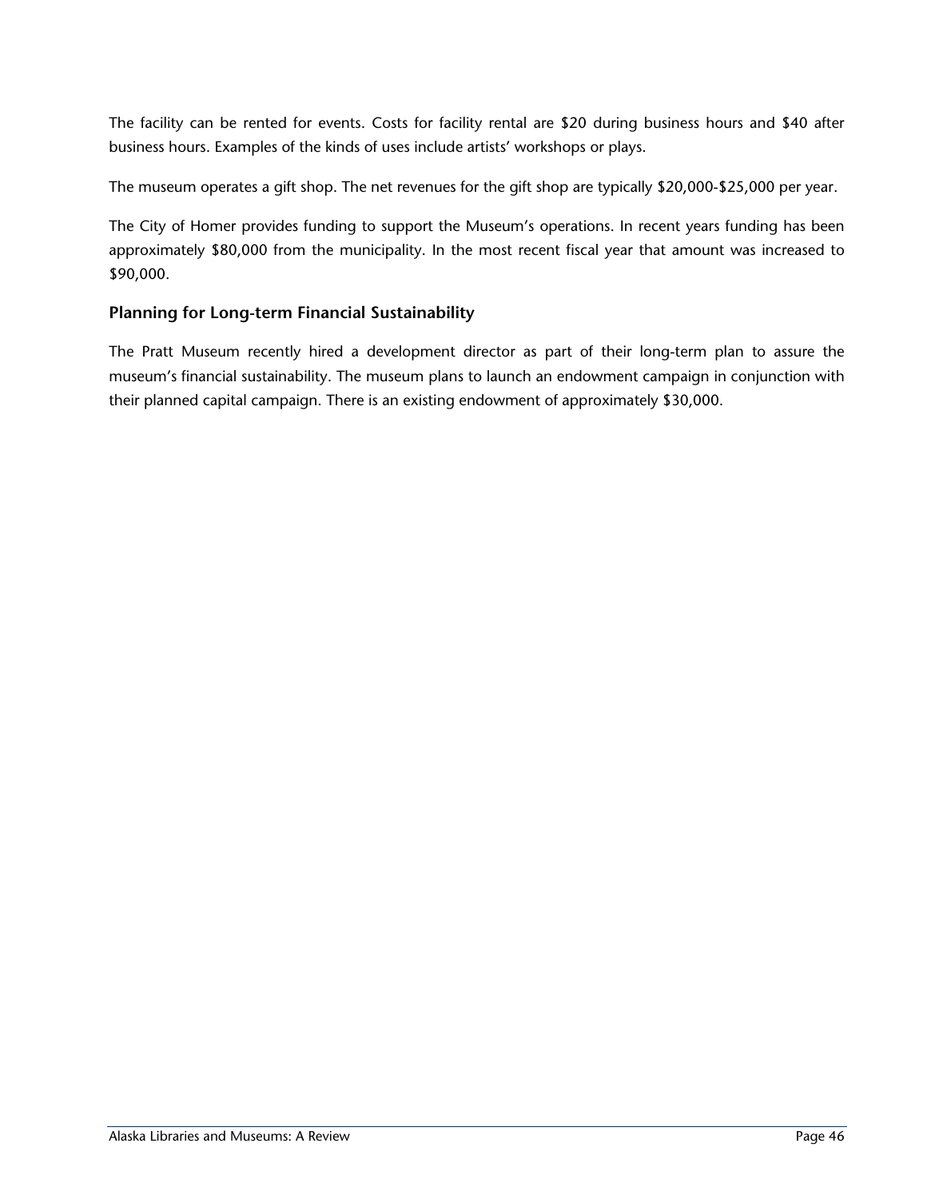The facility can be rented for events. Costs for facility rental are $20 during business hours and $40 after business hours. Examples of the kinds of uses include artists' workshops or plays.

The museum operates a gift shop. The net revenues for the gift shop are typically $20,000-$25,000 per year.

The City of Homer provides funding to support the Museum's operations. In recent years funding has been approximately $80,000 from the municipality. In the most recent fiscal year that amount was increased to $90,000.

### Planning for Long-term Financial Sustainability

The Pratt Museum recently hired a development director as part of their long-term plan to assure the museum's financial sustainability. The museum plans to launch an endowment campaign in conjunction with their planned capital campaign. There is an existing endowment of approximately $30,000.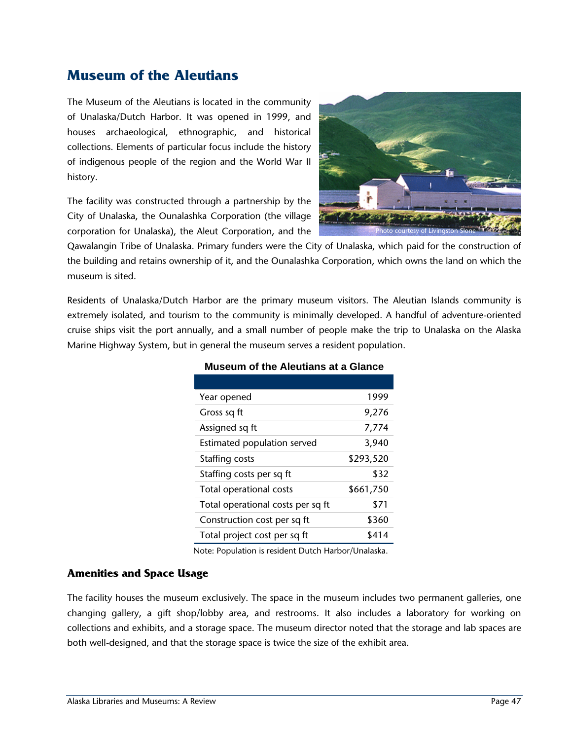# Museum of the Aleutians

The Museum of the Aleutians is located in the community of Unalaska/Dutch Harbor. It was opened in 1999, and houses archaeological, ethnographic, and historical collections. Elements of particular focus include the history of indigenous people of the region and the World War II history.

Photo courtesy of Livingston Slone

The facility was constructed through a partnership by the City of Unalaska, the Ounalashka Corporation (the village corporation for Unalaska), the Aleut Corporation, and the Qawalangin Tribe of Unalaska. Primary funders were the City of Unalaska, which paid for the construction of the building and retains ownership of it, and the Ounalashka Corporation, which owns the land on which the museum is sited.

Residents of Unalaska/Dutch Harbor are the primary museum visitors. The Aleutian Islands community is extremely isolated, and tourism to the community is minimally developed. A handful of adventure-oriented cruise ships visit the port annually, and a small number of people make the trip to Unalaska on the Alaska Marine Highway System, but in general the museum serves a resident population.

**Museum of the Aleutians at a Glance**

| | |
|---|---|
| Year opened | 1999 |
| Gross sq ft | 9,276 |
| Assigned sq ft | 7,774 |
| Estimated population served | 3,940 |
| Staffing costs | $293,520 |
| Staffing costs per sq ft | $32 |
| Total operational costs | $661,750 |
| Total operational costs per sq ft | $71 |
| Construction cost per sq ft | $360 |
| Total project cost per sq ft | $414 |

Note: Population is resident Dutch Harbor/Unalaska.

### Amenities and Space Usage

The facility houses the museum exclusively. The space in the museum includes two permanent galleries, one changing gallery, a gift shop/lobby area, and restrooms. It also includes a laboratory for working on collections and exhibits, and a storage space. The museum director noted that the storage and lab spaces are both well-designed, and that the storage space is twice the size of the exhibit area.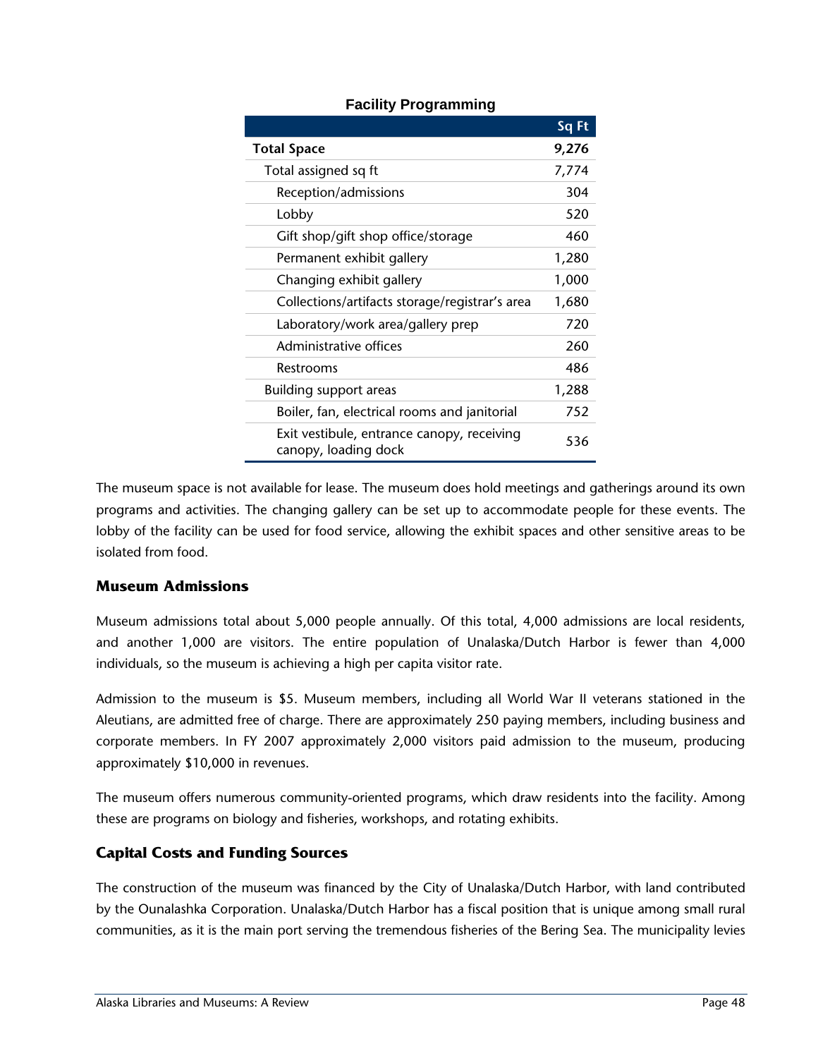**Facility Programming**

| | Sq Ft |
|---|---|
| **Total Space** | **9,276** |
| Total assigned sq ft | 7,774 |
| Reception/admissions | 304 |
| Lobby | 520 |
| Gift shop/gift shop office/storage | 460 |
| Permanent exhibit gallery | 1,280 |
| Changing exhibit gallery | 1,000 |
| Collections/artifacts storage/registrar's area | 1,680 |
| Laboratory/work area/gallery prep | 720 |
| Administrative offices | 260 |
| Restrooms | 486 |
| Building support areas | 1,288 |
| Boiler, fan, electrical rooms and janitorial | 752 |
| Exit vestibule, entrance canopy, receiving canopy, loading dock | 536 |

The museum space is not available for lease. The museum does hold meetings and gatherings around its own programs and activities. The changing gallery can be set up to accommodate people for these events. The lobby of the facility can be used for food service, allowing the exhibit spaces and other sensitive areas to be isolated from food.

### Museum Admissions

Museum admissions total about 5,000 people annually. Of this total, 4,000 admissions are local residents, and another 1,000 are visitors. The entire population of Unalaska/Dutch Harbor is fewer than 4,000 individuals, so the museum is achieving a high per capita visitor rate.

Admission to the museum is $5. Museum members, including all World War II veterans stationed in the Aleutians, are admitted free of charge. There are approximately 250 paying members, including business and corporate members. In FY 2007 approximately 2,000 visitors paid admission to the museum, producing approximately $10,000 in revenues.

The museum offers numerous community-oriented programs, which draw residents into the facility. Among these are programs on biology and fisheries, workshops, and rotating exhibits.

### Capital Costs and Funding Sources

The construction of the museum was financed by the City of Unalaska/Dutch Harbor, with land contributed by the Ounalashka Corporation. Unalaska/Dutch Harbor has a fiscal position that is unique among small rural communities, as it is the main port serving the tremendous fisheries of the Bering Sea. The municipality levies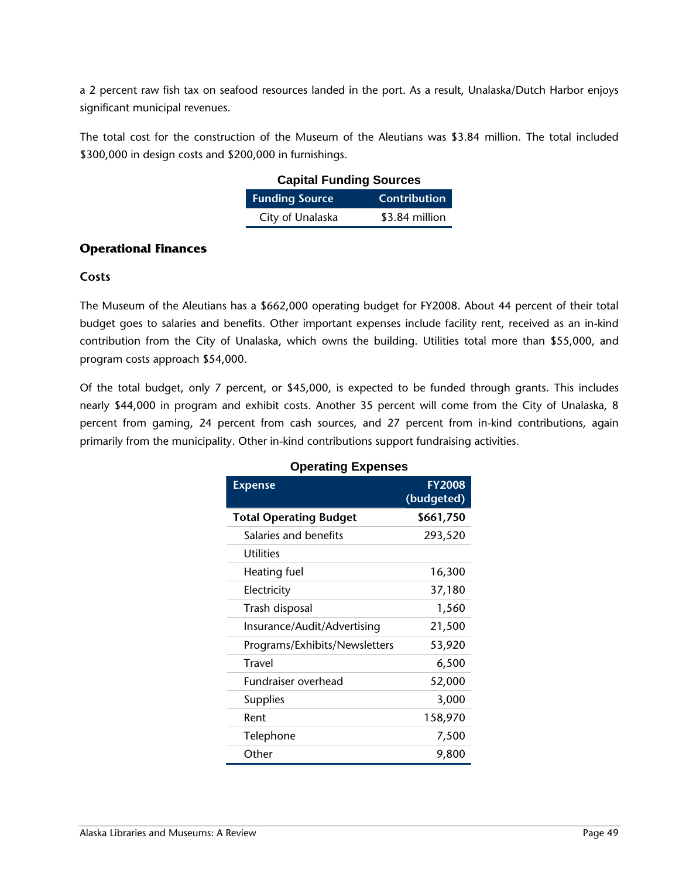a 2 percent raw fish tax on seafood resources landed in the port. As a result, Unalaska/Dutch Harbor enjoys significant municipal revenues.

The total cost for the construction of the Museum of the Aleutians was $3.84 million. The total included $300,000 in design costs and $200,000 in furnishings.

**Capital Funding Sources**

| Funding Source | Contribution |
|---|---|
| City of Unalaska | $3.84 million |

## Operational Finances

### Costs

The Museum of the Aleutians has a $662,000 operating budget for FY2008. About 44 percent of their total budget goes to salaries and benefits. Other important expenses include facility rent, received as an in-kind contribution from the City of Unalaska, which owns the building. Utilities total more than $55,000, and program costs approach $54,000.

Of the total budget, only 7 percent, or $45,000, is expected to be funded through grants. This includes nearly $44,000 in program and exhibit costs. Another 35 percent will come from the City of Unalaska, 8 percent from gaming, 24 percent from cash sources, and 27 percent from in-kind contributions, again primarily from the municipality. Other in-kind contributions support fundraising activities.

**Operating Expenses**

| Expense | FY2008 (budgeted) |
|---|---|
| **Total Operating Budget** | **$661,750** |
| Salaries and benefits | 293,520 |
| Utilities | |
| Heating fuel | 16,300 |
| Electricity | 37,180 |
| Trash disposal | 1,560 |
| Insurance/Audit/Advertising | 21,500 |
| Programs/Exhibits/Newsletters | 53,920 |
| Travel | 6,500 |
| Fundraiser overhead | 52,000 |
| Supplies | 3,000 |
| Rent | 158,970 |
| Telephone | 7,500 |
| Other | 9,800 |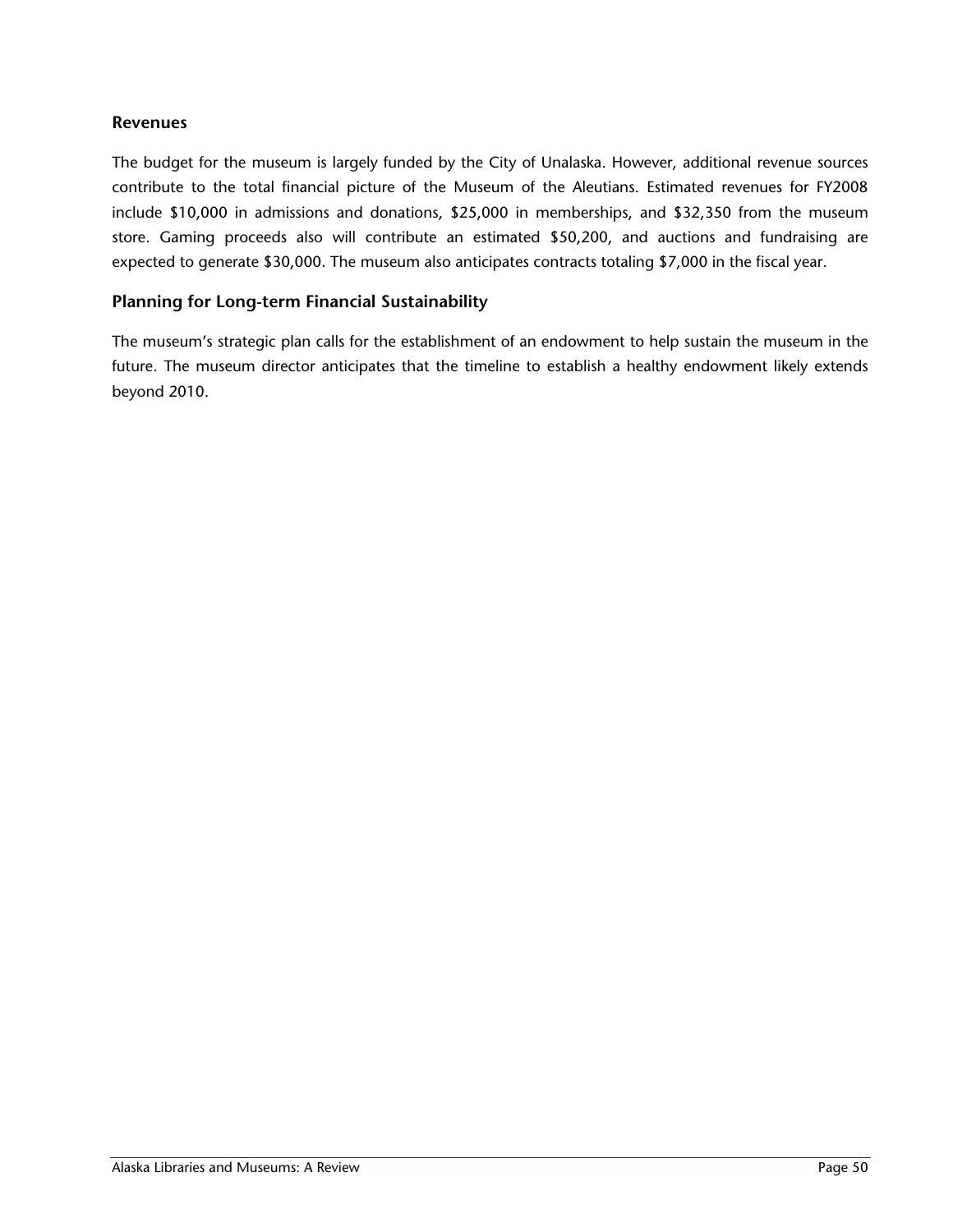### Revenues

The budget for the museum is largely funded by the City of Unalaska. However, additional revenue sources contribute to the total financial picture of the Museum of the Aleutians. Estimated revenues for FY2008 include $10,000 in admissions and donations, $25,000 in memberships, and $32,350 from the museum store. Gaming proceeds also will contribute an estimated $50,200, and auctions and fundraising are expected to generate $30,000. The museum also anticipates contracts totaling $7,000 in the fiscal year.

### Planning for Long-term Financial Sustainability

The museum's strategic plan calls for the establishment of an endowment to help sustain the museum in the future. The museum director anticipates that the timeline to establish a healthy endowment likely extends beyond 2010.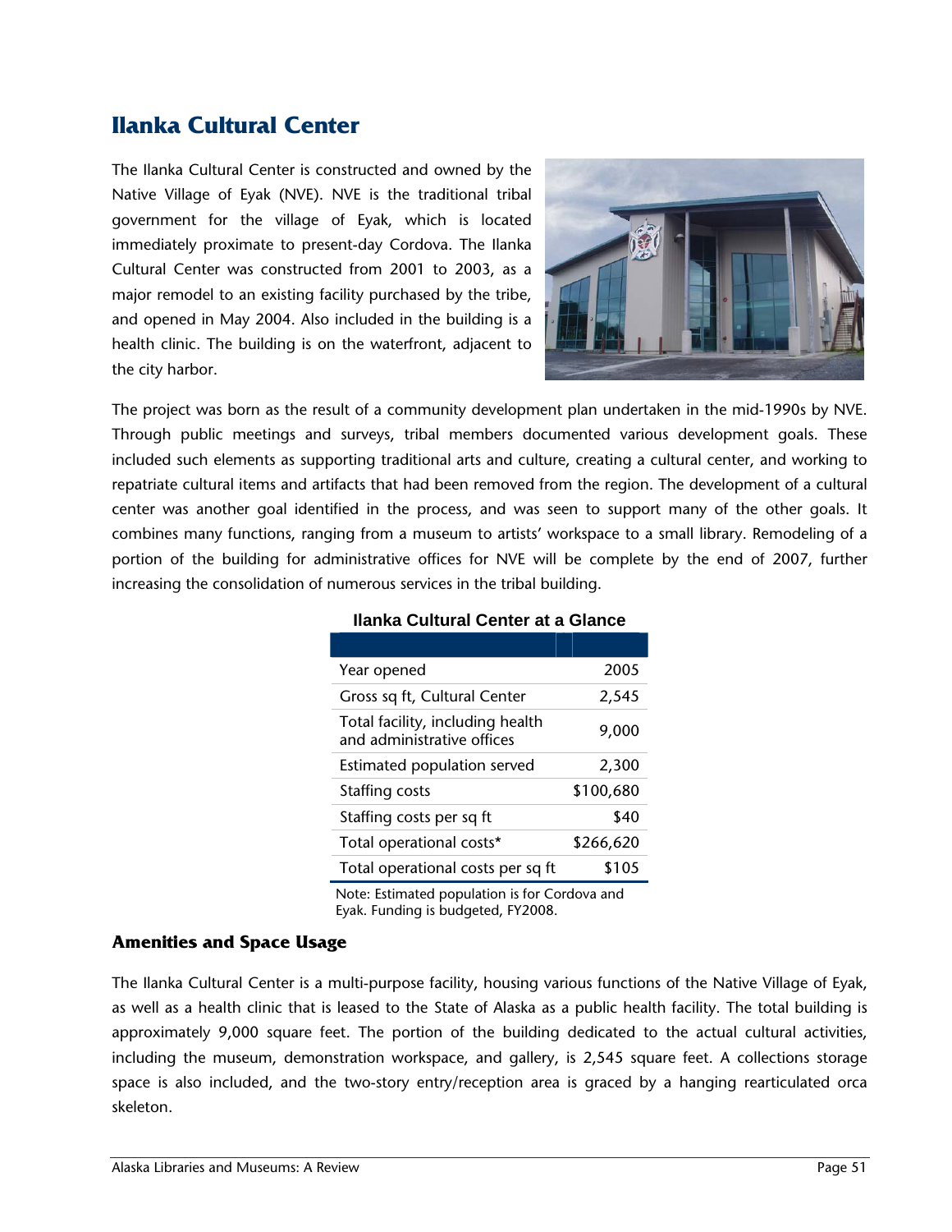# Ilanka Cultural Center

The Ilanka Cultural Center is constructed and owned by the Native Village of Eyak (NVE). NVE is the traditional tribal government for the village of Eyak, which is located immediately proximate to present-day Cordova. The Ilanka Cultural Center was constructed from 2001 to 2003, as a major remodel to an existing facility purchased by the tribe, and opened in May 2004. Also included in the building is a health clinic. The building is on the waterfront, adjacent to the city harbor.

The project was born as the result of a community development plan undertaken in the mid-1990s by NVE. Through public meetings and surveys, tribal members documented various development goals. These included such elements as supporting traditional arts and culture, creating a cultural center, and working to repatriate cultural items and artifacts that had been removed from the region. The development of a cultural center was another goal identified in the process, and was seen to support many of the other goals. It combines many functions, ranging from a museum to artists' workspace to a small library. Remodeling of a portion of the building for administrative offices for NVE will be complete by the end of 2007, further increasing the consolidation of numerous services in the tribal building.

**Ilanka Cultural Center at a Glance**

| | |
|---|---:|
| Year opened | 2005 |
| Gross sq ft, Cultural Center | 2,545 |
| Total facility, including health and administrative offices | 9,000 |
| Estimated population served | 2,300 |
| Staffing costs | $100,680 |
| Staffing costs per sq ft | $40 |
| Total operational costs* | $266,620 |
| Total operational costs per sq ft | $105 |

Note: Estimated population is for Cordova and Eyak. Funding is budgeted, FY2008.

### Amenities and Space Usage

The Ilanka Cultural Center is a multi-purpose facility, housing various functions of the Native Village of Eyak, as well as a health clinic that is leased to the State of Alaska as a public health facility. The total building is approximately 9,000 square feet. The portion of the building dedicated to the actual cultural activities, including the museum, demonstration workspace, and gallery, is 2,545 square feet. A collections storage space is also included, and the two-story entry/reception area is graced by a hanging rearticulated orca skeleton.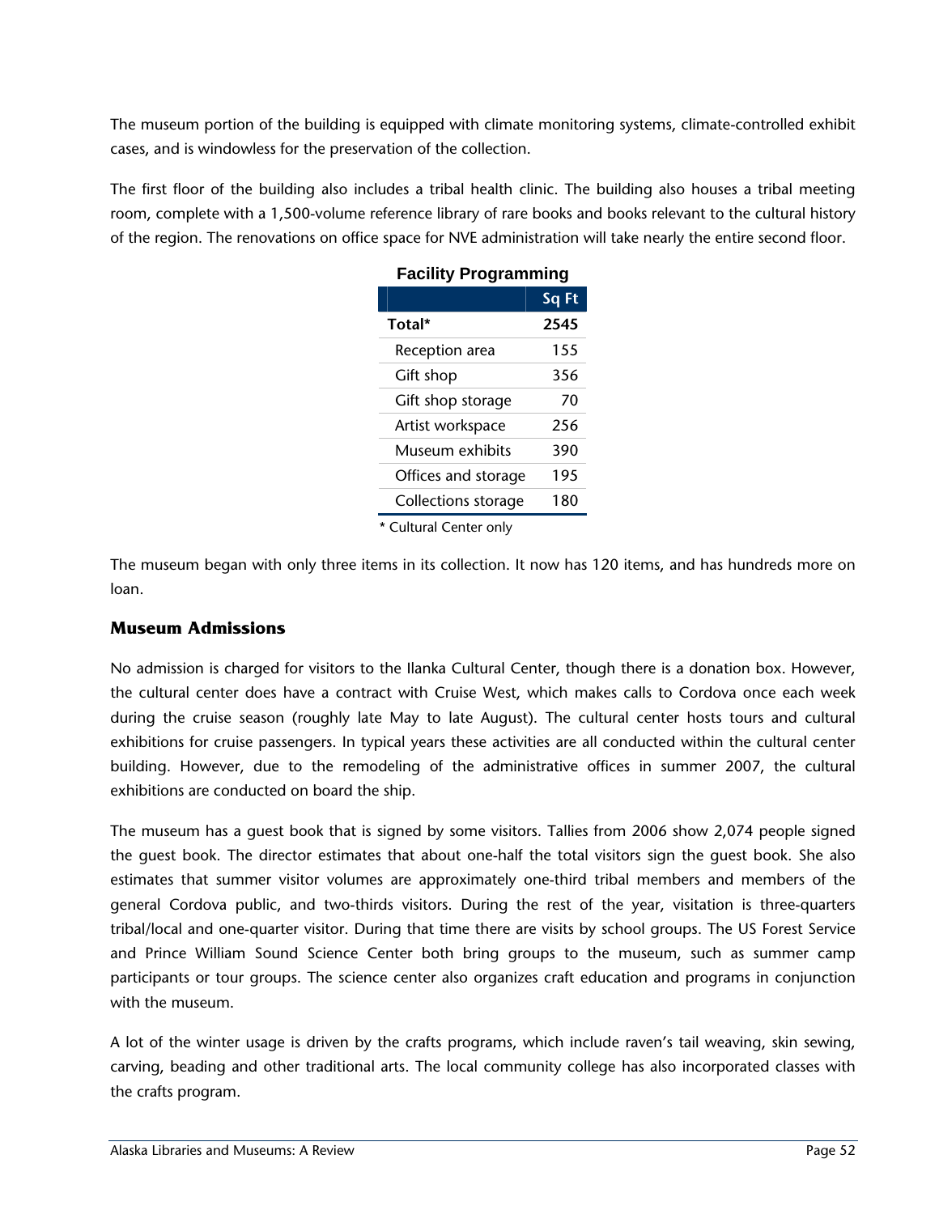The museum portion of the building is equipped with climate monitoring systems, climate-controlled exhibit cases, and is windowless for the preservation of the collection.

The first floor of the building also includes a tribal health clinic. The building also houses a tribal meeting room, complete with a 1,500-volume reference library of rare books and books relevant to the cultural history of the region. The renovations on office space for NVE administration will take nearly the entire second floor.

**Facility Programming**

| | Sq Ft |
|---|---|
| **Total*** | **2545** |
| Reception area | 155 |
| Gift shop | 356 |
| Gift shop storage | 70 |
| Artist workspace | 256 |
| Museum exhibits | 390 |
| Offices and storage | 195 |
| Collections storage | 180 |

* Cultural Center only

The museum began with only three items in its collection. It now has 120 items, and has hundreds more on loan.

### Museum Admissions

No admission is charged for visitors to the Ilanka Cultural Center, though there is a donation box. However, the cultural center does have a contract with Cruise West, which makes calls to Cordova once each week during the cruise season (roughly late May to late August). The cultural center hosts tours and cultural exhibitions for cruise passengers. In typical years these activities are all conducted within the cultural center building. However, due to the remodeling of the administrative offices in summer 2007, the cultural exhibitions are conducted on board the ship.

The museum has a guest book that is signed by some visitors. Tallies from 2006 show 2,074 people signed the guest book. The director estimates that about one-half the total visitors sign the guest book. She also estimates that summer visitor volumes are approximately one-third tribal members and members of the general Cordova public, and two-thirds visitors. During the rest of the year, visitation is three-quarters tribal/local and one-quarter visitor. During that time there are visits by school groups. The US Forest Service and Prince William Sound Science Center both bring groups to the museum, such as summer camp participants or tour groups. The science center also organizes craft education and programs in conjunction with the museum.

A lot of the winter usage is driven by the crafts programs, which include raven's tail weaving, skin sewing, carving, beading and other traditional arts. The local community college has also incorporated classes with the crafts program.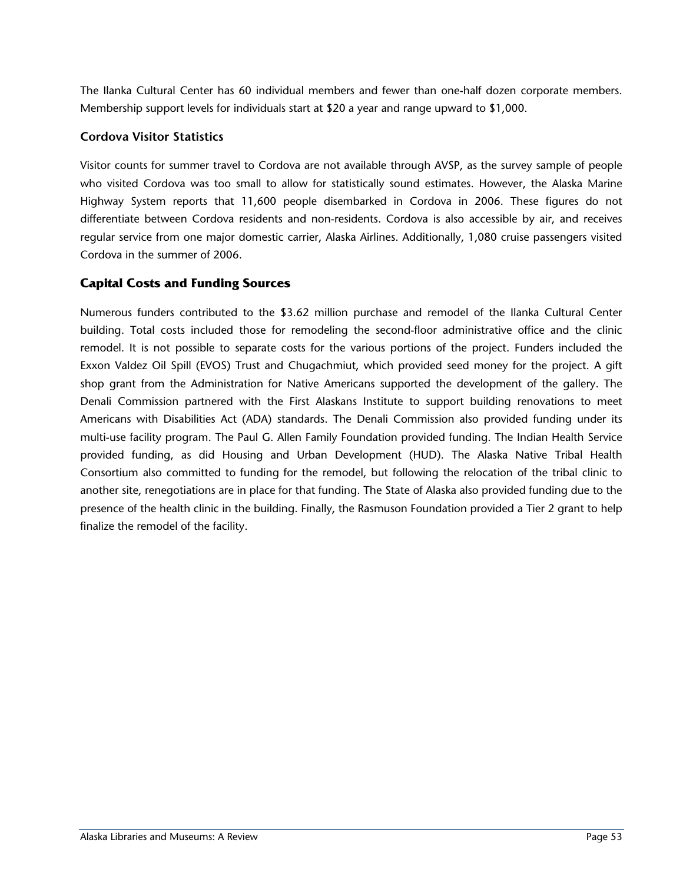The Ilanka Cultural Center has 60 individual members and fewer than one-half dozen corporate members. Membership support levels for individuals start at $20 a year and range upward to $1,000.

### Cordova Visitor Statistics

Visitor counts for summer travel to Cordova are not available through AVSP, as the survey sample of people who visited Cordova was too small to allow for statistically sound estimates. However, the Alaska Marine Highway System reports that 11,600 people disembarked in Cordova in 2006. These figures do not differentiate between Cordova residents and non-residents. Cordova is also accessible by air, and receives regular service from one major domestic carrier, Alaska Airlines. Additionally, 1,080 cruise passengers visited Cordova in the summer of 2006.

## Capital Costs and Funding Sources

Numerous funders contributed to the $3.62 million purchase and remodel of the Ilanka Cultural Center building. Total costs included those for remodeling the second-floor administrative office and the clinic remodel. It is not possible to separate costs for the various portions of the project. Funders included the Exxon Valdez Oil Spill (EVOS) Trust and Chugachmiut, which provided seed money for the project. A gift shop grant from the Administration for Native Americans supported the development of the gallery. The Denali Commission partnered with the First Alaskans Institute to support building renovations to meet Americans with Disabilities Act (ADA) standards. The Denali Commission also provided funding under its multi-use facility program. The Paul G. Allen Family Foundation provided funding. The Indian Health Service provided funding, as did Housing and Urban Development (HUD). The Alaska Native Tribal Health Consortium also committed to funding for the remodel, but following the relocation of the tribal clinic to another site, renegotiations are in place for that funding. The State of Alaska also provided funding due to the presence of the health clinic in the building. Finally, the Rasmuson Foundation provided a Tier 2 grant to help finalize the remodel of the facility.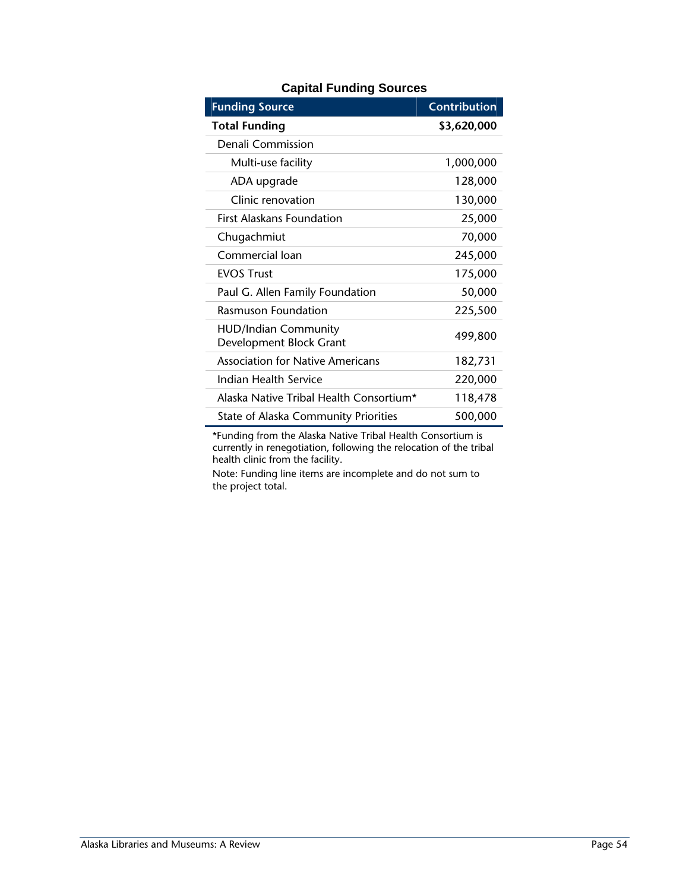**Capital Funding Sources**

| Funding Source | Contribution |
|---|---|
| **Total Funding** | **$3,620,000** |
| Denali Commission | |
| Multi-use facility | 1,000,000 |
| ADA upgrade | 128,000 |
| Clinic renovation | 130,000 |
| First Alaskans Foundation | 25,000 |
| Chugachmiut | 70,000 |
| Commercial loan | 245,000 |
| EVOS Trust | 175,000 |
| Paul G. Allen Family Foundation | 50,000 |
| Rasmuson Foundation | 225,500 |
| HUD/Indian Community Development Block Grant | 499,800 |
| Association for Native Americans | 182,731 |
| Indian Health Service | 220,000 |
| Alaska Native Tribal Health Consortium* | 118,478 |
| State of Alaska Community Priorities | 500,000 |

*Funding from the Alaska Native Tribal Health Consortium is currently in renegotiation, following the relocation of the tribal health clinic from the facility.

Note: Funding line items are incomplete and do not sum to the project total.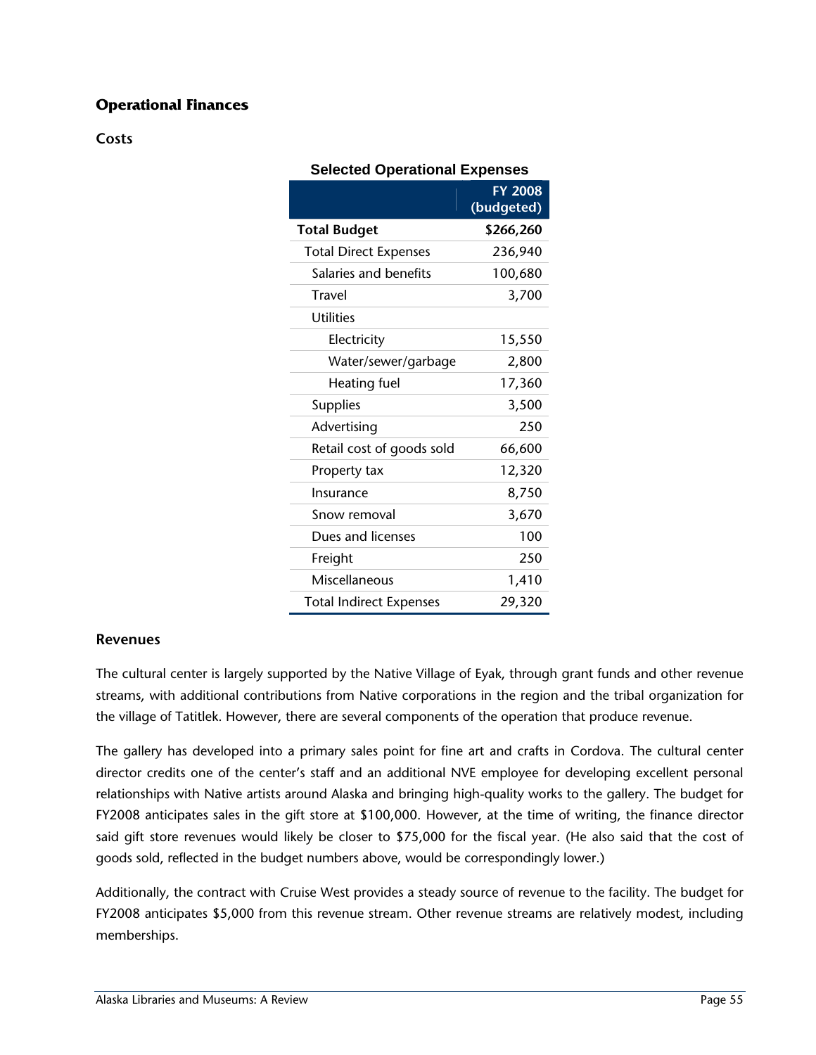## Operational Finances

### Costs

**Selected Operational Expenses**

| | FY 2008 (budgeted) |
|---|---|
| **Total Budget** | **$266,260** |
| Total Direct Expenses | 236,940 |
| Salaries and benefits | 100,680 |
| Travel | 3,700 |
| Utilities | |
| Electricity | 15,550 |
| Water/sewer/garbage | 2,800 |
| Heating fuel | 17,360 |
| Supplies | 3,500 |
| Advertising | 250 |
| Retail cost of goods sold | 66,600 |
| Property tax | 12,320 |
| Insurance | 8,750 |
| Snow removal | 3,670 |
| Dues and licenses | 100 |
| Freight | 250 |
| Miscellaneous | 1,410 |
| Total Indirect Expenses | 29,320 |

### Revenues

The cultural center is largely supported by the Native Village of Eyak, through grant funds and other revenue streams, with additional contributions from Native corporations in the region and the tribal organization for the village of Tatitlek. However, there are several components of the operation that produce revenue.

The gallery has developed into a primary sales point for fine art and crafts in Cordova. The cultural center director credits one of the center's staff and an additional NVE employee for developing excellent personal relationships with Native artists around Alaska and bringing high-quality works to the gallery. The budget for FY2008 anticipates sales in the gift store at $100,000. However, at the time of writing, the finance director said gift store revenues would likely be closer to $75,000 for the fiscal year. (He also said that the cost of goods sold, reflected in the budget numbers above, would be correspondingly lower.)

Additionally, the contract with Cruise West provides a steady source of revenue to the facility. The budget for FY2008 anticipates $5,000 from this revenue stream. Other revenue streams are relatively modest, including memberships.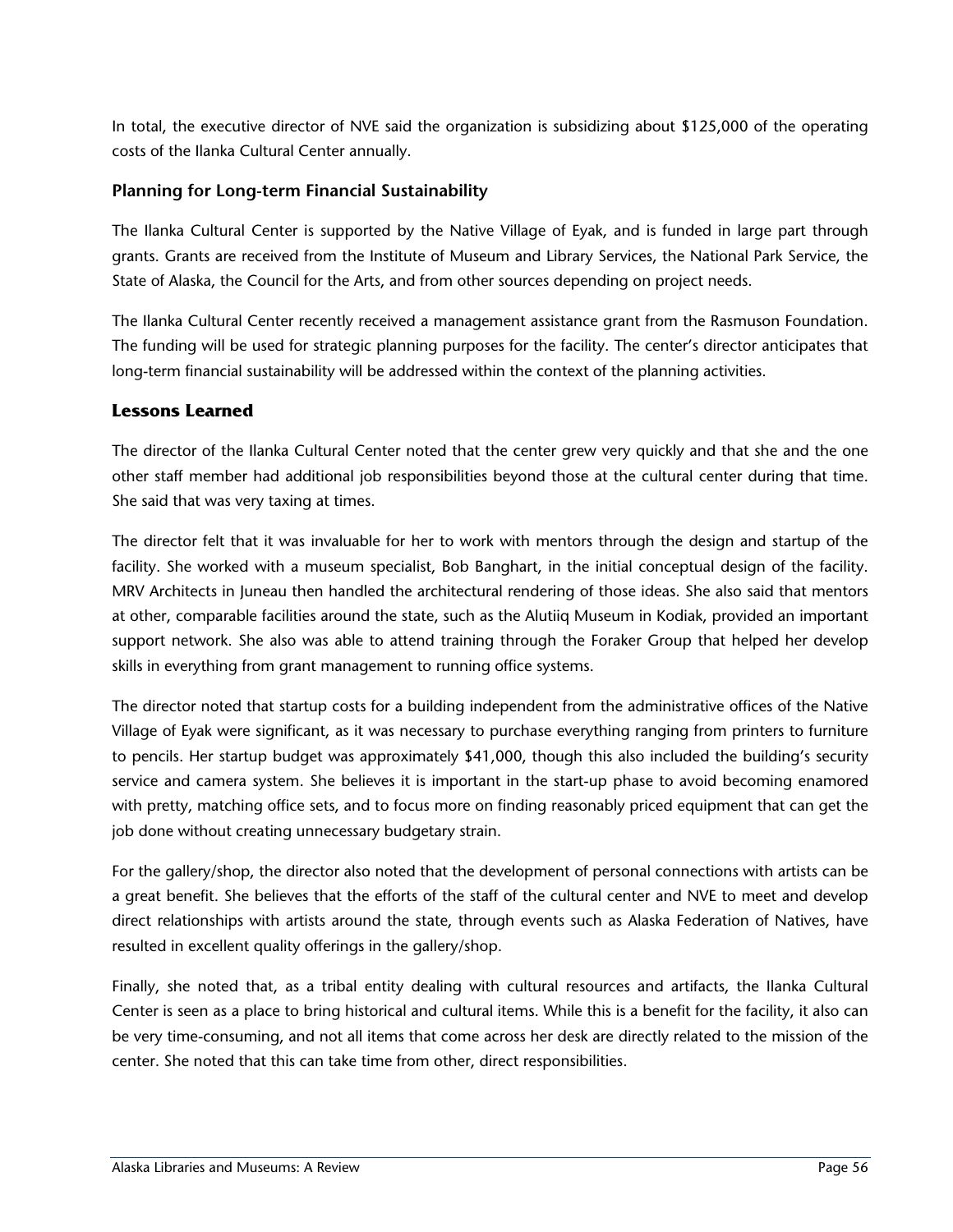In total, the executive director of NVE said the organization is subsidizing about $125,000 of the operating costs of the Ilanka Cultural Center annually.

### Planning for Long-term Financial Sustainability

The Ilanka Cultural Center is supported by the Native Village of Eyak, and is funded in large part through grants. Grants are received from the Institute of Museum and Library Services, the National Park Service, the State of Alaska, the Council for the Arts, and from other sources depending on project needs.

The Ilanka Cultural Center recently received a management assistance grant from the Rasmuson Foundation. The funding will be used for strategic planning purposes for the facility. The center's director anticipates that long-term financial sustainability will be addressed within the context of the planning activities.

## Lessons Learned

The director of the Ilanka Cultural Center noted that the center grew very quickly and that she and the one other staff member had additional job responsibilities beyond those at the cultural center during that time. She said that was very taxing at times.

The director felt that it was invaluable for her to work with mentors through the design and startup of the facility. She worked with a museum specialist, Bob Banghart, in the initial conceptual design of the facility. MRV Architects in Juneau then handled the architectural rendering of those ideas. She also said that mentors at other, comparable facilities around the state, such as the Alutiiq Museum in Kodiak, provided an important support network. She also was able to attend training through the Foraker Group that helped her develop skills in everything from grant management to running office systems.

The director noted that startup costs for a building independent from the administrative offices of the Native Village of Eyak were significant, as it was necessary to purchase everything ranging from printers to furniture to pencils. Her startup budget was approximately $41,000, though this also included the building's security service and camera system. She believes it is important in the start-up phase to avoid becoming enamored with pretty, matching office sets, and to focus more on finding reasonably priced equipment that can get the job done without creating unnecessary budgetary strain.

For the gallery/shop, the director also noted that the development of personal connections with artists can be a great benefit. She believes that the efforts of the staff of the cultural center and NVE to meet and develop direct relationships with artists around the state, through events such as Alaska Federation of Natives, have resulted in excellent quality offerings in the gallery/shop.

Finally, she noted that, as a tribal entity dealing with cultural resources and artifacts, the Ilanka Cultural Center is seen as a place to bring historical and cultural items. While this is a benefit for the facility, it also can be very time-consuming, and not all items that come across her desk are directly related to the mission of the center. She noted that this can take time from other, direct responsibilities.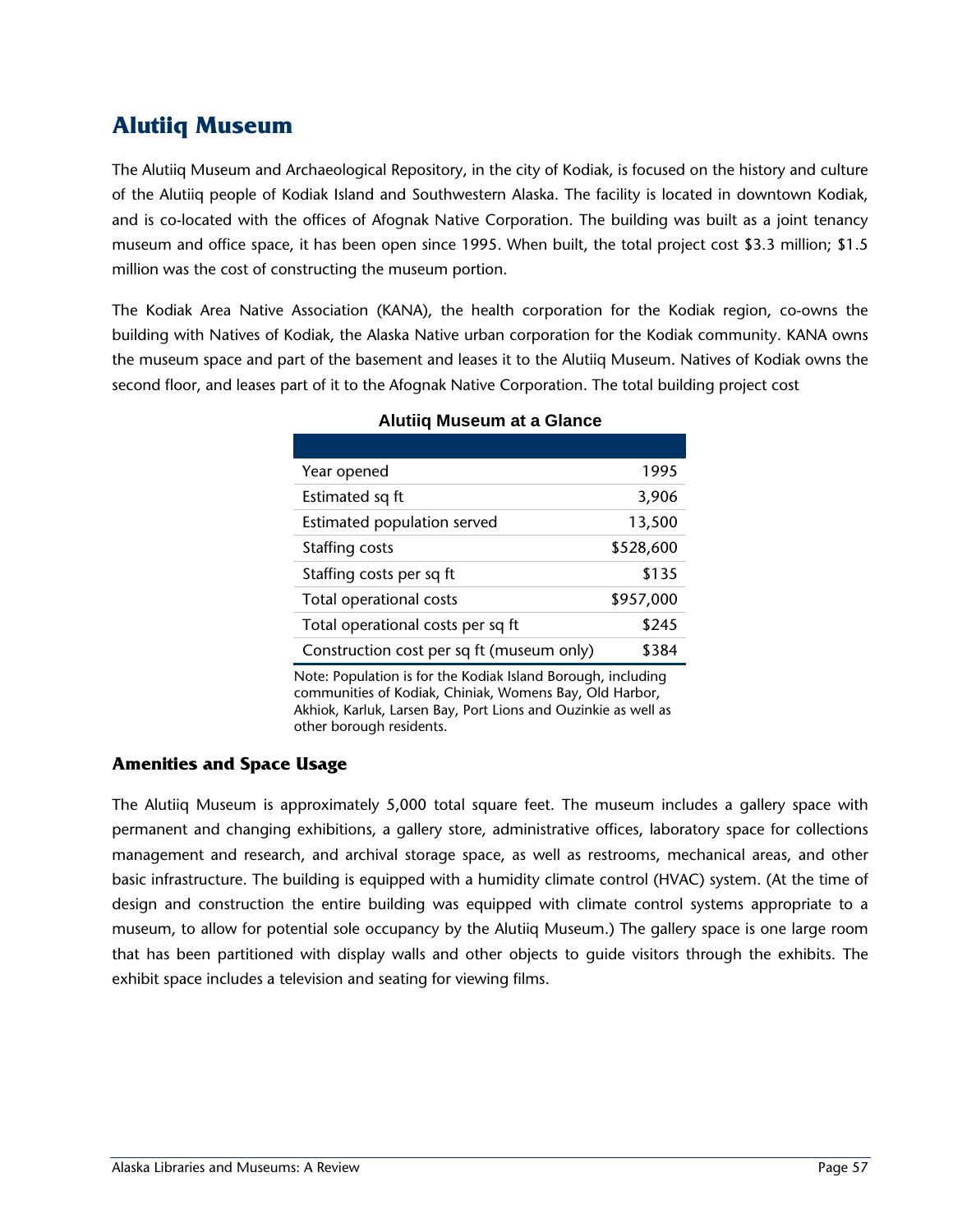# Alutiiq Museum

The Alutiiq Museum and Archaeological Repository, in the city of Kodiak, is focused on the history and culture of the Alutiiq people of Kodiak Island and Southwestern Alaska. The facility is located in downtown Kodiak, and is co-located with the offices of Afognak Native Corporation. The building was built as a joint tenancy museum and office space, it has been open since 1995. When built, the total project cost $3.3 million; $1.5 million was the cost of constructing the museum portion.

The Kodiak Area Native Association (KANA), the health corporation for the Kodiak region, co-owns the building with Natives of Kodiak, the Alaska Native urban corporation for the Kodiak community. KANA owns the museum space and part of the basement and leases it to the Alutiiq Museum. Natives of Kodiak owns the second floor, and leases part of it to the Afognak Native Corporation. The total building project cost

**Alutiiq Museum at a Glance**

| | |
|---|---|
| Year opened | 1995 |
| Estimated sq ft | 3,906 |
| Estimated population served | 13,500 |
| Staffing costs | $528,600 |
| Staffing costs per sq ft | $135 |
| Total operational costs | $957,000 |
| Total operational costs per sq ft | $245 |
| Construction cost per sq ft (museum only) | $384 |

Note: Population is for the Kodiak Island Borough, including communities of Kodiak, Chiniak, Womens Bay, Old Harbor, Akhiok, Karluk, Larsen Bay, Port Lions and Ouzinkie as well as other borough residents.

## Amenities and Space Usage

The Alutiiq Museum is approximately 5,000 total square feet. The museum includes a gallery space with permanent and changing exhibitions, a gallery store, administrative offices, laboratory space for collections management and research, and archival storage space, as well as restrooms, mechanical areas, and other basic infrastructure. The building is equipped with a humidity climate control (HVAC) system. (At the time of design and construction the entire building was equipped with climate control systems appropriate to a museum, to allow for potential sole occupancy by the Alutiiq Museum.) The gallery space is one large room that has been partitioned with display walls and other objects to guide visitors through the exhibits. The exhibit space includes a television and seating for viewing films.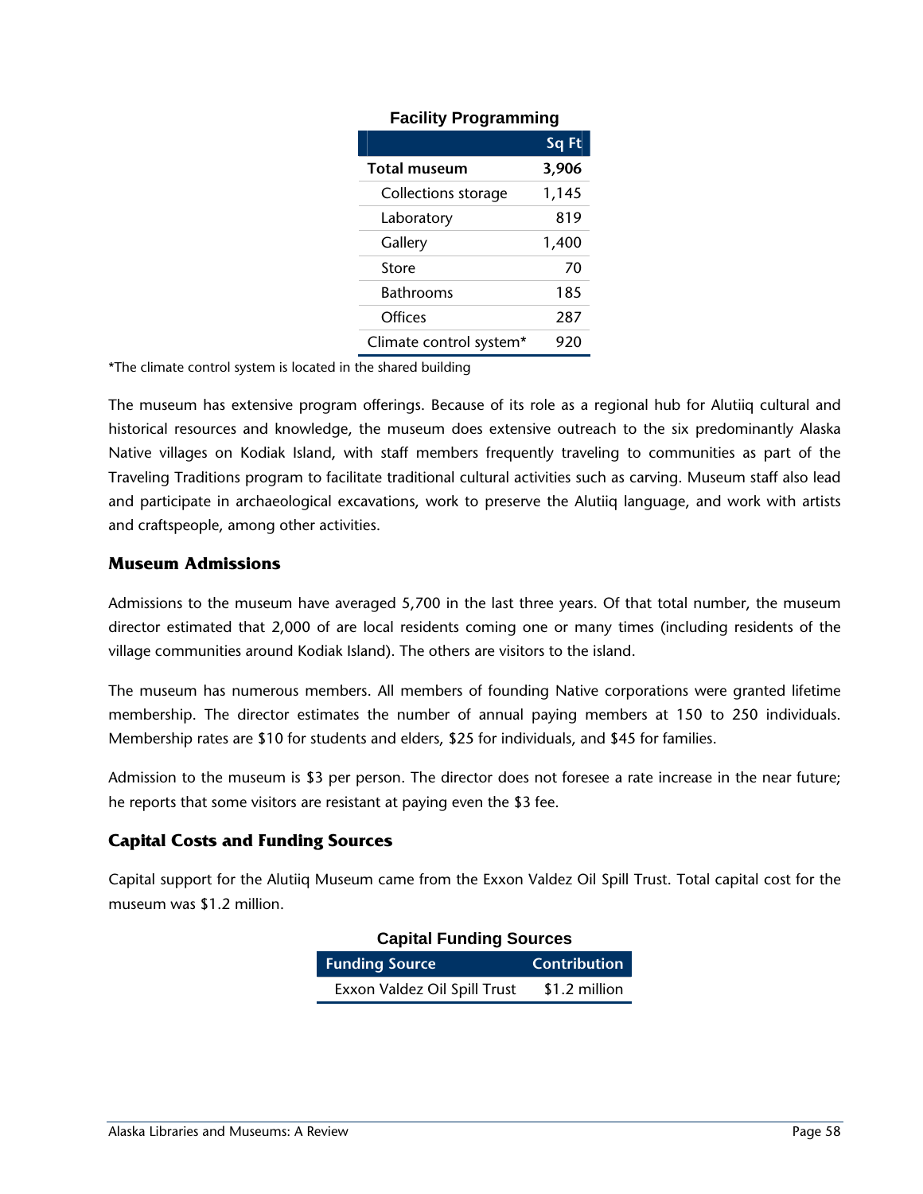**Facility Programming**

| | Sq Ft |
|---|---|
| **Total museum** | **3,906** |
| Collections storage | 1,145 |
| Laboratory | 819 |
| Gallery | 1,400 |
| Store | 70 |
| Bathrooms | 185 |
| Offices | 287 |
| Climate control system* | 920 |

*The climate control system is located in the shared building

The museum has extensive program offerings. Because of its role as a regional hub for Alutiiq cultural and historical resources and knowledge, the museum does extensive outreach to the six predominantly Alaska Native villages on Kodiak Island, with staff members frequently traveling to communities as part of the Traveling Traditions program to facilitate traditional cultural activities such as carving. Museum staff also lead and participate in archaeological excavations, work to preserve the Alutiiq language, and work with artists and craftspeople, among other activities.

### Museum Admissions

Admissions to the museum have averaged 5,700 in the last three years. Of that total number, the museum director estimated that 2,000 of are local residents coming one or many times (including residents of the village communities around Kodiak Island). The others are visitors to the island.

The museum has numerous members. All members of founding Native corporations were granted lifetime membership. The director estimates the number of annual paying members at 150 to 250 individuals. Membership rates are $10 for students and elders, $25 for individuals, and $45 for families.

Admission to the museum is $3 per person. The director does not foresee a rate increase in the near future; he reports that some visitors are resistant at paying even the $3 fee.

### Capital Costs and Funding Sources

Capital support for the Alutiiq Museum came from the Exxon Valdez Oil Spill Trust. Total capital cost for the museum was $1.2 million.

**Capital Funding Sources**

| Funding Source | Contribution |
|---|---|
| Exxon Valdez Oil Spill Trust | $1.2 million |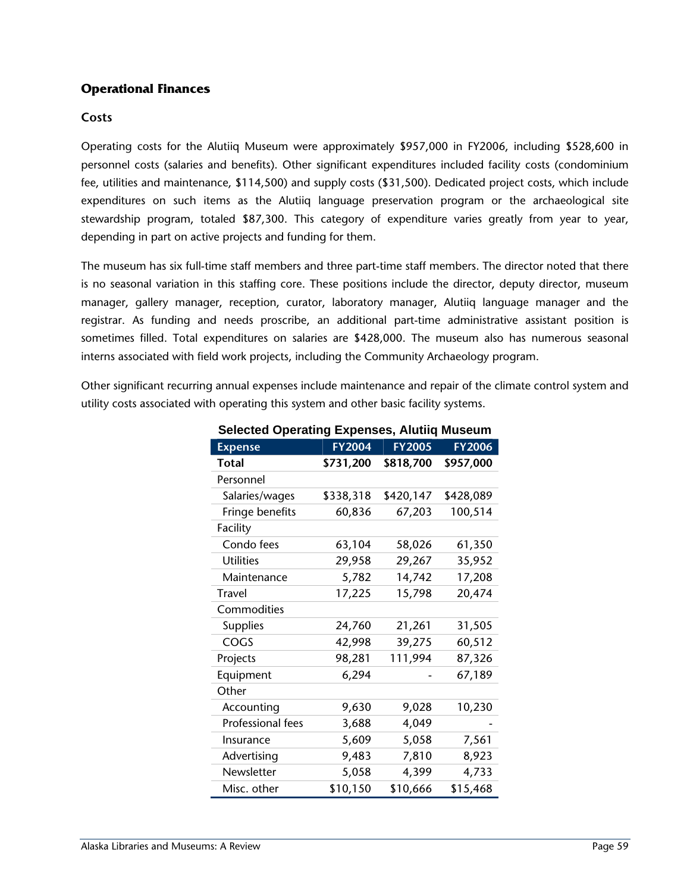## Operational Finances

### Costs

Operating costs for the Alutiiq Museum were approximately $957,000 in FY2006, including $528,600 in personnel costs (salaries and benefits). Other significant expenditures included facility costs (condominium fee, utilities and maintenance, $114,500) and supply costs ($31,500). Dedicated project costs, which include expenditures on such items as the Alutiiq language preservation program or the archaeological site stewardship program, totaled $87,300. This category of expenditure varies greatly from year to year, depending in part on active projects and funding for them.

The museum has six full-time staff members and three part-time staff members. The director noted that there is no seasonal variation in this staffing core. These positions include the director, deputy director, museum manager, gallery manager, reception, curator, laboratory manager, Alutiiq language manager and the registrar. As funding and needs proscribe, an additional part-time administrative assistant position is sometimes filled. Total expenditures on salaries are $428,000. The museum also has numerous seasonal interns associated with field work projects, including the Community Archaeology program.

Other significant recurring annual expenses include maintenance and repair of the climate control system and utility costs associated with operating this system and other basic facility systems.

**Selected Operating Expenses, Alutiiq Museum**

| Expense | FY2004 | FY2005 | FY2006 |
|---|---|---|---|
| **Total** | **$731,200** | **$818,700** | **$957,000** |
| Personnel | | | |
| Salaries/wages | $338,318 | $420,147 | $428,089 |
| Fringe benefits | 60,836 | 67,203 | 100,514 |
| Facility | | | |
| Condo fees | 63,104 | 58,026 | 61,350 |
| Utilities | 29,958 | 29,267 | 35,952 |
| Maintenance | 5,782 | 14,742 | 17,208 |
| Travel | 17,225 | 15,798 | 20,474 |
| Commodities | | | |
| Supplies | 24,760 | 21,261 | 31,505 |
| COGS | 42,998 | 39,275 | 60,512 |
| Projects | 98,281 | 111,994 | 87,326 |
| Equipment | 6,294 | - | 67,189 |
| Other | | | |
| Accounting | 9,630 | 9,028 | 10,230 |
| Professional fees | 3,688 | 4,049 | - |
| Insurance | 5,609 | 5,058 | 7,561 |
| Advertising | 9,483 | 7,810 | 8,923 |
| Newsletter | 5,058 | 4,399 | 4,733 |
| Misc. other | $10,150 | $10,666 | $15,468 |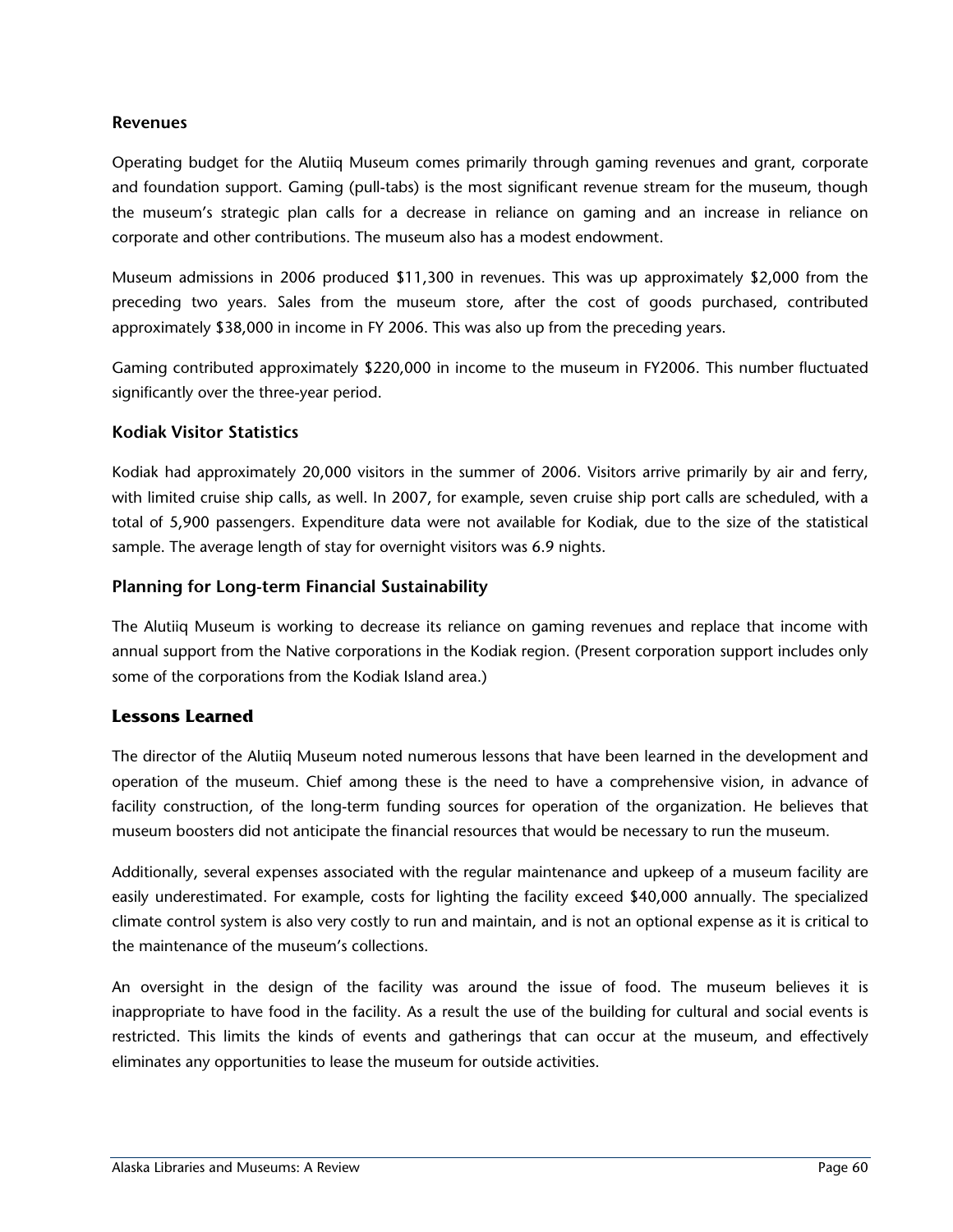### Revenues

Operating budget for the Alutiiq Museum comes primarily through gaming revenues and grant, corporate and foundation support. Gaming (pull-tabs) is the most significant revenue stream for the museum, though the museum's strategic plan calls for a decrease in reliance on gaming and an increase in reliance on corporate and other contributions. The museum also has a modest endowment.

Museum admissions in 2006 produced $11,300 in revenues. This was up approximately $2,000 from the preceding two years. Sales from the museum store, after the cost of goods purchased, contributed approximately $38,000 in income in FY 2006. This was also up from the preceding years.

Gaming contributed approximately $220,000 in income to the museum in FY2006. This number fluctuated significantly over the three-year period.

### Kodiak Visitor Statistics

Kodiak had approximately 20,000 visitors in the summer of 2006. Visitors arrive primarily by air and ferry, with limited cruise ship calls, as well. In 2007, for example, seven cruise ship port calls are scheduled, with a total of 5,900 passengers. Expenditure data were not available for Kodiak, due to the size of the statistical sample. The average length of stay for overnight visitors was 6.9 nights.

### Planning for Long-term Financial Sustainability

The Alutiiq Museum is working to decrease its reliance on gaming revenues and replace that income with annual support from the Native corporations in the Kodiak region. (Present corporation support includes only some of the corporations from the Kodiak Island area.)

## Lessons Learned

The director of the Alutiiq Museum noted numerous lessons that have been learned in the development and operation of the museum. Chief among these is the need to have a comprehensive vision, in advance of facility construction, of the long-term funding sources for operation of the organization. He believes that museum boosters did not anticipate the financial resources that would be necessary to run the museum.

Additionally, several expenses associated with the regular maintenance and upkeep of a museum facility are easily underestimated. For example, costs for lighting the facility exceed $40,000 annually. The specialized climate control system is also very costly to run and maintain, and is not an optional expense as it is critical to the maintenance of the museum's collections.

An oversight in the design of the facility was around the issue of food. The museum believes it is inappropriate to have food in the facility. As a result the use of the building for cultural and social events is restricted. This limits the kinds of events and gatherings that can occur at the museum, and effectively eliminates any opportunities to lease the museum for outside activities.